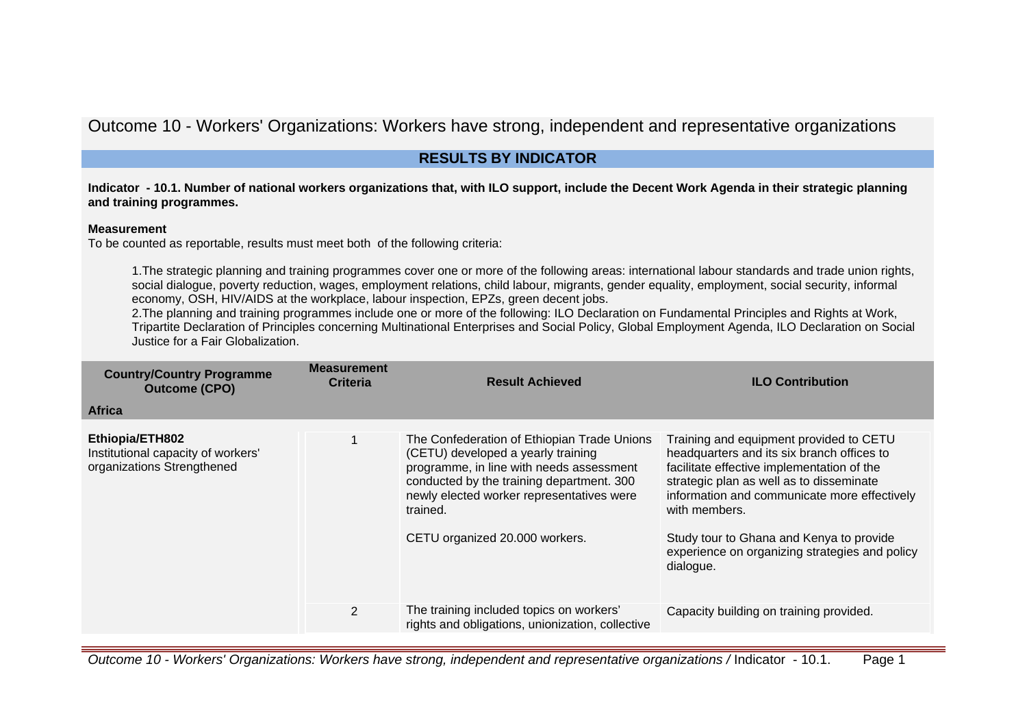# Outcome 10 - Workers' Organizations: Workers have strong, independent and representative organizations

## RESULTS BY INDICATOR

**Indicator - 10.1. Number of national workers organizations that, with ILO support, include the Decent Work Agenda in their strategic planning and training programmes.**

**Measurement**

To be counted as reportable, results must meet both of the following criteria:

1. The strategic planning and training programmes cover one or more of the following areas: international labour standards and trade union rights, social dialogue, poverty reduction, wages, employment relations, child labour, migrants, gender equality, employment, social security, informal economy, OSH, HIV/AIDS at the workplace, labour inspection, EPZs, green decent jobs.
2. The planning and training programmes include one or more of the following: ILO Declaration on Fundamental Principles and Rights at Work, Tripartite Declaration of Principles concerning Multinational Enterprises and Social Policy, Global Employment Agenda, ILO Declaration on Social Justice for a Fair Globalization.

| Country/Country Programme Outcome (CPO) | Measurement Criteria | Result Achieved | ILO Contribution |
|---|---|---|---|
| **Africa** | | | |
| **Ethiopia/ETH802**<br>Institutional capacity of workers' organizations Strengthened | 1 | The Confederation of Ethiopian Trade Unions (CETU) developed a yearly training programme, in line with needs assessment conducted by the training department. 300 newly elected worker representatives were trained.<br><br>CETU organized 20.000 workers. | Training and equipment provided to CETU headquarters and its six branch offices to facilitate effective implementation of the strategic plan as well as to disseminate information and communicate more effectively with members.<br><br>Study tour to Ghana and Kenya to provide experience on organizing strategies and policy dialogue. |
| | 2 | The training included topics on workers' rights and obligations, unionization, collective | Capacity building on training provided. |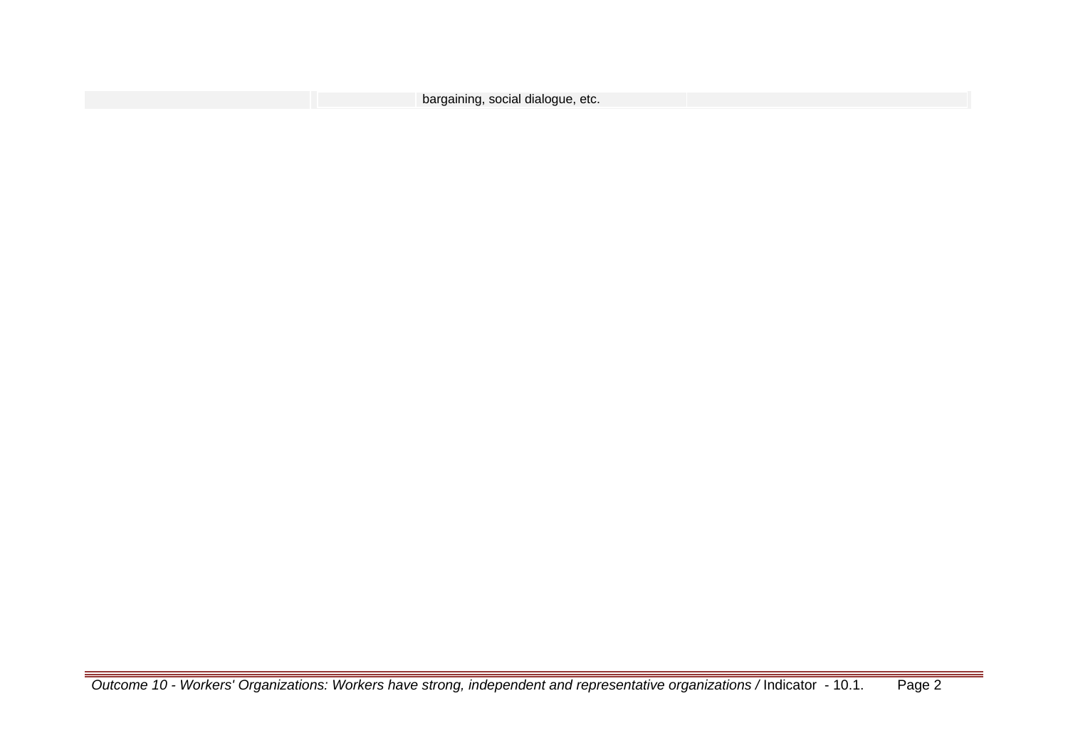| | | | |
|---|---|---|---|
| | | bargaining, social dialogue, etc. | |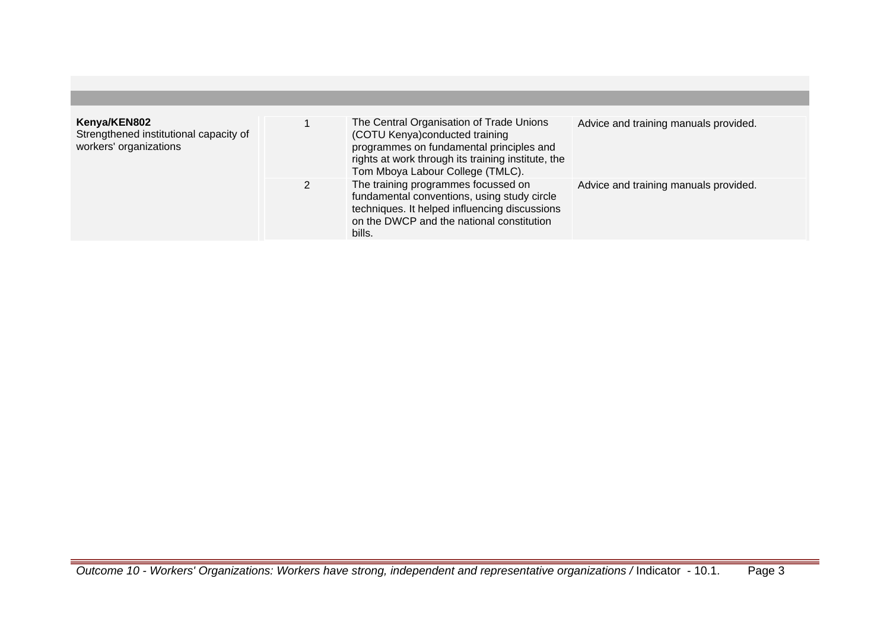| | | | |
|---|---|---|---|
| **Kenya/KEN802**<br>Strengthened institutional capacity of workers' organizations | 1 | The Central Organisation of Trade Unions (COTU Kenya)conducted training programmes on fundamental principles and rights at work through its training institute, the Tom Mboya Labour College (TMLC). | Advice and training manuals provided. |
| | 2 | The training programmes focussed on fundamental conventions, using study circle techniques. It helped influencing discussions on the DWCP and the national constitution bills. | Advice and training manuals provided. |

*Outcome 10 - Workers' Organizations: Workers have strong, independent and representative organizations /* Indicator - 10.1.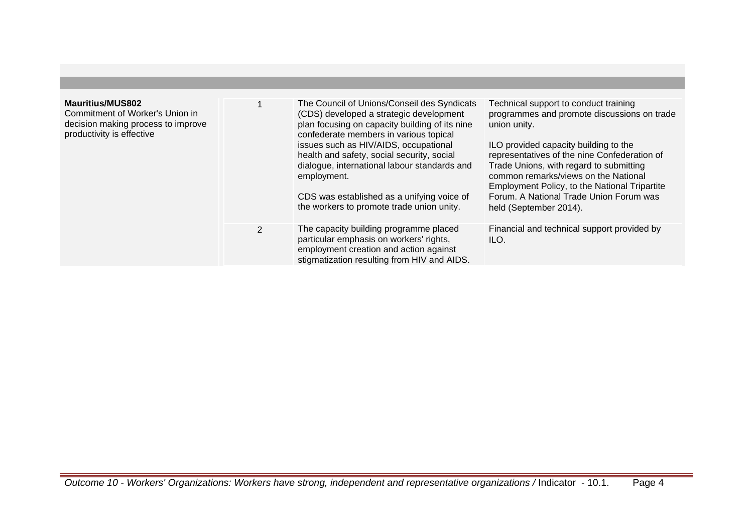| | | | |
|---|---|---|---|
| **Mauritius/MUS802**<br>Commitment of Worker's Union in decision making process to improve productivity is effective | 1 | The Council of Unions/Conseil des Syndicats (CDS) developed a strategic development plan focusing on capacity building of its nine confederate members in various topical issues such as HIV/AIDS, occupational health and safety, social security, social dialogue, international labour standards and employment.<br><br>CDS was established as a unifying voice of the workers to promote trade union unity. | Technical support to conduct training programmes and promote discussions on trade union unity.<br><br>ILO provided capacity building to the representatives of the nine Confederation of Trade Unions, with regard to submitting common remarks/views on the National Employment Policy, to the National Tripartite Forum. A National Trade Union Forum was held (September 2014). |
| | 2 | The capacity building programme placed particular emphasis on workers' rights, employment creation and action against stigmatization resulting from HIV and AIDS. | Financial and technical support provided by ILO. |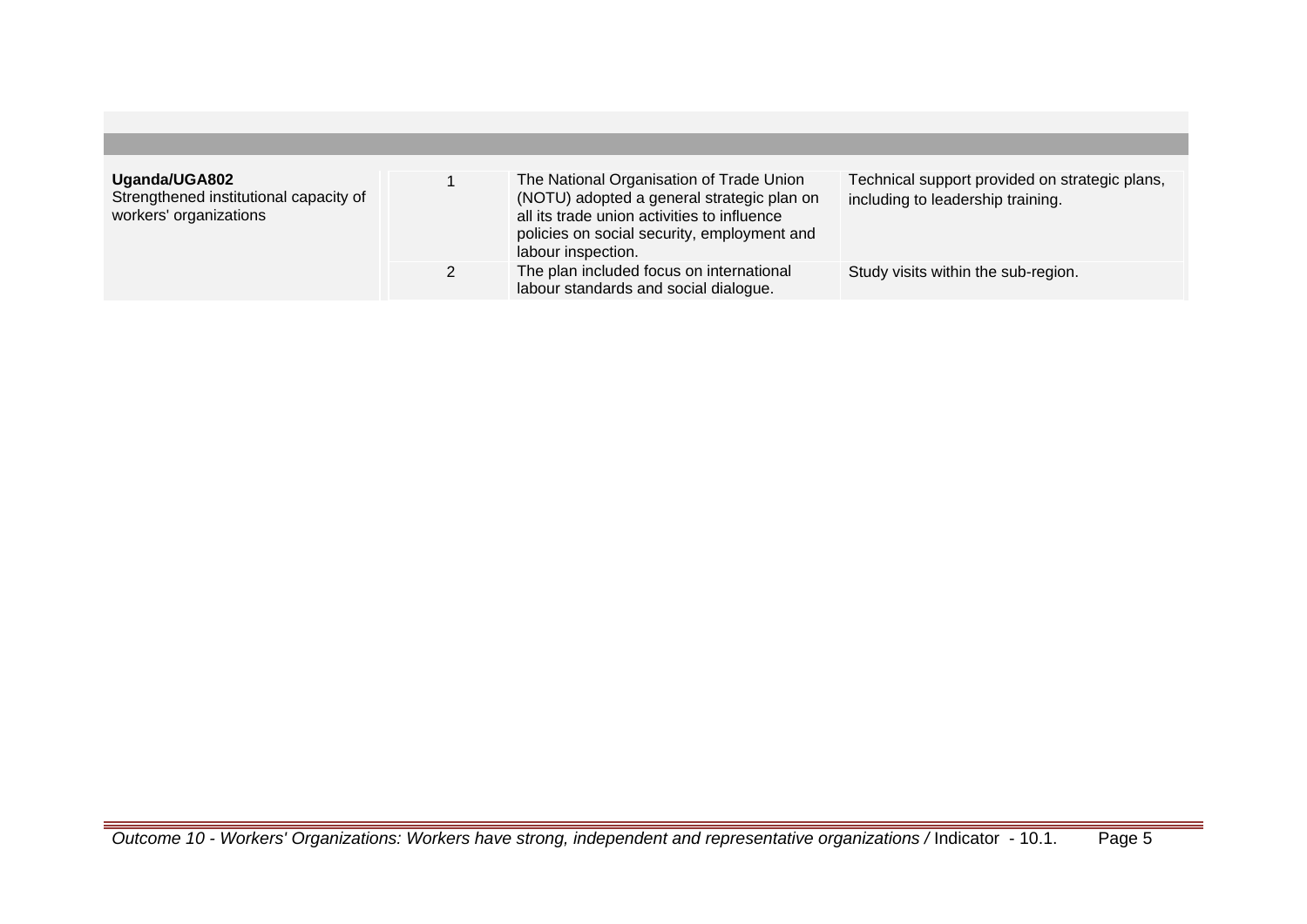| | | | |
|---|---|---|---|
| **Uganda/UGA802**<br>Strengthened institutional capacity of workers' organizations | 1 | The National Organisation of Trade Union (NOTU) adopted a general strategic plan on all its trade union activities to influence policies on social security, employment and labour inspection. | Technical support provided on strategic plans, including to leadership training. |
| | 2 | The plan included focus on international labour standards and social dialogue. | Study visits within the sub-region. |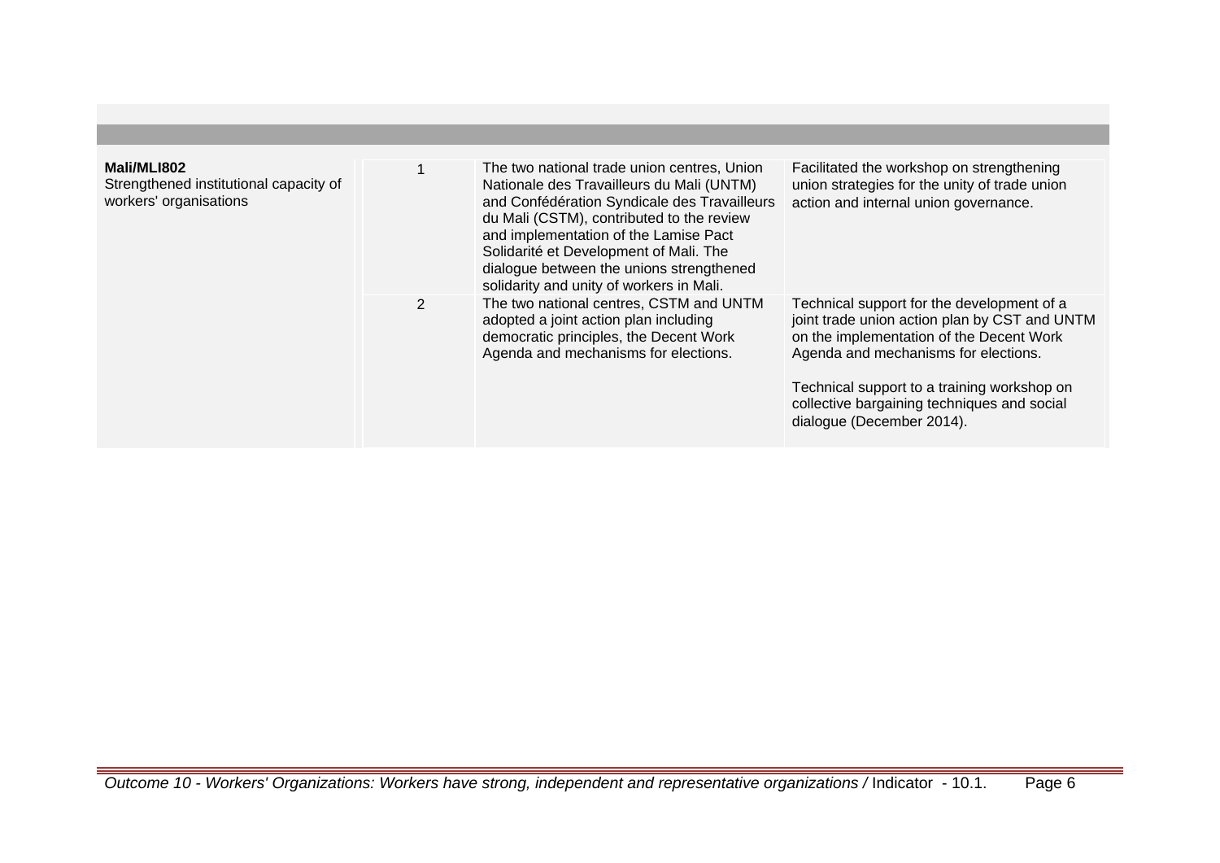| | | | |
|---|---|---|---|
| **Mali/MLI802**<br>Strengthened institutional capacity of workers' organisations | 1 | The two national trade union centres, Union Nationale des Travailleurs du Mali (UNTM) and Confédération Syndicale des Travailleurs du Mali (CSTM), contributed to the review and implementation of the Lamise Pact Solidarité et Development of Mali. The dialogue between the unions strengthened solidarity and unity of workers in Mali. | Facilitated the workshop on strengthening union strategies for the unity of trade union action and internal union governance. |
| | 2 | The two national centres, CSTM and UNTM adopted a joint action plan including democratic principles, the Decent Work Agenda and mechanisms for elections. | Technical support for the development of a joint trade union action plan by CST and UNTM on the implementation of the Decent Work Agenda and mechanisms for elections.<br><br>Technical support to a training workshop on collective bargaining techniques and social dialogue (December 2014). |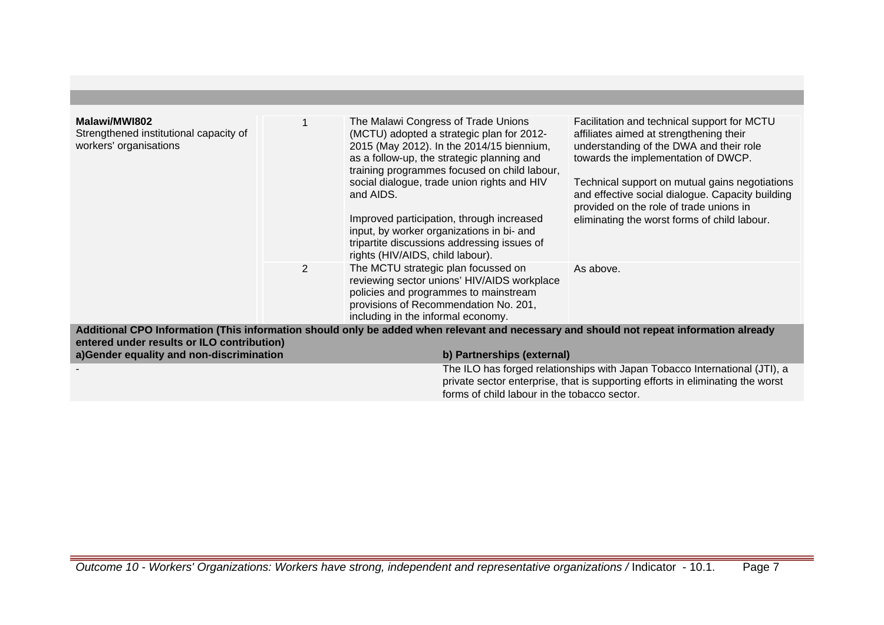| | | | |
|---|---|---|---|
| **Malawi/MWI802**<br>Strengthened institutional capacity of workers' organisations | 1 | The Malawi Congress of Trade Unions (MCTU) adopted a strategic plan for 2012-2015 (May 2012). In the 2014/15 biennium, as a follow-up, the strategic planning and training programmes focused on child labour, social dialogue, trade union rights and HIV and AIDS.<br><br>Improved participation, through increased input, by worker organizations in bi- and tripartite discussions addressing issues of rights (HIV/AIDS, child labour). | Facilitation and technical support for MCTU affiliates aimed at strengthening their understanding of the DWA and their role towards the implementation of DWCP.<br><br>Technical support on mutual gains negotiations and effective social dialogue. Capacity building provided on the role of trade unions in eliminating the worst forms of child labour. |
| | 2 | The MCTU strategic plan focussed on reviewing sector unions' HIV/AIDS workplace policies and programmes to mainstream provisions of Recommendation No. 201, including in the informal economy. | As above. |

**Additional CPO Information (This information should only be added when relevant and necessary and should not repeat information already entered under results or ILO contribution)**

| a)Gender equality and non-discrimination | b) Partnerships (external) |
|---|---|
| - | The ILO has forged relationships with Japan Tobacco International (JTI), a private sector enterprise, that is supporting efforts in eliminating the worst forms of child labour in the tobacco sector. |

*Outcome 10 - Workers' Organizations: Workers have strong, independent and representative organizations /* Indicator - 10.1.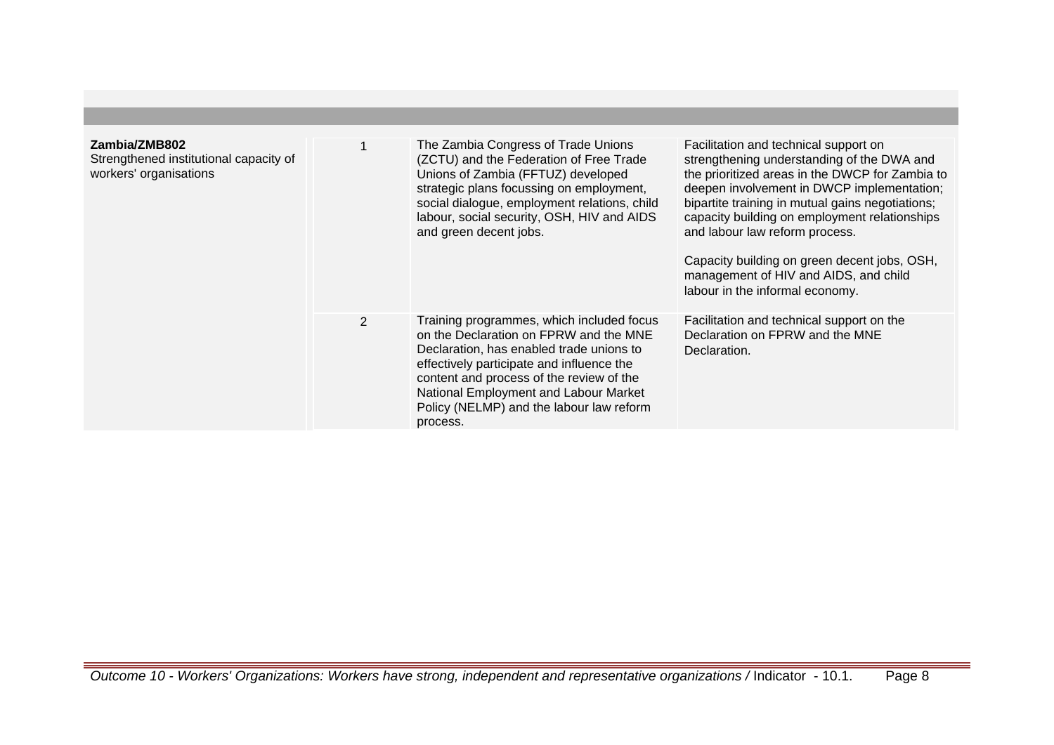| | | | |
|---|---|---|---|
| **Zambia/ZMB802**<br>Strengthened institutional capacity of workers' organisations | 1 | The Zambia Congress of Trade Unions (ZCTU) and the Federation of Free Trade Unions of Zambia (FFTUZ) developed strategic plans focussing on employment, social dialogue, employment relations, child labour, social security, OSH, HIV and AIDS and green decent jobs. | Facilitation and technical support on strengthening understanding of the DWA and the prioritized areas in the DWCP for Zambia to deepen involvement in DWCP implementation; bipartite training in mutual gains negotiations; capacity building on employment relationships and labour law reform process.<br><br>Capacity building on green decent jobs, OSH, management of HIV and AIDS, and child labour in the informal economy. |
| | 2 | Training programmes, which included focus on the Declaration on FPRW and the MNE Declaration, has enabled trade unions to effectively participate and influence the content and process of the review of the National Employment and Labour Market Policy (NELMP) and the labour law reform process. | Facilitation and technical support on the Declaration on FPRW and the MNE Declaration. |

*Outcome 10 - Workers' Organizations: Workers have strong, independent and representative organizations /* Indicator - 10.1.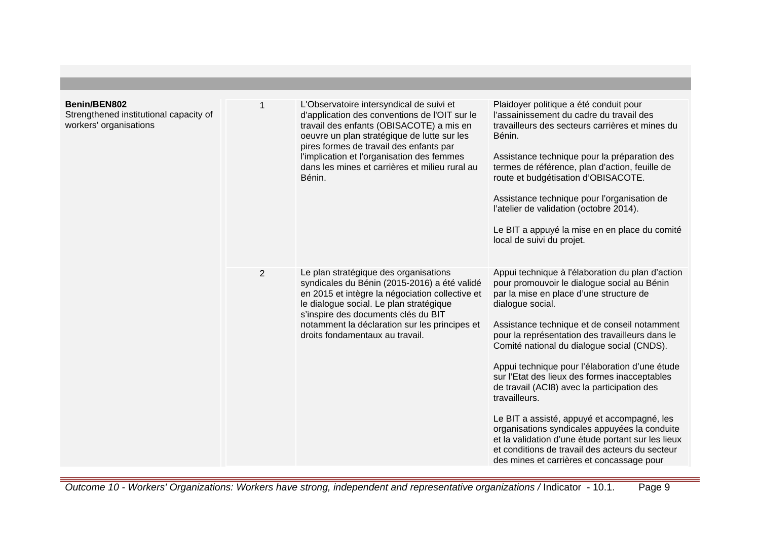| | | | |
|---|---|---|---|
| **Benin/BEN802**<br>Strengthened institutional capacity of workers' organisations | 1 | L'Observatoire intersyndical de suivi et d'application des conventions de l'OIT sur le travail des enfants (OBISACOTE) a mis en oeuvre un plan stratégique de lutte sur les pires formes de travail des enfants par l'implication et l'organisation des femmes dans les mines et carrières et milieu rural au Bénin. | Plaidoyer politique a été conduit pour l'assainissement du cadre du travail des travailleurs des secteurs carrières et mines du Bénin.<br><br>Assistance technique pour la préparation des termes de référence, plan d'action, feuille de route et budgétisation d'OBISACOTE.<br><br>Assistance technique pour l'organisation de l'atelier de validation (octobre 2014).<br><br>Le BIT a appuyé la mise en en place du comité local de suivi du projet. |
| | 2 | Le plan stratégique des organisations syndicales du Bénin (2015-2016) a été validé en 2015 et intègre la négociation collective et le dialogue social. Le plan stratégique s'inspire des documents clés du BIT notamment la déclaration sur les principes et droits fondamentaux au travail. | Appui technique à l'élaboration du plan d'action pour promouvoir le dialogue social au Bénin par la mise en place d'une structure de dialogue social.<br><br>Assistance technique et de conseil notamment pour la représentation des travailleurs dans le Comité national du dialogue social (CNDS).<br><br>Appui technique pour l'élaboration d'une étude sur l'Etat des lieux des formes inacceptables de travail (ACI8) avec la participation des travailleurs.<br><br>Le BIT a assisté, appuyé et accompagné, les organisations syndicales appuyées la conduite et la validation d'une étude portant sur les lieux et conditions de travail des acteurs du secteur des mines et carrières et concassage pour |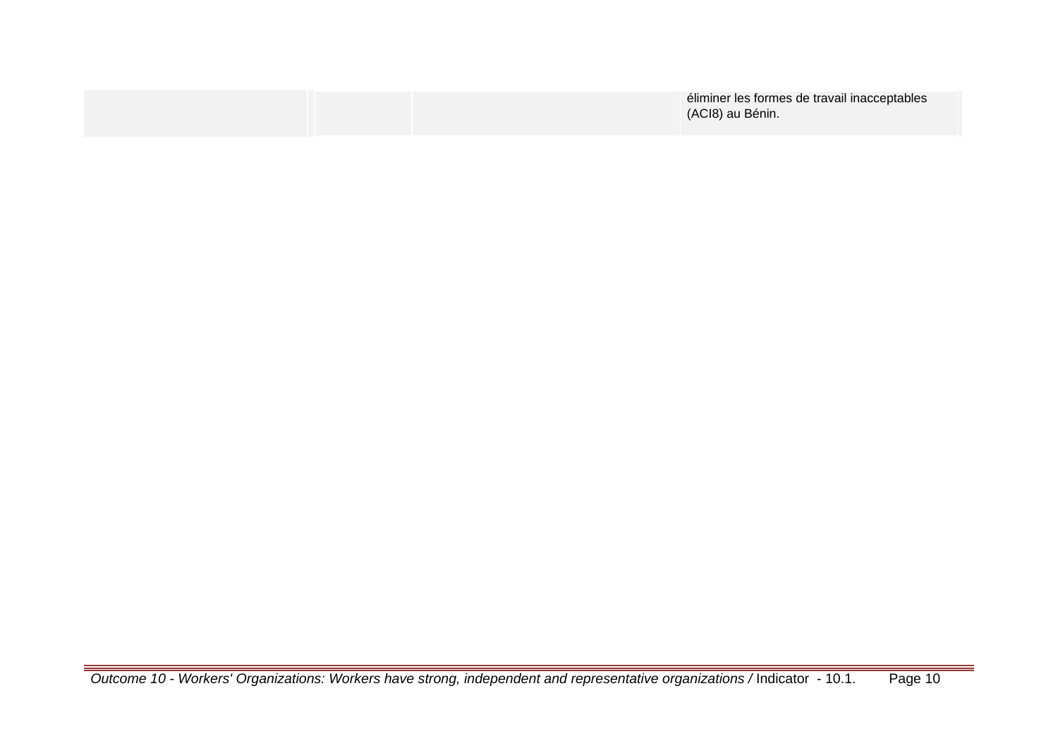| | | | |
|---|---|---|---|
| | | | éliminer les formes de travail inacceptables (ACI8) au Bénin. |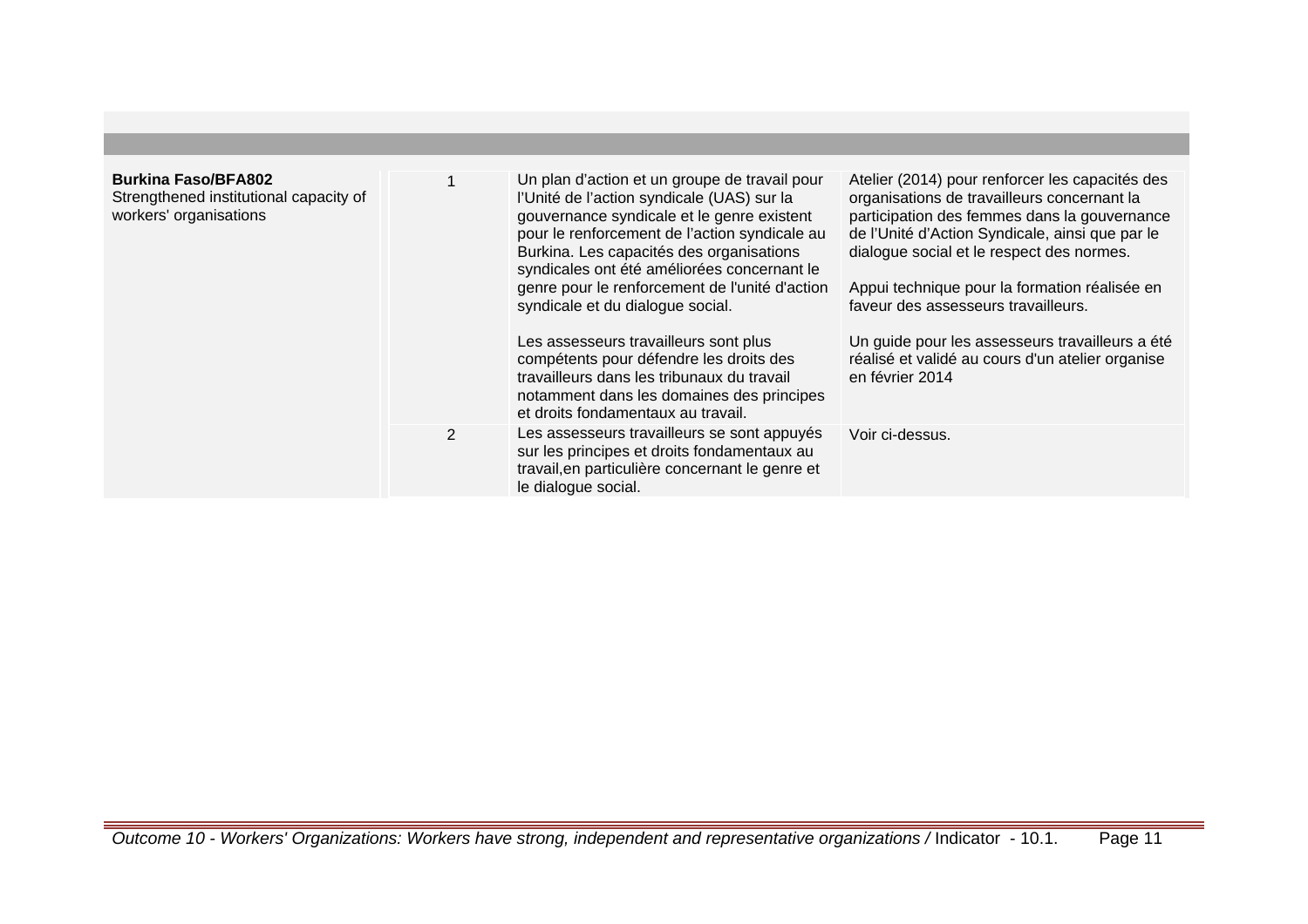| | | | |
|---|---|---|---|
| **Burkina Faso/BFA802**<br>Strengthened institutional capacity of workers' organisations | 1 | Un plan d'action et un groupe de travail pour l'Unité de l'action syndicale (UAS) sur la gouvernance syndicale et le genre existent pour le renforcement de l'action syndicale au Burkina. Les capacités des organisations syndicales ont été améliorées concernant le genre pour le renforcement de l'unité d'action syndicale et du dialogue social.<br><br>Les assesseurs travailleurs sont plus compétents pour défendre les droits des travailleurs dans les tribunaux du travail notamment dans les domaines des principes et droits fondamentaux au travail. | Atelier (2014) pour renforcer les capacités des organisations de travailleurs concernant la participation des femmes dans la gouvernance de l'Unité d'Action Syndicale, ainsi que par le dialogue social et le respect des normes.<br><br>Appui technique pour la formation réalisée en faveur des assesseurs travailleurs.<br><br>Un guide pour les assesseurs travailleurs a été réalisé et validé au cours d'un atelier organise en février 2014 |
| | 2 | Les assesseurs travailleurs se sont appuyés sur les principes et droits fondamentaux au travail,en particulière concernant le genre et le dialogue social. | Voir ci-dessus. |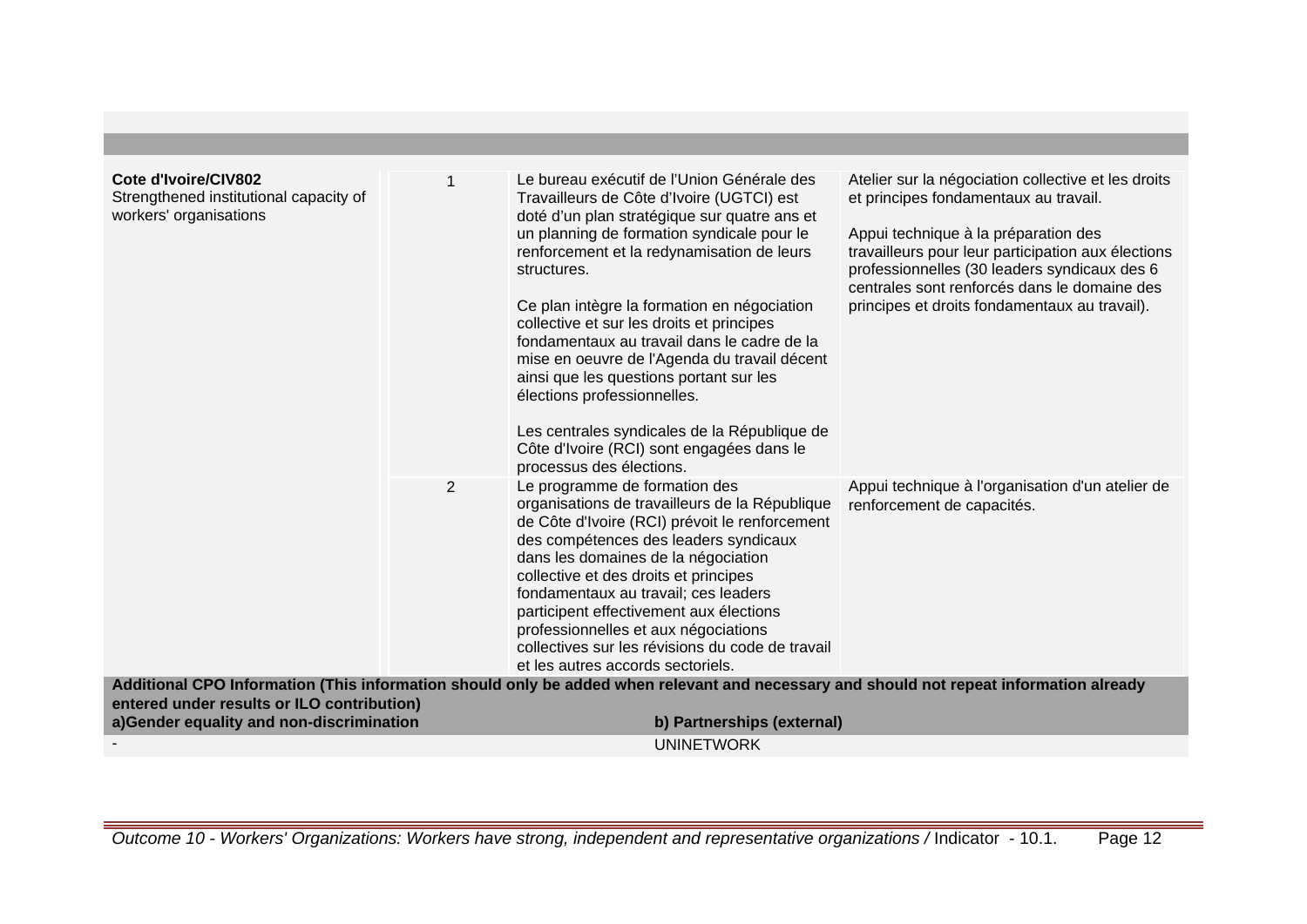| | | | |
|---|---|---|---|
| **Cote d'Ivoire/CIV802**<br>Strengthened institutional capacity of workers' organisations | 1 | Le bureau exécutif de l'Union Générale des Travailleurs de Côte d'Ivoire (UGTCI) est doté d'un plan stratégique sur quatre ans et un planning de formation syndicale pour le renforcement et la redynamisation de leurs structures.<br><br>Ce plan intègre la formation en négociation collective et sur les droits et principes fondamentaux au travail dans le cadre de la mise en oeuvre de l'Agenda du travail décent ainsi que les questions portant sur les élections professionnelles.<br><br>Les centrales syndicales de la République de Côte d'Ivoire (RCI) sont engagées dans le processus des élections. | Atelier sur la négociation collective et les droits et principes fondamentaux au travail.<br><br>Appui technique à la préparation des travailleurs pour leur participation aux élections professionnelles (30 leaders syndicaux des 6 centrales sont renforcés dans le domaine des principes et droits fondamentaux au travail). |
| | 2 | Le programme de formation des organisations de travailleurs de la République de Côte d'Ivoire (RCI) prévoit le renforcement des compétences des leaders syndicaux dans les domaines de la négociation collective et des droits et principes fondamentaux au travail; ces leaders participent effectivement aux élections professionnelles et aux négociations collectives sur les révisions du code de travail et les autres accords sectoriels. | Appui technique à l'organisation d'un atelier de renforcement de capacités. |

**Additional CPO Information (This information should only be added when relevant and necessary and should not repeat information already entered under results or ILO contribution)**

| a)Gender equality and non-discrimination | b) Partnerships (external) |
|---|---|
| - | UNINETWORK |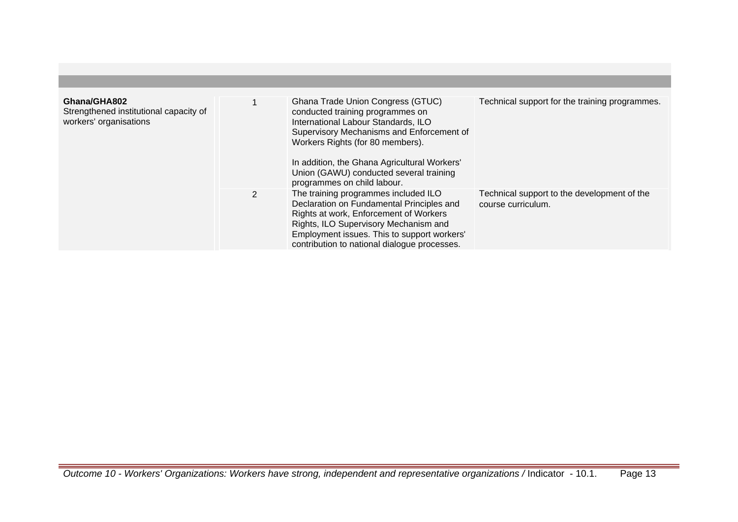| | | | |
|---|---|---|---|
| **Ghana/GHA802**<br>Strengthened institutional capacity of workers' organisations | 1 | Ghana Trade Union Congress (GTUC) conducted training programmes on International Labour Standards, ILO Supervisory Mechanisms and Enforcement of Workers Rights (for 80 members).<br><br>In addition, the Ghana Agricultural Workers' Union (GAWU) conducted several training programmes on child labour. | Technical support for the training programmes. |
| | 2 | The training programmes included ILO Declaration on Fundamental Principles and Rights at work, Enforcement of Workers Rights, ILO Supervisory Mechanism and Employment issues. This to support workers' contribution to national dialogue processes. | Technical support to the development of the course curriculum. |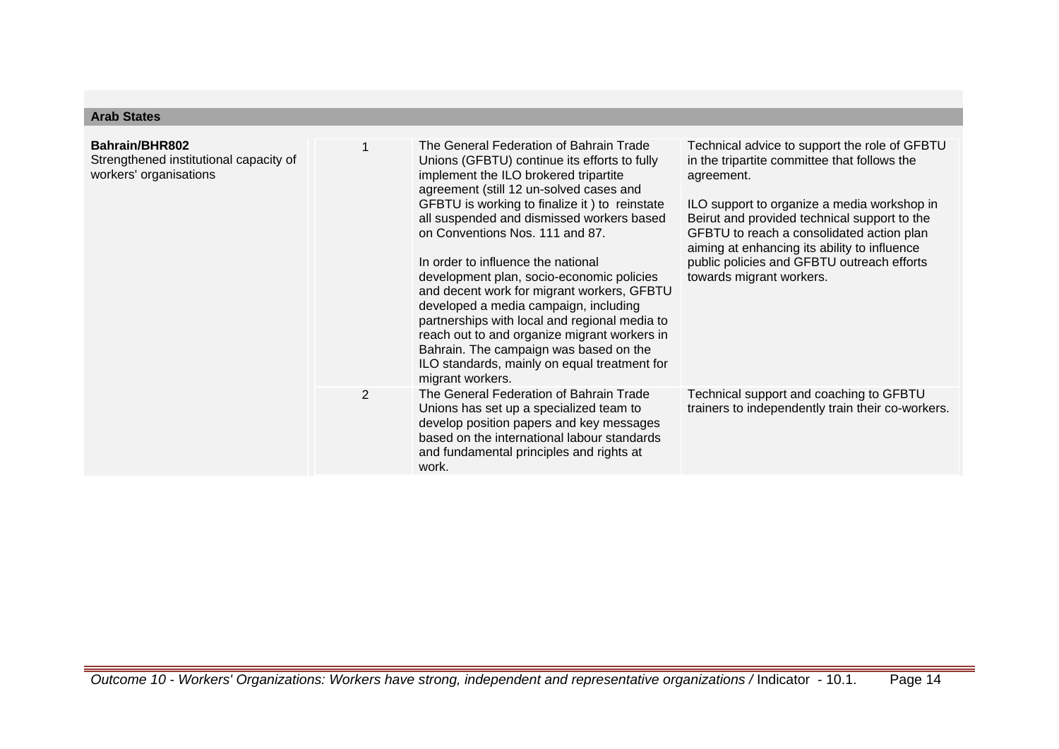## Arab States

| | | | |
|---|---|---|---|
| **Bahrain/BHR802**<br>Strengthened institutional capacity of workers' organisations | 1 | The General Federation of Bahrain Trade Unions (GFBTU) continue its efforts to fully implement the ILO brokered tripartite agreement (still 12 un-solved cases and GFBTU is working to finalize it ) to reinstate all suspended and dismissed workers based on Conventions Nos. 111 and 87.<br><br>In order to influence the national development plan, socio-economic policies and decent work for migrant workers, GFBTU developed a media campaign, including partnerships with local and regional media to reach out to and organize migrant workers in Bahrain. The campaign was based on the ILO standards, mainly on equal treatment for migrant workers. | Technical advice to support the role of GFBTU in the tripartite committee that follows the agreement.<br><br>ILO support to organize a media workshop in Beirut and provided technical support to the GFBTU to reach a consolidated action plan aiming at enhancing its ability to influence public policies and GFBTU outreach efforts towards migrant workers. |
| | 2 | The General Federation of Bahrain Trade Unions has set up a specialized team to develop position papers and key messages based on the international labour standards and fundamental principles and rights at work. | Technical support and coaching to GFBTU trainers to independently train their co-workers. |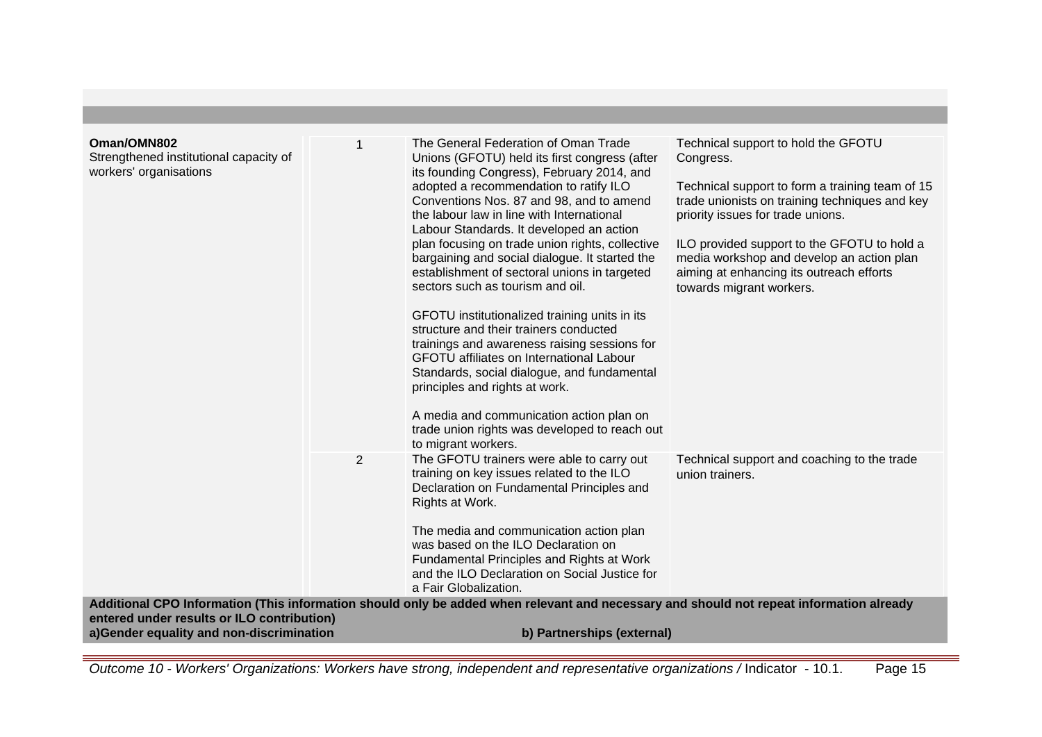| | | | |
|---|---|---|---|
| **Oman/OMN802**<br>Strengthened institutional capacity of workers' organisations | 1 | The General Federation of Oman Trade Unions (GFOTU) held its first congress (after its founding Congress), February 2014, and adopted a recommendation to ratify ILO Conventions Nos. 87 and 98, and to amend the labour law in line with International Labour Standards. It developed an action plan focusing on trade union rights, collective bargaining and social dialogue. It started the establishment of sectoral unions in targeted sectors such as tourism and oil.<br><br>GFOTU institutionalized training units in its structure and their trainers conducted trainings and awareness raising sessions for GFOTU affiliates on International Labour Standards, social dialogue, and fundamental principles and rights at work.<br><br>A media and communication action plan on trade union rights was developed to reach out to migrant workers. | Technical support to hold the GFOTU Congress.<br><br>Technical support to form a training team of 15 trade unionists on training techniques and key priority issues for trade unions.<br><br>ILO provided support to the GFOTU to hold a media workshop and develop an action plan aiming at enhancing its outreach efforts towards migrant workers. |
| | 2 | The GFOTU trainers were able to carry out training on key issues related to the ILO Declaration on Fundamental Principles and Rights at Work.<br><br>The media and communication action plan was based on the ILO Declaration on Fundamental Principles and Rights at Work and the ILO Declaration on Social Justice for a Fair Globalization. | Technical support and coaching to the trade union trainers. |

**Additional CPO Information (This information should only be added when relevant and necessary and should not repeat information already entered under results or ILO contribution)**

| **a)Gender equality and non-discrimination** | **b) Partnerships (external)** |
|---|---|

*Outcome 10 - Workers' Organizations: Workers have strong, independent and representative organizations /* Indicator - 10.1.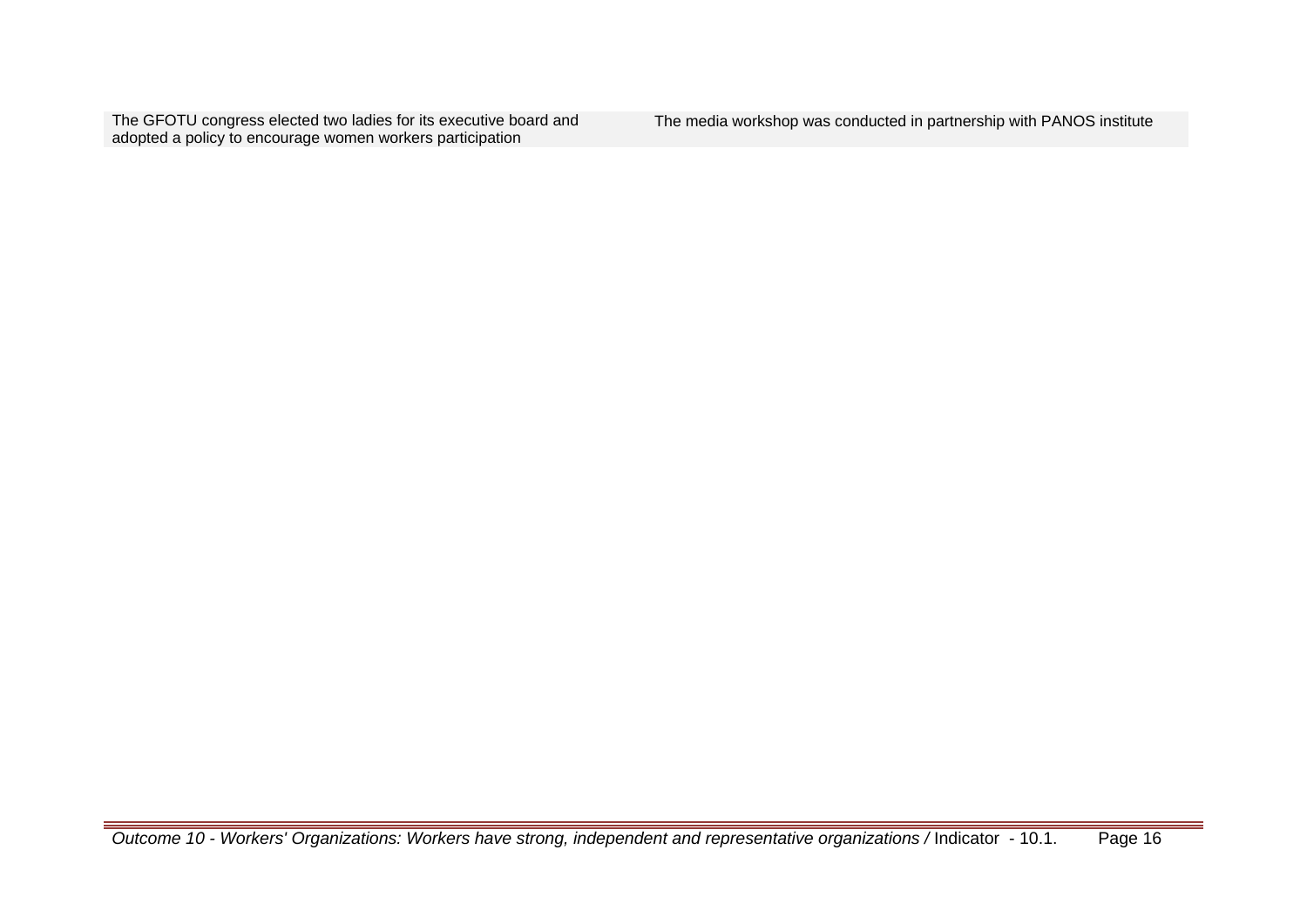| | |
|---|---|
| The GFOTU congress elected two ladies for its executive board and adopted a policy to encourage women workers participation | The media workshop was conducted in partnership with PANOS institute |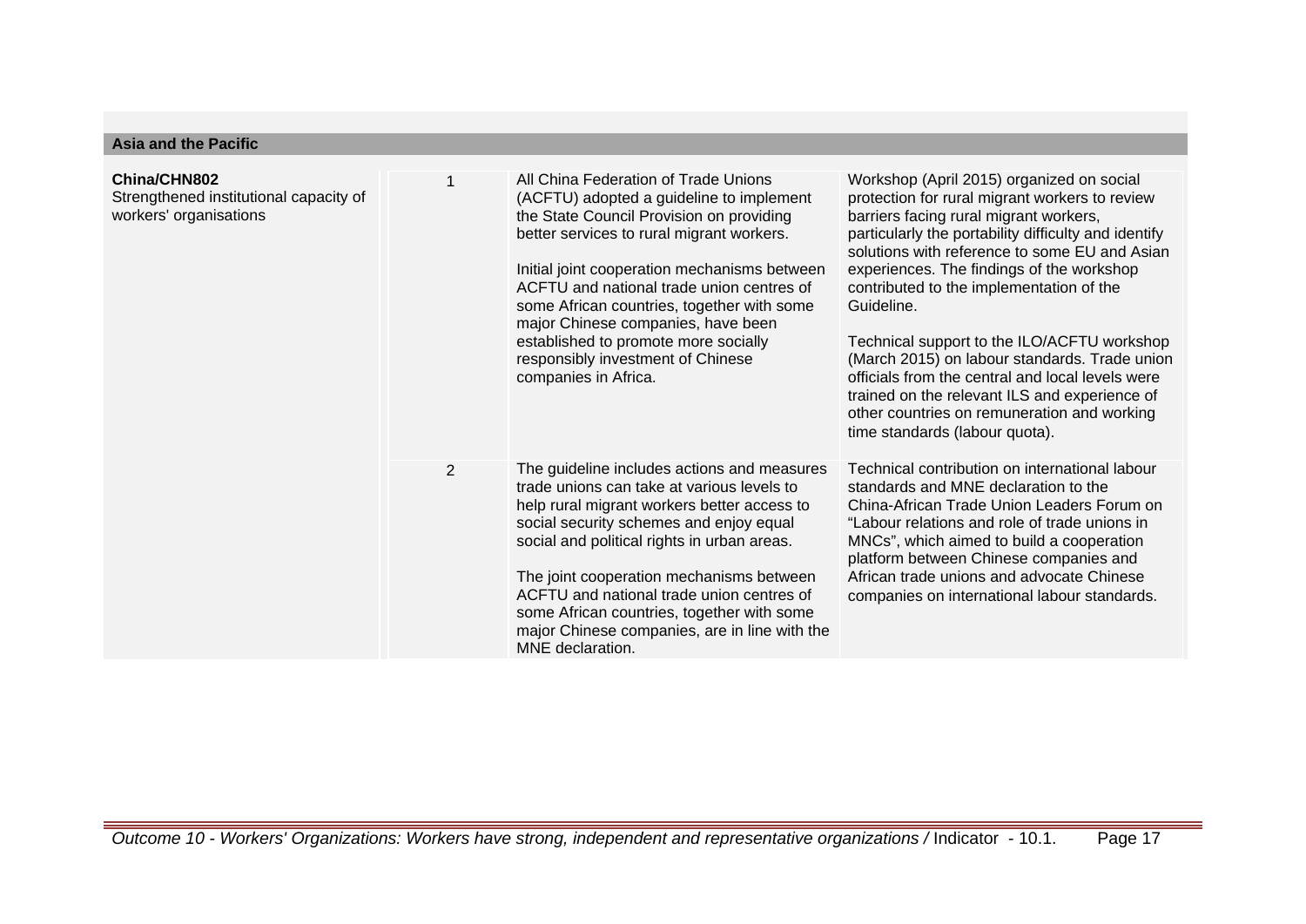## Asia and the Pacific

| | | | |
|---|---|---|---|
| **China/CHN802**<br>Strengthened institutional capacity of workers' organisations | 1 | All China Federation of Trade Unions (ACFTU) adopted a guideline to implement the State Council Provision on providing better services to rural migrant workers.<br><br>Initial joint cooperation mechanisms between ACFTU and national trade union centres of some African countries, together with some major Chinese companies, have been established to promote more socially responsibly investment of Chinese companies in Africa. | Workshop (April 2015) organized on social protection for rural migrant workers to review barriers facing rural migrant workers, particularly the portability difficulty and identify solutions with reference to some EU and Asian experiences. The findings of the workshop contributed to the implementation of the Guideline.<br><br>Technical support to the ILO/ACFTU workshop (March 2015) on labour standards. Trade union officials from the central and local levels were trained on the relevant ILS and experience of other countries on remuneration and working time standards (labour quota). |
| | 2 | The guideline includes actions and measures trade unions can take at various levels to help rural migrant workers better access to social security schemes and enjoy equal social and political rights in urban areas.<br><br>The joint cooperation mechanisms between ACFTU and national trade union centres of some African countries, together with some major Chinese companies, are in line with the MNE declaration. | Technical contribution on international labour standards and MNE declaration to the China-African Trade Union Leaders Forum on "Labour relations and role of trade unions in MNCs", which aimed to build a cooperation platform between Chinese companies and African trade unions and advocate Chinese companies on international labour standards. |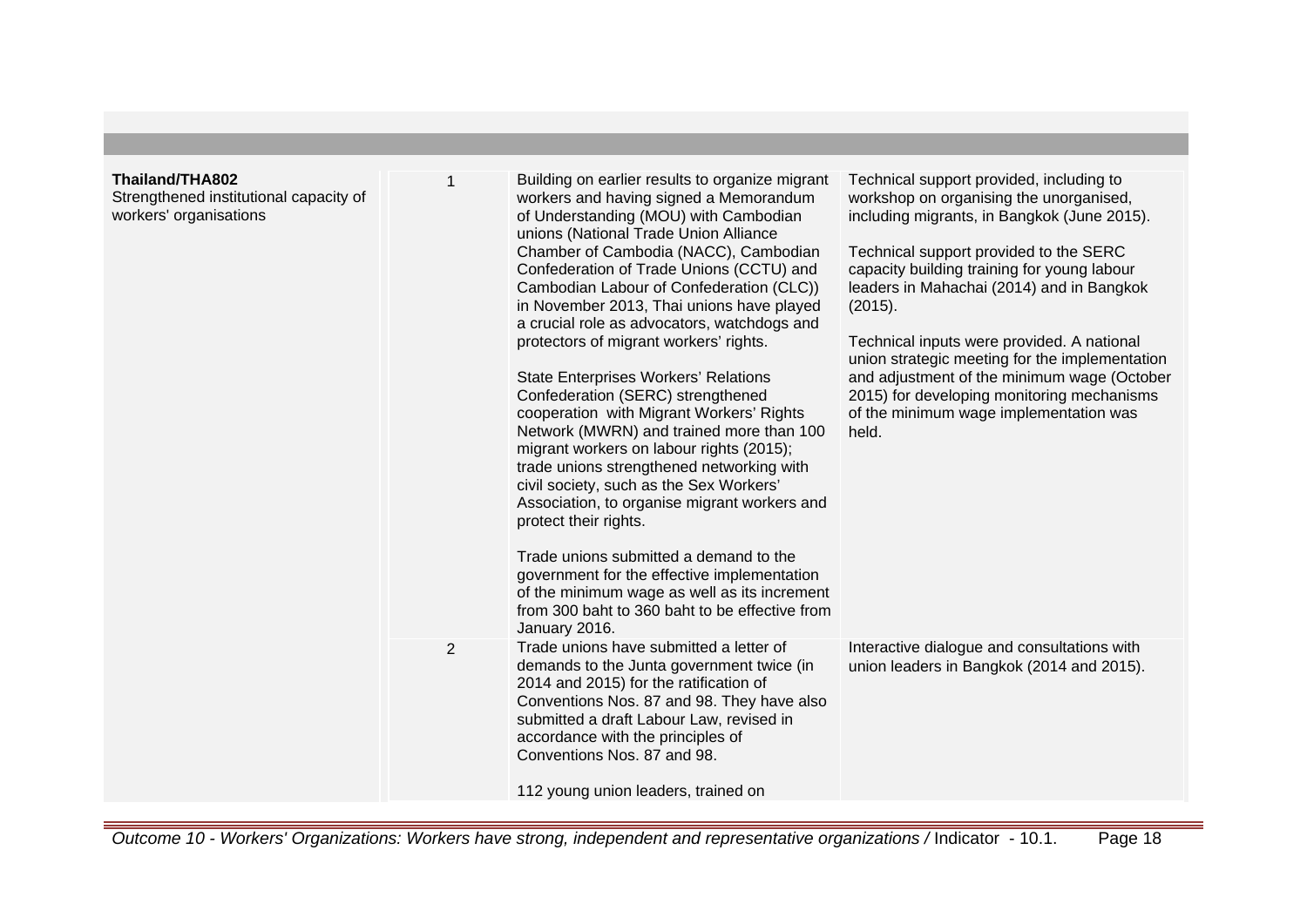| | | | |
|---|---|---|---|
| **Thailand/THA802**<br>Strengthened institutional capacity of workers' organisations | 1 | Building on earlier results to organize migrant workers and having signed a Memorandum of Understanding (MOU) with Cambodian unions (National Trade Union Alliance Chamber of Cambodia (NACC), Cambodian Confederation of Trade Unions (CCTU) and Cambodian Labour of Confederation (CLC)) in November 2013, Thai unions have played a crucial role as advocators, watchdogs and protectors of migrant workers' rights.<br><br>State Enterprises Workers' Relations Confederation (SERC) strengthened cooperation with Migrant Workers' Rights Network (MWRN) and trained more than 100 migrant workers on labour rights (2015); trade unions strengthened networking with civil society, such as the Sex Workers' Association, to organise migrant workers and protect their rights.<br><br>Trade unions submitted a demand to the government for the effective implementation of the minimum wage as well as its increment from 300 baht to 360 baht to be effective from January 2016. | Technical support provided, including to workshop on organising the unorganised, including migrants, in Bangkok (June 2015).<br><br>Technical support provided to the SERC capacity building training for young labour leaders in Mahachai (2014) and in Bangkok (2015).<br><br>Technical inputs were provided. A national union strategic meeting for the implementation and adjustment of the minimum wage (October 2015) for developing monitoring mechanisms of the minimum wage implementation was held. |
| | 2 | Trade unions have submitted a letter of demands to the Junta government twice (in 2014 and 2015) for the ratification of Conventions Nos. 87 and 98. They have also submitted a draft Labour Law, revised in accordance with the principles of Conventions Nos. 87 and 98.<br><br>112 young union leaders, trained on | Interactive dialogue and consultations with union leaders in Bangkok (2014 and 2015). |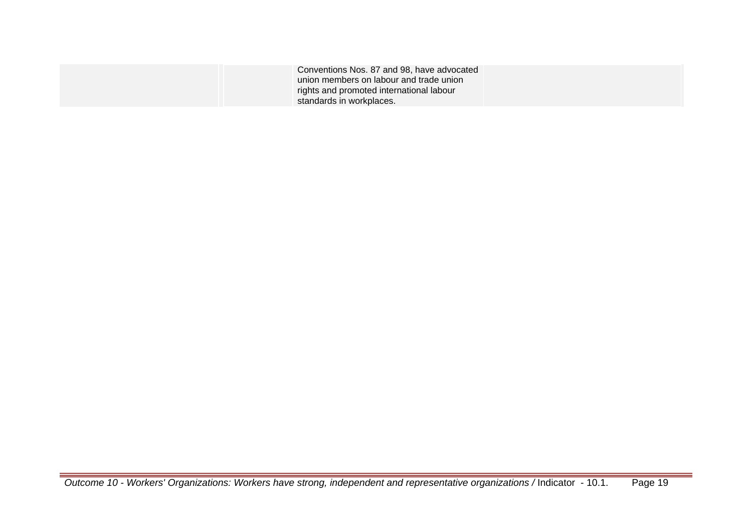|  |  | Conventions Nos. 87 and 98, have advocated union members on labour and trade union rights and promoted international labour standards in workplaces. |  |
| --- | --- | --- | --- |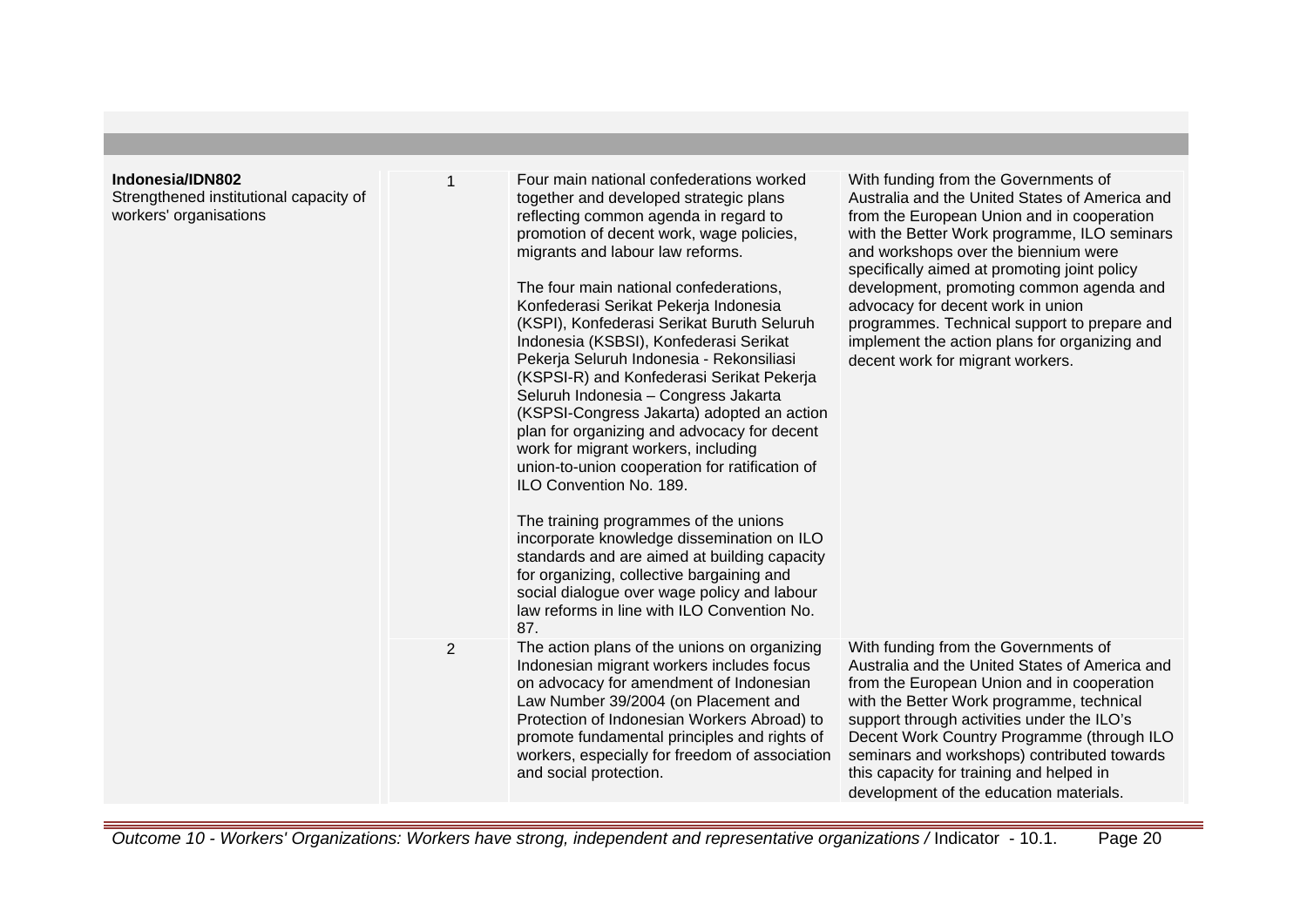| | | | |
|---|---|---|---|
| **Indonesia/IDN802**<br>Strengthened institutional capacity of workers' organisations | 1 | Four main national confederations worked together and developed strategic plans reflecting common agenda in regard to promotion of decent work, wage policies, migrants and labour law reforms.<br><br>The four main national confederations, Konfederasi Serikat Pekerja Indonesia (KSPI), Konfederasi Serikat Buruth Seluruh Indonesia (KSBSI), Konfederasi Serikat Pekerja Seluruh Indonesia - Rekonsiliasi (KSPSI-R) and Konfederasi Serikat Pekerja Seluruh Indonesia – Congress Jakarta (KSPSI-Congress Jakarta) adopted an action plan for organizing and advocacy for decent work for migrant workers, including union-to-union cooperation for ratification of ILO Convention No. 189.<br><br>The training programmes of the unions incorporate knowledge dissemination on ILO standards and are aimed at building capacity for organizing, collective bargaining and social dialogue over wage policy and labour law reforms in line with ILO Convention No. 87. | With funding from the Governments of Australia and the United States of America and from the European Union and in cooperation with the Better Work programme, ILO seminars and workshops over the biennium were specifically aimed at promoting joint policy development, promoting common agenda and advocacy for decent work in union programmes. Technical support to prepare and implement the action plans for organizing and decent work for migrant workers. |
| | 2 | The action plans of the unions on organizing Indonesian migrant workers includes focus on advocacy for amendment of Indonesian Law Number 39/2004 (on Placement and Protection of Indonesian Workers Abroad) to promote fundamental principles and rights of workers, especially for freedom of association and social protection. | With funding from the Governments of Australia and the United States of America and from the European Union and in cooperation with the Better Work programme, technical support through activities under the ILO's Decent Work Country Programme (through ILO seminars and workshops) contributed towards this capacity for training and helped in development of the education materials. |

*Outcome 10 - Workers' Organizations: Workers have strong, independent and representative organizations /* Indicator - 10.1.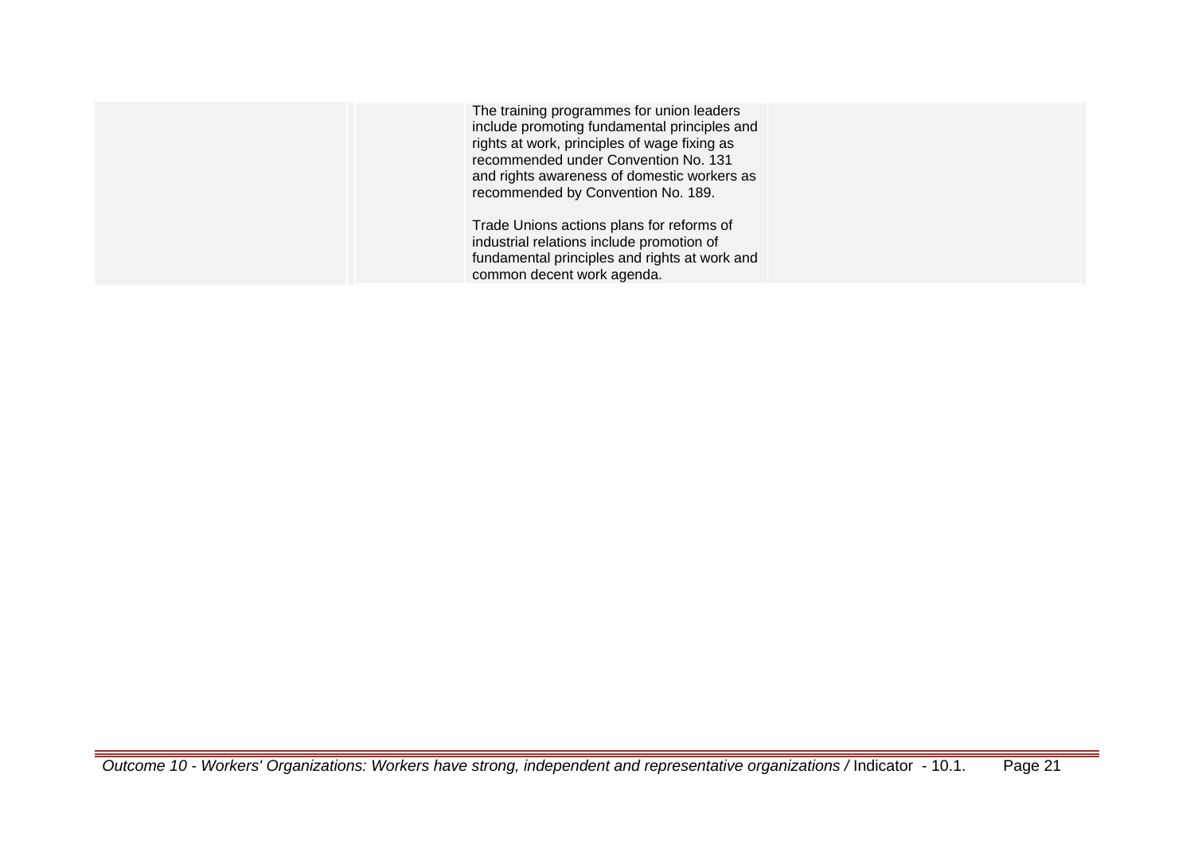| | | | |
|---|---|---|---|
| | | The training programmes for union leaders include promoting fundamental principles and rights at work, principles of wage fixing as recommended under Convention No. 131 and rights awareness of domestic workers as recommended by Convention No. 189.<br><br>Trade Unions actions plans for reforms of industrial relations include promotion of fundamental principles and rights at work and common decent work agenda. | |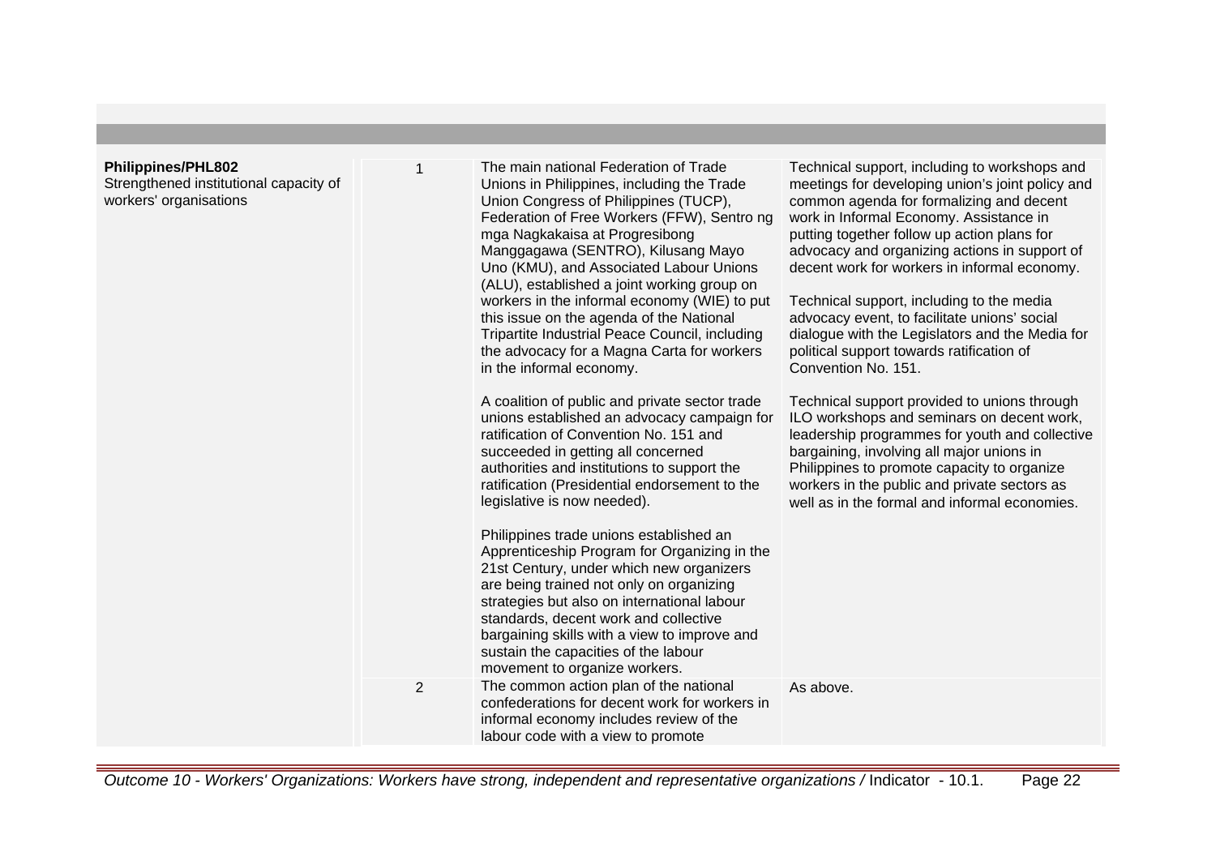| | | | |
|---|---|---|---|
| **Philippines/PHL802**<br>Strengthened institutional capacity of workers' organisations | 1 | The main national Federation of Trade Unions in Philippines, including the Trade Union Congress of Philippines (TUCP), Federation of Free Workers (FFW), Sentro ng mga Nagkakaisa at Progresibong Manggagawa (SENTRO), Kilusang Mayo Uno (KMU), and Associated Labour Unions (ALU), established a joint working group on workers in the informal economy (WIE) to put this issue on the agenda of the National Tripartite Industrial Peace Council, including the advocacy for a Magna Carta for workers in the informal economy.<br><br>A coalition of public and private sector trade unions established an advocacy campaign for ratification of Convention No. 151 and succeeded in getting all concerned authorities and institutions to support the ratification (Presidential endorsement to the legislative is now needed).<br><br>Philippines trade unions established an Apprenticeship Program for Organizing in the 21st Century, under which new organizers are being trained not only on organizing strategies but also on international labour standards, decent work and collective bargaining skills with a view to improve and sustain the capacities of the labour movement to organize workers. | Technical support, including to workshops and meetings for developing union's joint policy and common agenda for formalizing and decent work in Informal Economy. Assistance in putting together follow up action plans for advocacy and organizing actions in support of decent work for workers in informal economy.<br><br>Technical support, including to the media advocacy event, to facilitate unions' social dialogue with the Legislators and the Media for political support towards ratification of Convention No. 151.<br><br>Technical support provided to unions through ILO workshops and seminars on decent work, leadership programmes for youth and collective bargaining, involving all major unions in Philippines to promote capacity to organize workers in the public and private sectors as well as in the formal and informal economies. |
| | 2 | The common action plan of the national confederations for decent work for workers in informal economy includes review of the labour code with a view to promote | As above. |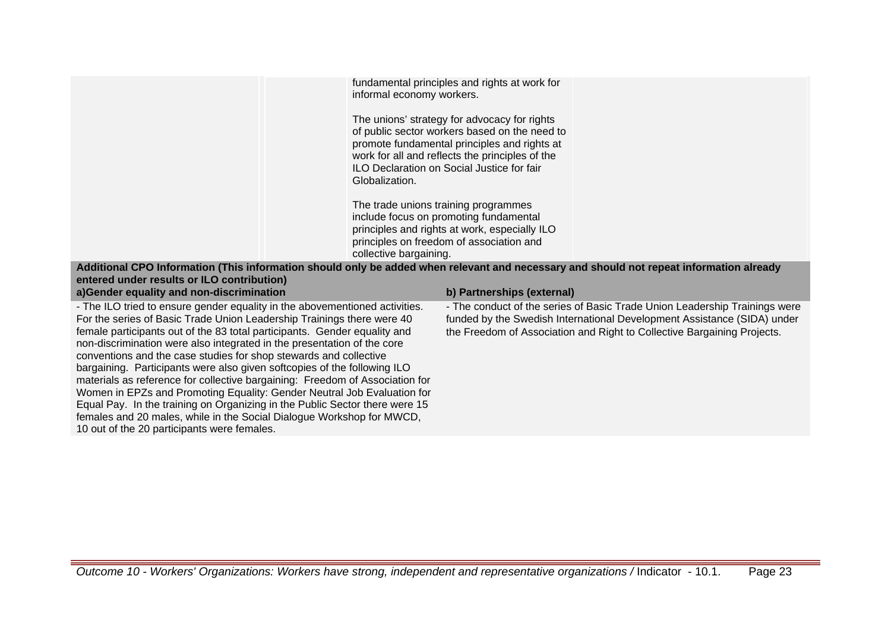| | | | |
|---|---|---|---|
| | | fundamental principles and rights at work for informal economy workers.<br><br>The unions' strategy for advocacy for rights of public sector workers based on the need to promote fundamental principles and rights at work for all and reflects the principles of the ILO Declaration on Social Justice for fair Globalization.<br><br>The trade unions training programmes include focus on promoting fundamental principles and rights at work, especially ILO principles on freedom of association and collective bargaining. | |

**Additional CPO Information (This information should only be added when relevant and necessary and should not repeat information already entered under results or ILO contribution)**

| a)Gender equality and non-discrimination | b) Partnerships (external) |
|---|---|
| - The ILO tried to ensure gender equality in the abovementioned activities. For the series of Basic Trade Union Leadership Trainings there were 40 female participants out of the 83 total participants. Gender equality and non-discrimination were also integrated in the presentation of the core conventions and the case studies for shop stewards and collective bargaining. Participants were also given softcopies of the following ILO materials as reference for collective bargaining: Freedom of Association for Women in EPZs and Promoting Equality: Gender Neutral Job Evaluation for Equal Pay. In the training on Organizing in the Public Sector there were 15 females and 20 males, while in the Social Dialogue Workshop for MWCD, 10 out of the 20 participants were females. | - The conduct of the series of Basic Trade Union Leadership Trainings were funded by the Swedish International Development Assistance (SIDA) under the Freedom of Association and Right to Collective Bargaining Projects. |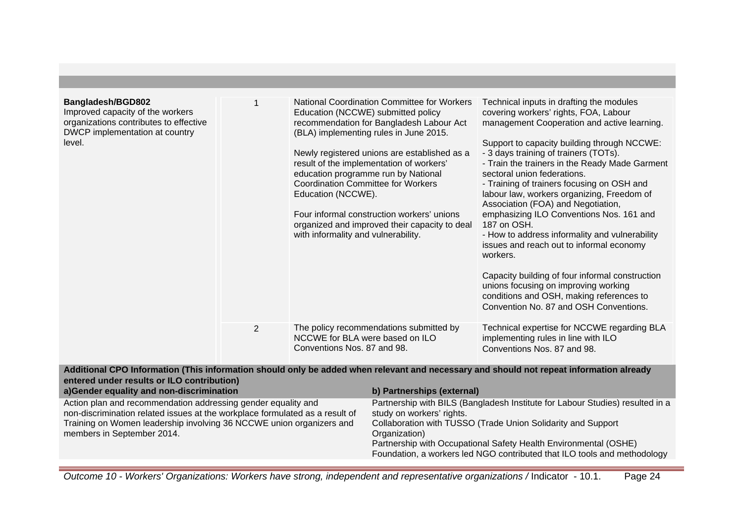| | | | |
|---|---|---|---|
| **Bangladesh/BGD802**<br>Improved capacity of the workers organizations contributes to effective DWCP implementation at country level. | 1 | National Coordination Committee for Workers Education (NCCWE) submitted policy recommendation for Bangladesh Labour Act (BLA) implementing rules in June 2015.<br><br>Newly registered unions are established as a result of the implementation of workers' education programme run by National Coordination Committee for Workers Education (NCCWE).<br><br>Four informal construction workers' unions organized and improved their capacity to deal with informality and vulnerability. | Technical inputs in drafting the modules covering workers' rights, FOA, Labour management Cooperation and active learning.<br><br>Support to capacity building through NCCWE:<br>- 3 days training of trainers (TOTs).<br>- Train the trainers in the Ready Made Garment sectoral union federations.<br>- Training of trainers focusing on OSH and labour law, workers organizing, Freedom of Association (FOA) and Negotiation, emphasizing ILO Conventions Nos. 161 and 187 on OSH.<br>- How to address informality and vulnerability issues and reach out to informal economy workers.<br><br>Capacity building of four informal construction unions focusing on improving working conditions and OSH, making references to Convention No. 87 and OSH Conventions. |
| | 2 | The policy recommendations submitted by NCCWE for BLA were based on ILO Conventions Nos. 87 and 98. | Technical expertise for NCCWE regarding BLA implementing rules in line with ILO Conventions Nos. 87 and 98. |

**Additional CPO Information (This information should only be added when relevant and necessary and should not repeat information already entered under results or ILO contribution)**

| a)Gender equality and non-discrimination | b) Partnerships (external) |
|---|---|
| Action plan and recommendation addressing gender equality and non-discrimination related issues at the workplace formulated as a result of Training on Women leadership involving 36 NCCWE union organizers and members in September 2014. | Partnership with BILS (Bangladesh Institute for Labour Studies) resulted in a study on workers' rights.<br>Collaboration with TUSSO (Trade Union Solidarity and Support Organization)<br>Partnership with Occupational Safety Health Environmental (OSHE) Foundation, a workers led NGO contributed that ILO tools and methodology |

*Outcome 10 - Workers' Organizations: Workers have strong, independent and representative organizations /* Indicator - 10.1.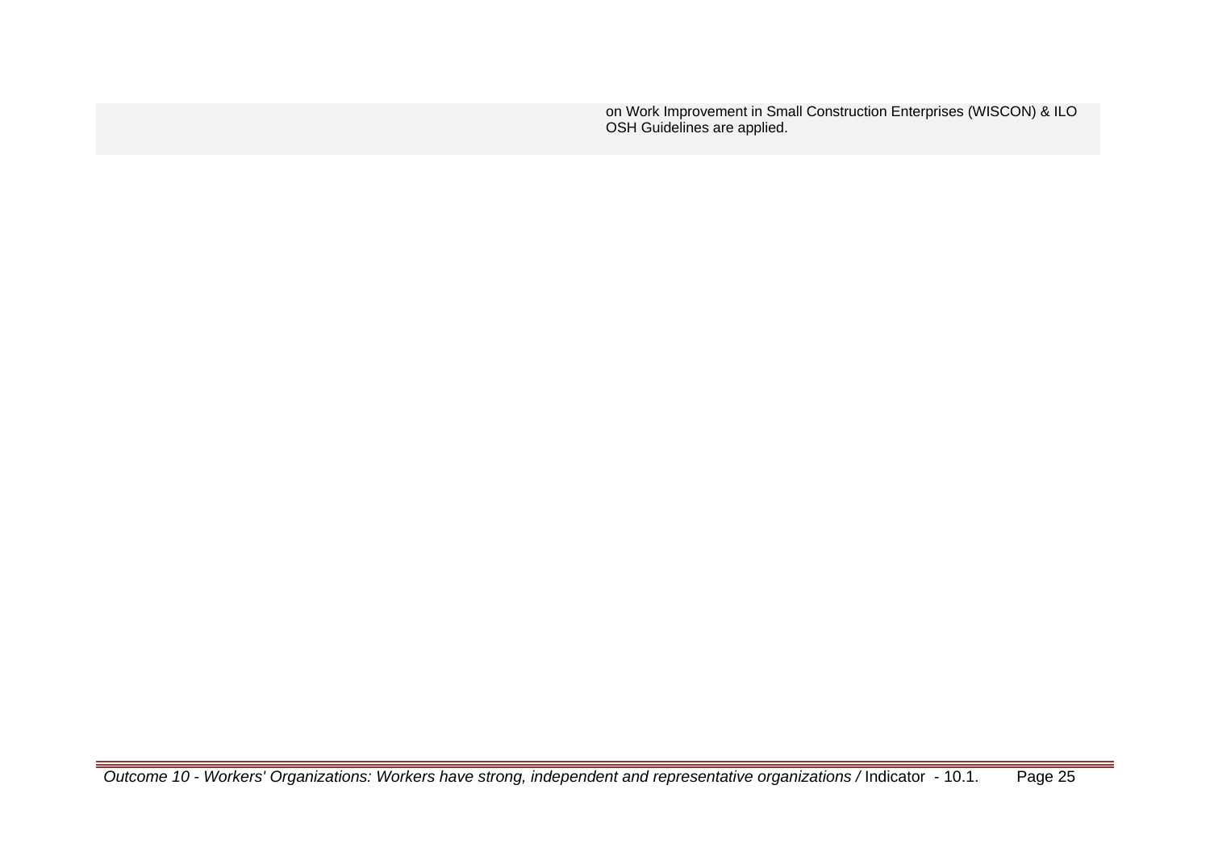| | |
|---|---|
| | on Work Improvement in Small Construction Enterprises (WISCON) & ILO OSH Guidelines are applied. |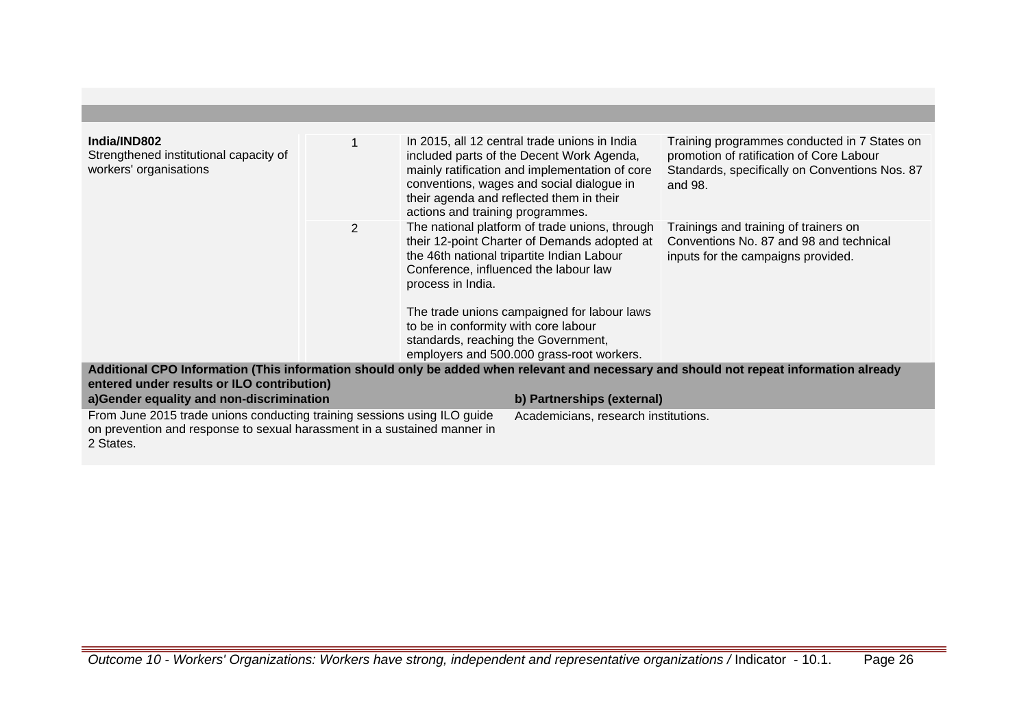| | | | |
|---|---|---|---|
| **India/IND802**<br>Strengthened institutional capacity of workers' organisations | 1 | In 2015, all 12 central trade unions in India included parts of the Decent Work Agenda, mainly ratification and implementation of core conventions, wages and social dialogue in their agenda and reflected them in their actions and training programmes. | Training programmes conducted in 7 States on promotion of ratification of Core Labour Standards, specifically on Conventions Nos. 87 and 98. |
| | 2 | The national platform of trade unions, through their 12-point Charter of Demands adopted at the 46th national tripartite Indian Labour Conference, influenced the labour law process in India.<br><br>The trade unions campaigned for labour laws to be in conformity with core labour standards, reaching the Government, employers and 500.000 grass-root workers. | Trainings and training of trainers on Conventions No. 87 and 98 and technical inputs for the campaigns provided. |

**Additional CPO Information (This information should only be added when relevant and necessary and should not repeat information already entered under results or ILO contribution)**

| a)Gender equality and non-discrimination | b) Partnerships (external) |
|---|---|
| From June 2015 trade unions conducting training sessions using ILO guide on prevention and response to sexual harassment in a sustained manner in 2 States. | Academicians, research institutions. |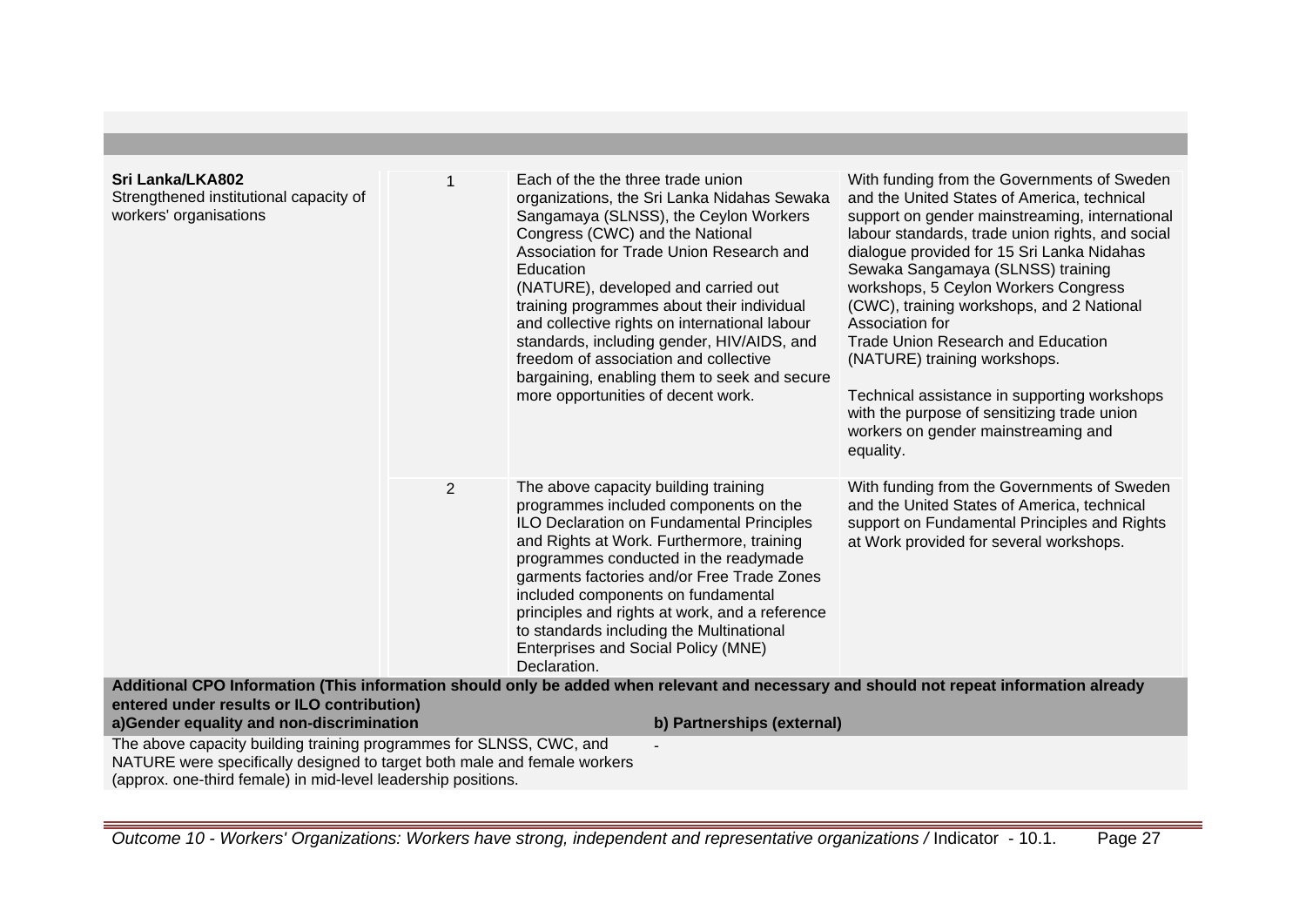| Sri Lanka/LKA802 Strengthened institutional capacity of workers' organisations | | | |
|---|---|---|---|
| | 1 | Each of the the three trade union organizations, the Sri Lanka Nidahas Sewaka Sangamaya (SLNSS), the Ceylon Workers Congress (CWC) and the National Association for Trade Union Research and Education (NATURE), developed and carried out training programmes about their individual and collective rights on international labour standards, including gender, HIV/AIDS, and freedom of association and collective bargaining, enabling them to seek and secure more opportunities of decent work. | With funding from the Governments of Sweden and the United States of America, technical support on gender mainstreaming, international labour standards, trade union rights, and social dialogue provided for 15 Sri Lanka Nidahas Sewaka Sangamaya (SLNSS) training workshops, 5 Ceylon Workers Congress (CWC), training workshops, and 2 National Association for Trade Union Research and Education (NATURE) training workshops.<br><br>Technical assistance in supporting workshops with the purpose of sensitizing trade union workers on gender mainstreaming and equality. |
| | 2 | The above capacity building training programmes included components on the ILO Declaration on Fundamental Principles and Rights at Work. Furthermore, training programmes conducted in the readymade garments factories and/or Free Trade Zones included components on fundamental principles and rights at work, and a reference to standards including the Multinational Enterprises and Social Policy (MNE) Declaration. | With funding from the Governments of Sweden and the United States of America, technical support on Fundamental Principles and Rights at Work provided for several workshops. |

**Additional CPO Information (This information should only be added when relevant and necessary and should not repeat information already entered under results or ILO contribution)**

| a)Gender equality and non-discrimination | b) Partnerships (external) |
|---|---|
| The above capacity building training programmes for SLNSS, CWC, and NATURE were specifically designed to target both male and female workers (approx. one-third female) in mid-level leadership positions. | - |

*Outcome 10 - Workers' Organizations: Workers have strong, independent and representative organizations /* Indicator - 10.1.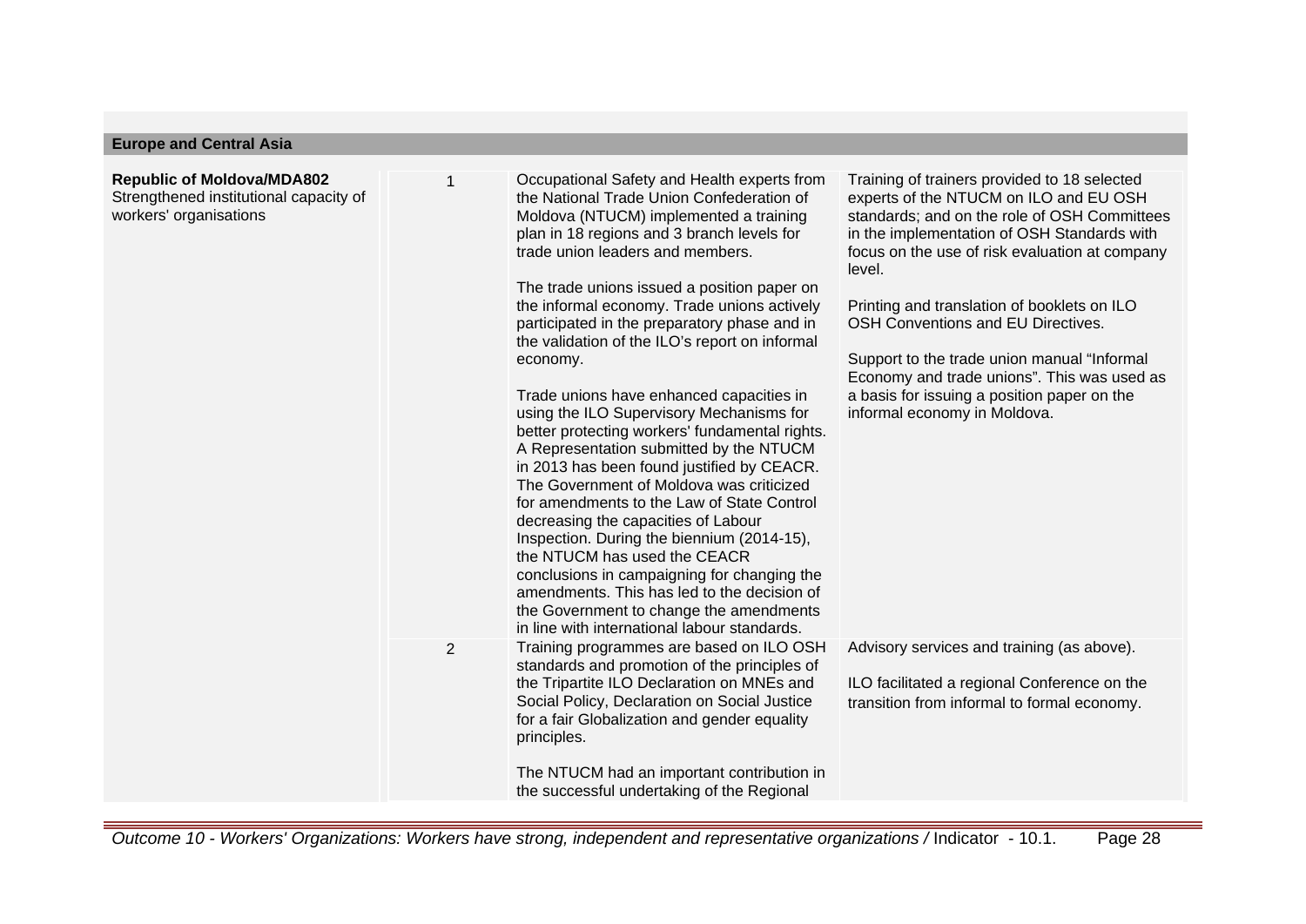## Europe and Central Asia

| | | | |
|---|---|---|---|
| **Republic of Moldova/MDA802**<br>Strengthened institutional capacity of workers' organisations | 1 | Occupational Safety and Health experts from the National Trade Union Confederation of Moldova (NTUCM) implemented a training plan in 18 regions and 3 branch levels for trade union leaders and members.<br><br>The trade unions issued a position paper on the informal economy. Trade unions actively participated in the preparatory phase and in the validation of the ILO's report on informal economy.<br><br>Trade unions have enhanced capacities in using the ILO Supervisory Mechanisms for better protecting workers' fundamental rights. A Representation submitted by the NTUCM in 2013 has been found justified by CEACR. The Government of Moldova was criticized for amendments to the Law of State Control decreasing the capacities of Labour Inspection. During the biennium (2014-15), the NTUCM has used the CEACR conclusions in campaigning for changing the amendments. This has led to the decision of the Government to change the amendments in line with international labour standards. | Training of trainers provided to 18 selected experts of the NTUCM on ILO and EU OSH standards; and on the role of OSH Committees in the implementation of OSH Standards with focus on the use of risk evaluation at company level.<br><br>Printing and translation of booklets on ILO OSH Conventions and EU Directives.<br><br>Support to the trade union manual "Informal Economy and trade unions". This was used as a basis for issuing a position paper on the informal economy in Moldova. |
| | 2 | Training programmes are based on ILO OSH standards and promotion of the principles of the Tripartite ILO Declaration on MNEs and Social Policy, Declaration on Social Justice for a fair Globalization and gender equality principles.<br><br>The NTUCM had an important contribution in the successful undertaking of the Regional | Advisory services and training (as above).<br><br>ILO facilitated a regional Conference on the transition from informal to formal economy. |

*Outcome 10 - Workers' Organizations: Workers have strong, independent and representative organizations / Indicator - 10.1.*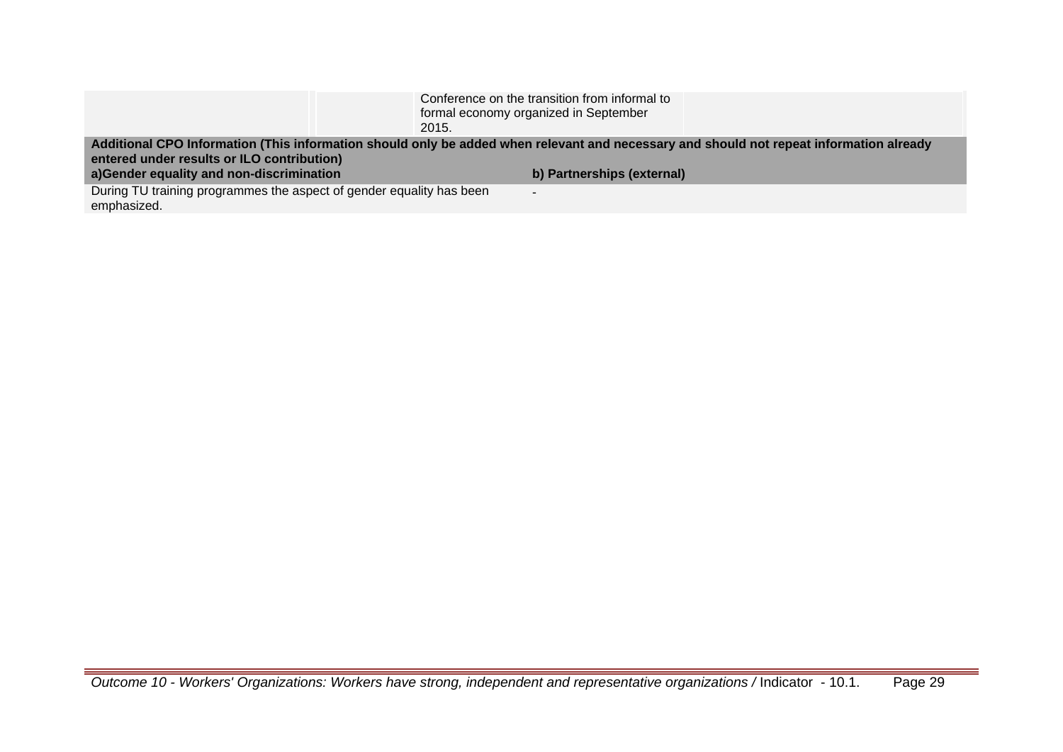| | | Conference on the transition from informal to formal economy organized in September 2015. | |
|---|---|---|---|

| **Additional CPO Information (This information should only be added when relevant and necessary and should not repeat information already entered under results or ILO contribution)** | |
|---|---|
| **a)Gender equality and non-discrimination** | **b) Partnerships (external)** |
| During TU training programmes the aspect of gender equality has been emphasized. | - |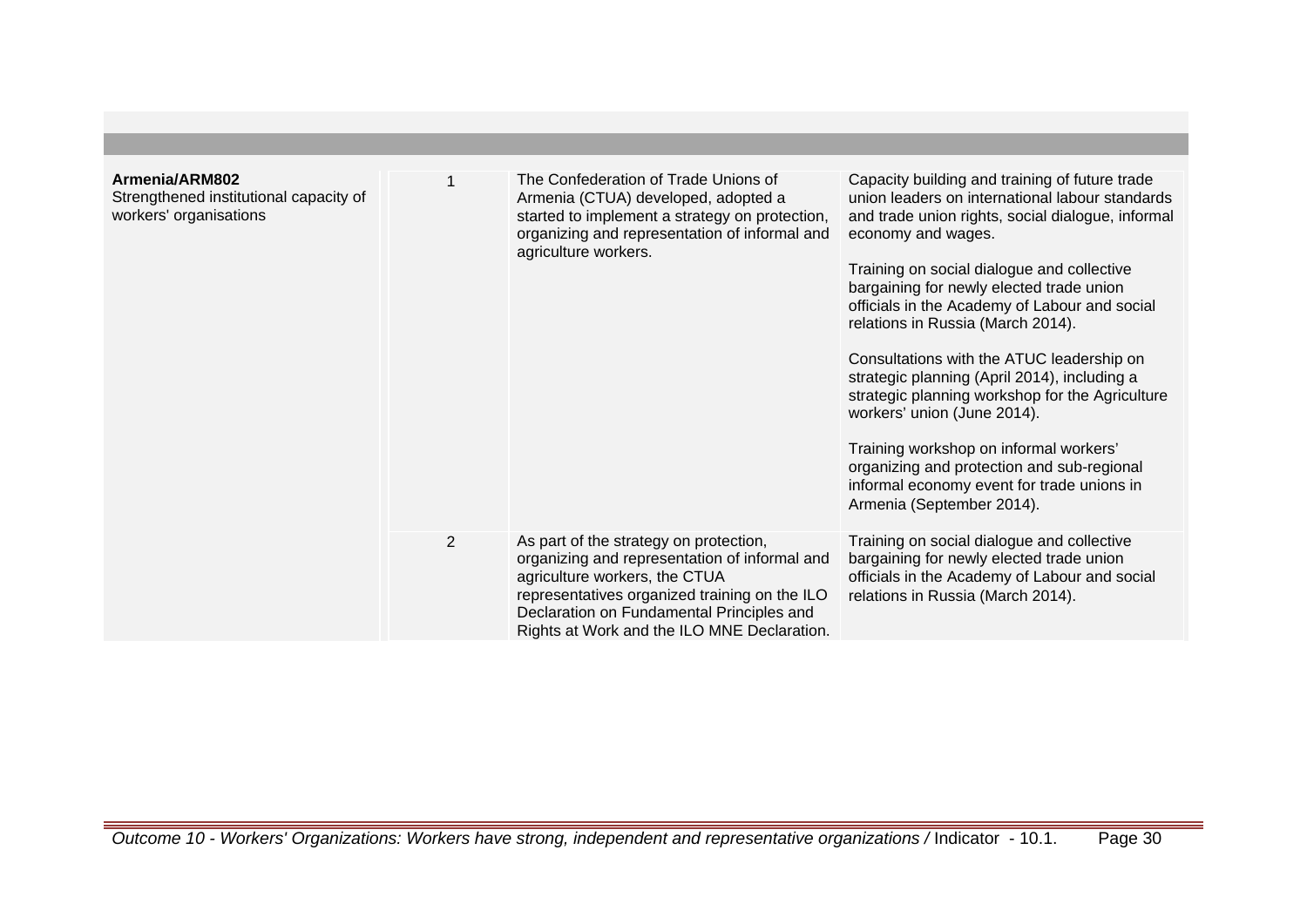| | | | |
|---|---|---|---|
| **Armenia/ARM802**<br>Strengthened institutional capacity of workers' organisations | 1 | The Confederation of Trade Unions of Armenia (CTUA) developed, adopted a started to implement a strategy on protection, organizing and representation of informal and agriculture workers. | Capacity building and training of future trade union leaders on international labour standards and trade union rights, social dialogue, informal economy and wages.<br><br>Training on social dialogue and collective bargaining for newly elected trade union officials in the Academy of Labour and social relations in Russia (March 2014).<br><br>Consultations with the ATUC leadership on strategic planning (April 2014), including a strategic planning workshop for the Agriculture workers' union (June 2014).<br><br>Training workshop on informal workers' organizing and protection and sub-regional informal economy event for trade unions in Armenia (September 2014). |
| | 2 | As part of the strategy on protection, organizing and representation of informal and agriculture workers, the CTUA representatives organized training on the ILO Declaration on Fundamental Principles and Rights at Work and the ILO MNE Declaration. | Training on social dialogue and collective bargaining for newly elected trade union officials in the Academy of Labour and social relations in Russia (March 2014). |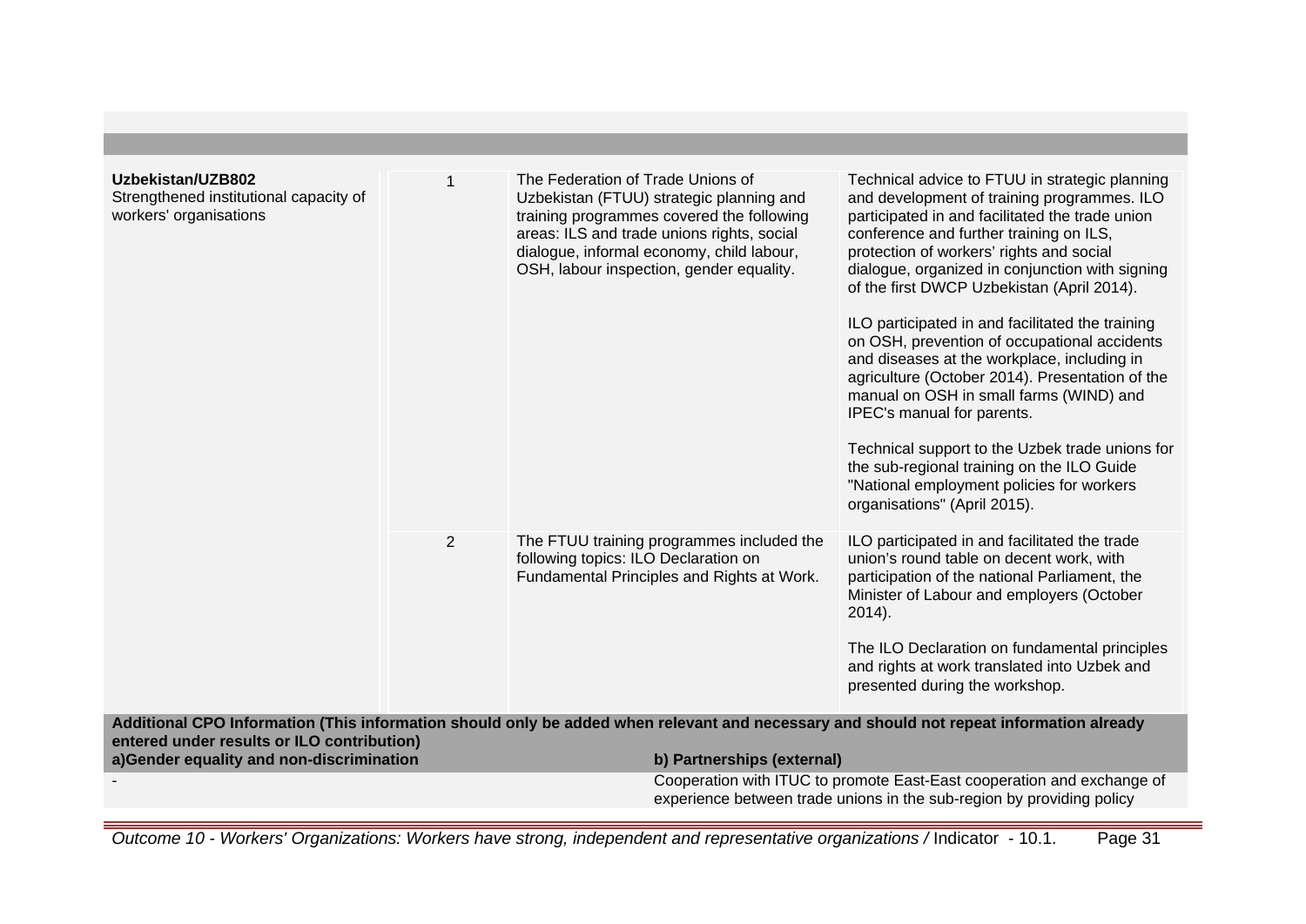| | | | |
|---|---|---|---|
| **Uzbekistan/UZB802**<br>Strengthened institutional capacity of workers' organisations | 1 | The Federation of Trade Unions of Uzbekistan (FTUU) strategic planning and training programmes covered the following areas: ILS and trade unions rights, social dialogue, informal economy, child labour, OSH, labour inspection, gender equality. | Technical advice to FTUU in strategic planning and development of training programmes. ILO participated in and facilitated the trade union conference and further training on ILS, protection of workers' rights and social dialogue, organized in conjunction with signing of the first DWCP Uzbekistan (April 2014).<br><br>ILO participated in and facilitated the training on OSH, prevention of occupational accidents and diseases at the workplace, including in agriculture (October 2014). Presentation of the manual on OSH in small farms (WIND) and IPEC's manual for parents.<br><br>Technical support to the Uzbek trade unions for the sub-regional training on the ILO Guide "National employment policies for workers organisations" (April 2015). |
| | 2 | The FTUU training programmes included the following topics: ILO Declaration on Fundamental Principles and Rights at Work. | ILO participated in and facilitated the trade union's round table on decent work, with participation of the national Parliament, the Minister of Labour and employers (October 2014).<br><br>The ILO Declaration on fundamental principles and rights at work translated into Uzbek and presented during the workshop. |

**Additional CPO Information (This information should only be added when relevant and necessary and should not repeat information already entered under results or ILO contribution)**

| a)Gender equality and non-discrimination | b) Partnerships (external) |
|---|---|
| - | Cooperation with ITUC to promote East-East cooperation and exchange of experience between trade unions in the sub-region by providing policy |

*Outcome 10 - Workers' Organizations: Workers have strong, independent and representative organizations /* Indicator - 10.1.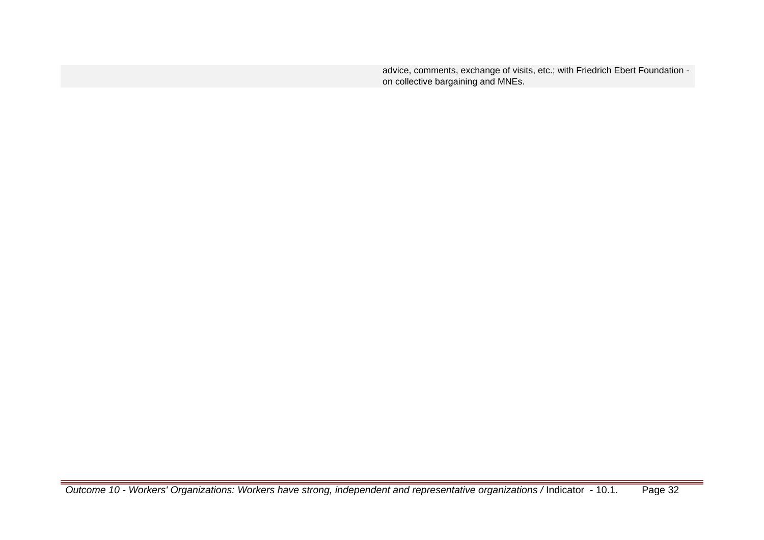| | |
|---|---|
| | advice, comments, exchange of visits, etc.; with Friedrich Ebert Foundation - on collective bargaining and MNEs. |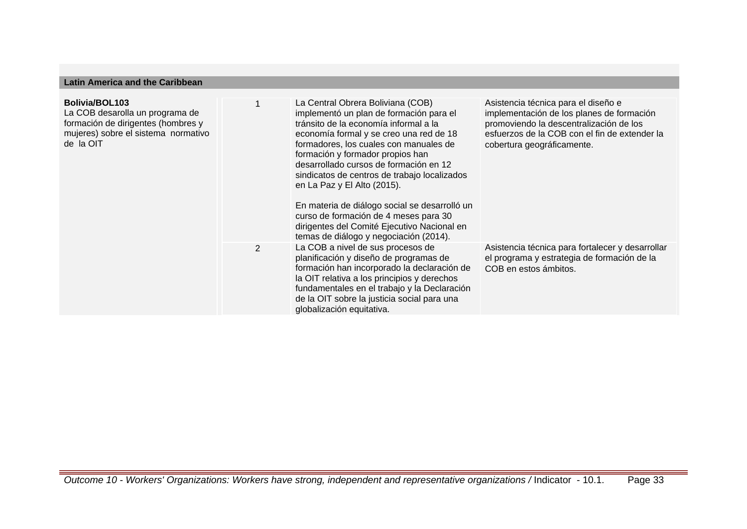## Latin America and the Caribbean

| | | | |
|---|---|---|---|
| **Bolivia/BOL103**<br>La COB desarolla un programa de formación de dirigentes (hombres y mujeres) sobre el sistema normativo de la OIT | 1 | La Central Obrera Boliviana (COB) implementó un plan de formación para el tránsito de la economía informal a la economía formal y se creo una red de 18 formadores, los cuales con manuales de formación y formador propios han desarrollado cursos de formación en 12 sindicatos de centros de trabajo localizados en La Paz y El Alto (2015).<br><br>En materia de diálogo social se desarrolló un curso de formación de 4 meses para 30 dirigentes del Comité Ejecutivo Nacional en temas de diálogo y negociación (2014). | Asistencia técnica para el diseño e implementación de los planes de formación promoviendo la descentralización de los esfuerzos de la COB con el fin de extender la cobertura geográficamente. |
| | 2 | La COB a nivel de sus procesos de planificación y diseño de programas de formación han incorporado la declaración de la OIT relativa a los principios y derechos fundamentales en el trabajo y la Declaración de la OIT sobre la justicia social para una globalización equitativa. | Asistencia técnica para fortalecer y desarrollar el programa y estrategia de formación de la COB en estos ámbitos. |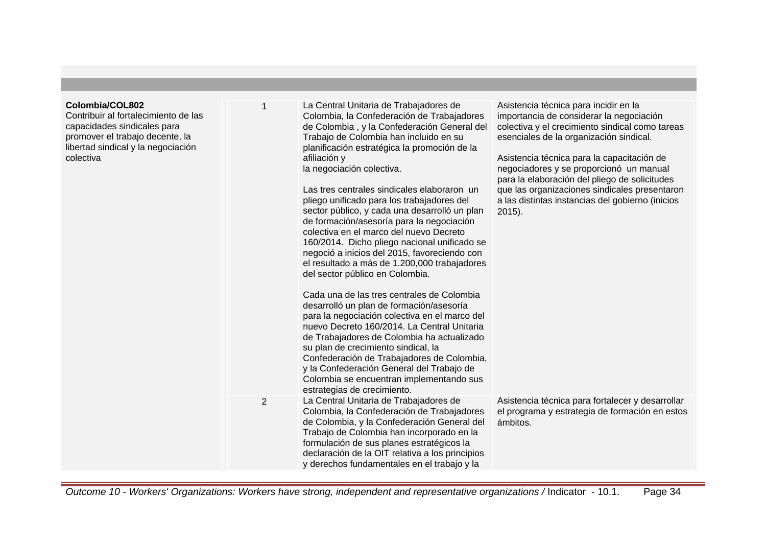| | | | |
|---|---|---|---|
| **Colombia/COL802**<br>Contribuir al fortalecimiento de las capacidades sindicales para promover el trabajo decente, la libertad sindical y la negociación colectiva | 1 | La Central Unitaria de Trabajadores de Colombia, la Confederación de Trabajadores de Colombia , y la Confederación General del Trabajo de Colombia han incluido en su planificación estratégica la promoción de la afiliación y<br>la negociación colectiva.<br><br>Las tres centrales sindicales elaboraron un pliego unificado para los trabajadores del sector público, y cada una desarrolló un plan de formación/asesoría para la negociación colectiva en el marco del nuevo Decreto 160/2014. Dicho pliego nacional unificado se negoció a inicios del 2015, favoreciendo con el resultado a más de 1.200,000 trabajadores del sector público en Colombia.<br><br>Cada una de las tres centrales de Colombia desarrolló un plan de formación/asesoría para la negociación colectiva en el marco del nuevo Decreto 160/2014. La Central Unitaria de Trabajadores de Colombia ha actualizado su plan de crecimiento sindical, la Confederación de Trabajadores de Colombia, y la Confederación General del Trabajo de Colombia se encuentran implementando sus estrategias de crecimiento. | Asistencia técnica para incidir en la importancia de considerar la negociación colectiva y el crecimiento sindical como tareas esenciales de la organización sindical.<br><br>Asistencia técnica para la capacitación de negociadores y se proporcionó un manual para la elaboración del pliego de solicitudes que las organizaciones sindicales presentaron a las distintas instancias del gobierno (inicios 2015). |
| | 2 | La Central Unitaria de Trabajadores de Colombia, la Confederación de Trabajadores de Colombia, y la Confederación General del Trabajo de Colombia han incorporado en la formulación de sus planes estratégicos la declaración de la OIT relativa a los principios y derechos fundamentales en el trabajo y la | Asistencia técnica para fortalecer y desarrollar el programa y estrategia de formación en estos ámbitos. |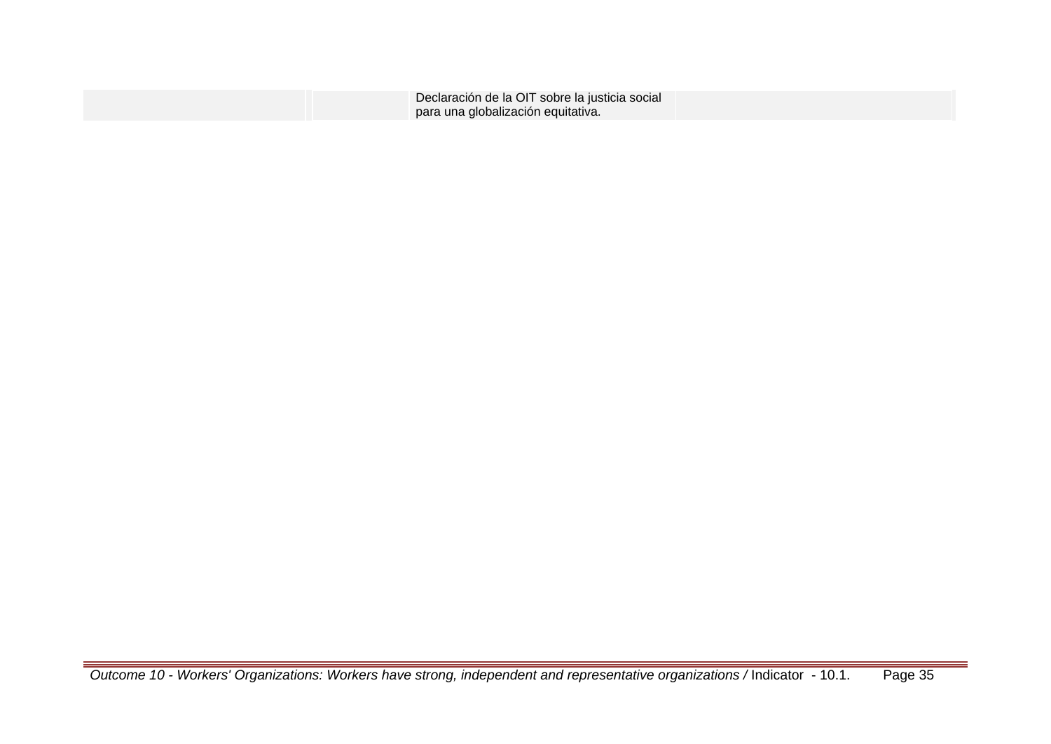| | | | |
|---|---|---|---|
| | | Declaración de la OIT sobre la justicia social para una globalización equitativa. | |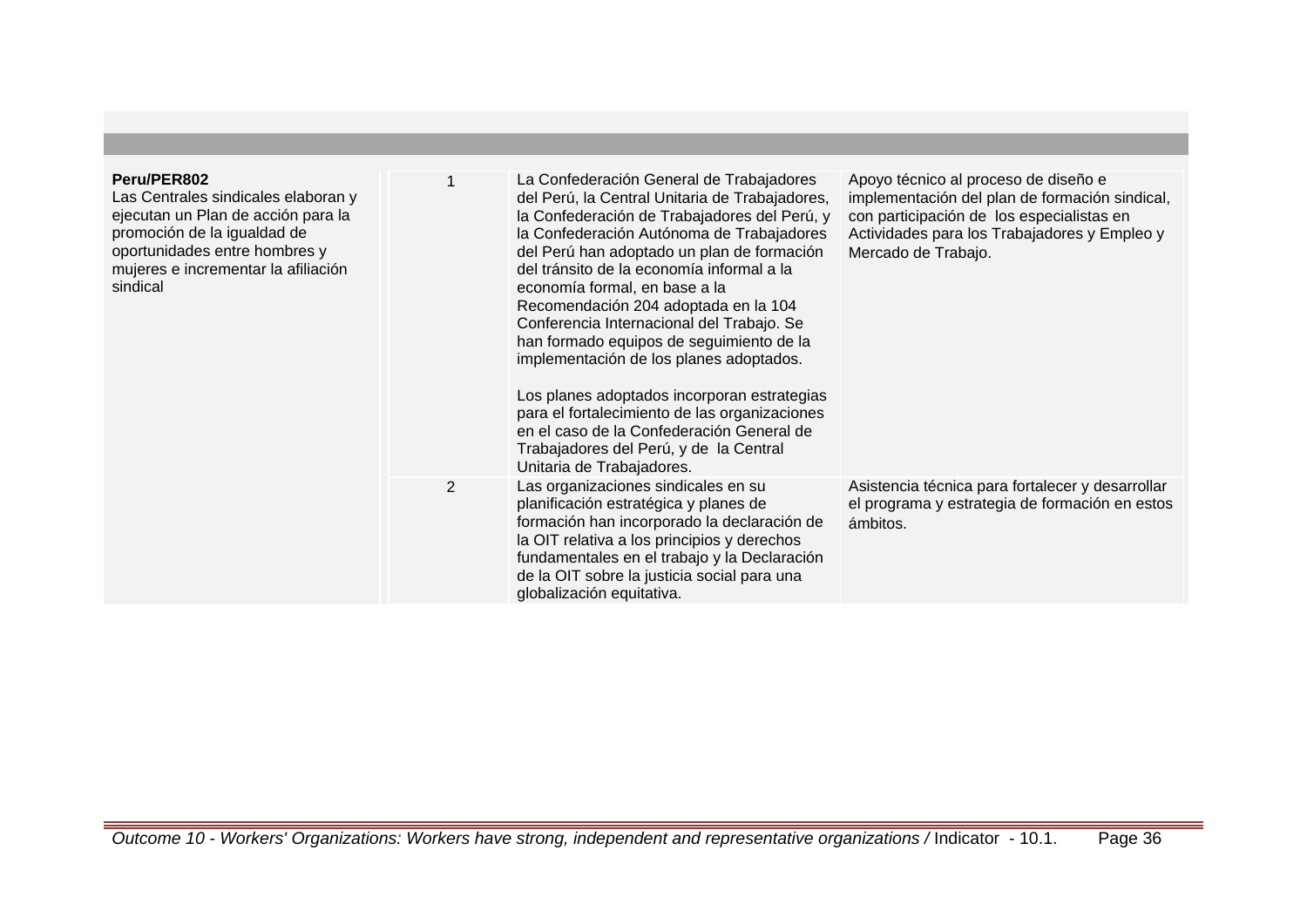| | | | |
|---|---|---|---|
| **Peru/PER802**<br>Las Centrales sindicales elaboran y ejecutan un Plan de acción para la promoción de la igualdad de oportunidades entre hombres y mujeres e incrementar la afiliación sindical | 1 | La Confederación General de Trabajadores del Perú, la Central Unitaria de Trabajadores, la Confederación de Trabajadores del Perú, y la Confederación Autónoma de Trabajadores del Perú han adoptado un plan de formación del tránsito de la economía informal a la economía formal, en base a la Recomendación 204 adoptada en la 104 Conferencia Internacional del Trabajo. Se han formado equipos de seguimiento de la implementación de los planes adoptados.<br><br>Los planes adoptados incorporan estrategias para el fortalecimiento de las organizaciones en el caso de la Confederación General de Trabajadores del Perú, y de la Central Unitaria de Trabajadores. | Apoyo técnico al proceso de diseño e implementación del plan de formación sindical, con participación de los especialistas en Actividades para los Trabajadores y Empleo y Mercado de Trabajo. |
| | 2 | Las organizaciones sindicales en su planificación estratégica y planes de formación han incorporado la declaración de la OIT relativa a los principios y derechos fundamentales en el trabajo y la Declaración de la OIT sobre la justicia social para una globalización equitativa. | Asistencia técnica para fortalecer y desarrollar el programa y estrategia de formación en estos ámbitos. |

*Outcome 10 - Workers' Organizations: Workers have strong, independent and representative organizations /* Indicator - 10.1.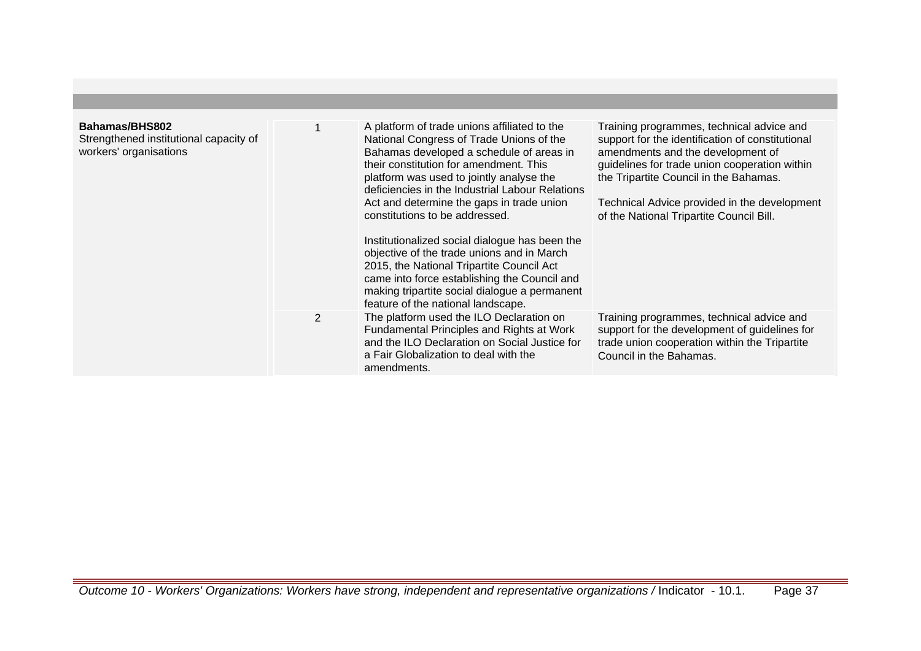| | | | |
|---|---|---|---|
| **Bahamas/BHS802**<br>Strengthened institutional capacity of workers' organisations | 1 | A platform of trade unions affiliated to the National Congress of Trade Unions of the Bahamas developed a schedule of areas in their constitution for amendment. This platform was used to jointly analyse the deficiencies in the Industrial Labour Relations Act and determine the gaps in trade union constitutions to be addressed.<br><br>Institutionalized social dialogue has been the objective of the trade unions and in March 2015, the National Tripartite Council Act came into force establishing the Council and making tripartite social dialogue a permanent feature of the national landscape. | Training programmes, technical advice and support for the identification of constitutional amendments and the development of guidelines for trade union cooperation within the Tripartite Council in the Bahamas.<br><br>Technical Advice provided in the development of the National Tripartite Council Bill. |
| | 2 | The platform used the ILO Declaration on Fundamental Principles and Rights at Work and the ILO Declaration on Social Justice for a Fair Globalization to deal with the amendments. | Training programmes, technical advice and support for the development of guidelines for trade union cooperation within the Tripartite Council in the Bahamas. |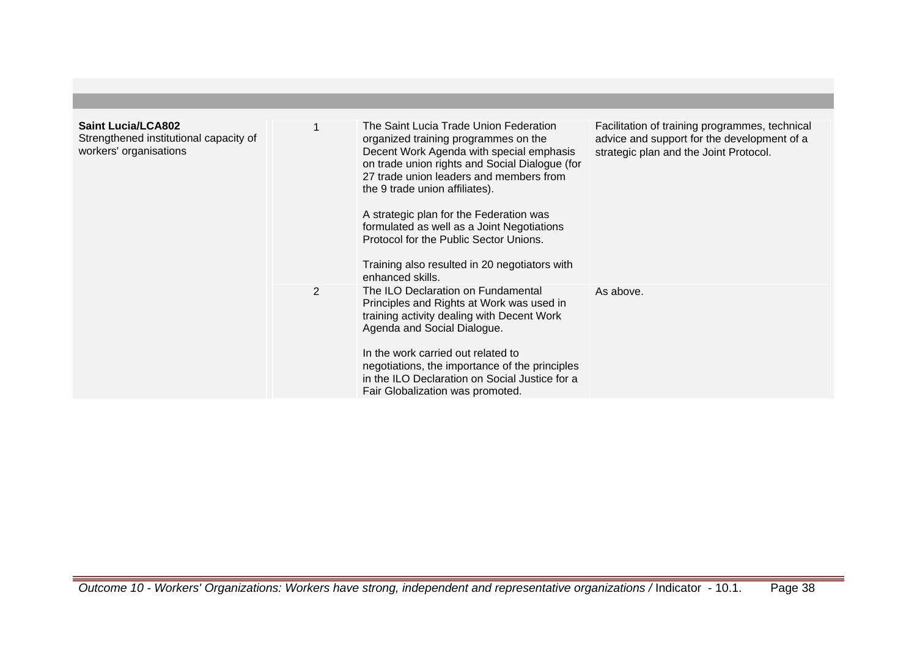| | | | |
|---|---|---|---|
| **Saint Lucia/LCA802**<br>Strengthened institutional capacity of workers' organisations | 1 | The Saint Lucia Trade Union Federation organized training programmes on the Decent Work Agenda with special emphasis on trade union rights and Social Dialogue (for 27 trade union leaders and members from the 9 trade union affiliates).<br><br>A strategic plan for the Federation was formulated as well as a Joint Negotiations Protocol for the Public Sector Unions.<br><br>Training also resulted in 20 negotiators with enhanced skills. | Facilitation of training programmes, technical advice and support for the development of a strategic plan and the Joint Protocol. |
| | 2 | The ILO Declaration on Fundamental Principles and Rights at Work was used in training activity dealing with Decent Work Agenda and Social Dialogue.<br><br>In the work carried out related to negotiations, the importance of the principles in the ILO Declaration on Social Justice for a Fair Globalization was promoted. | As above. |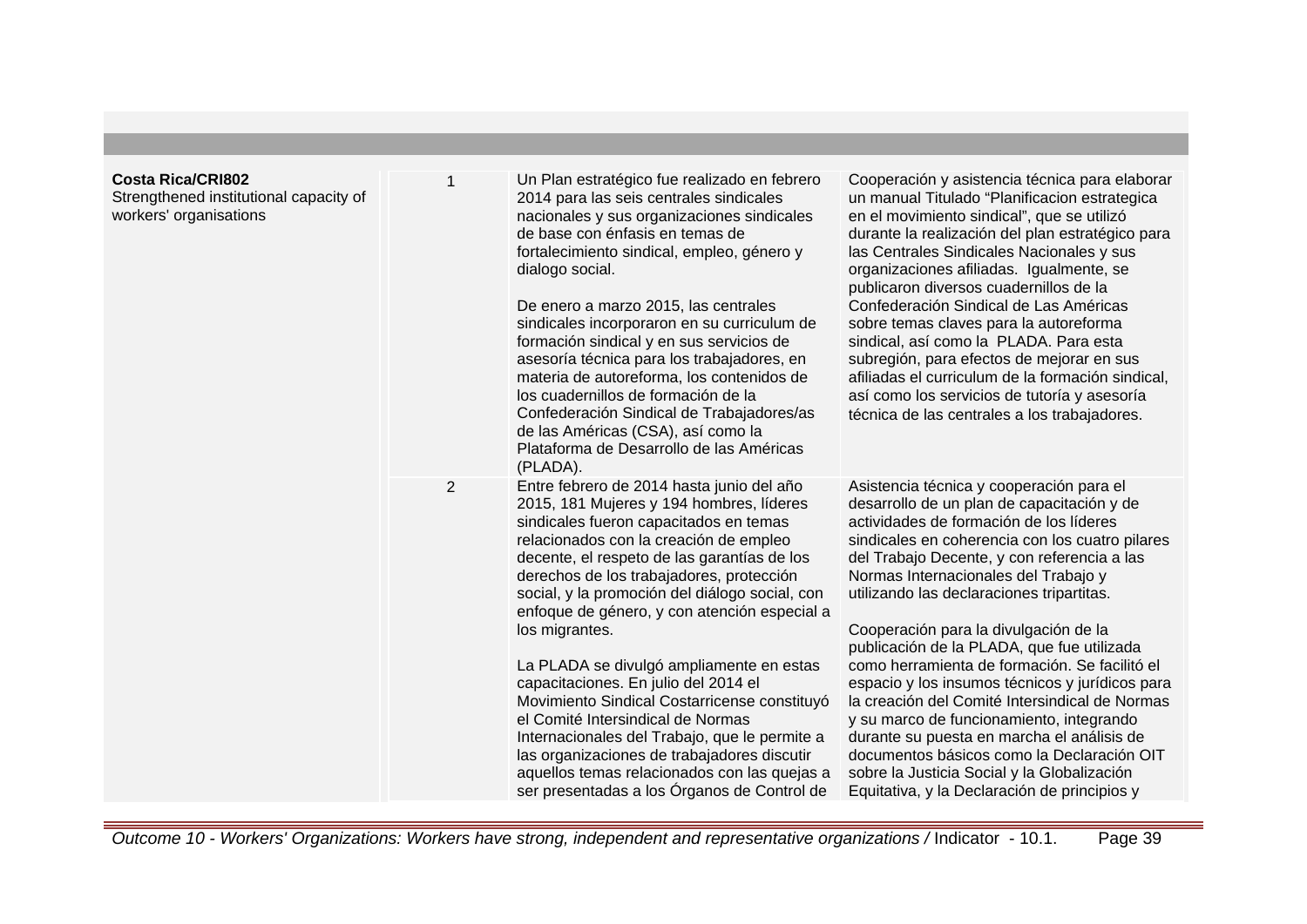| | | | |
|---|---|---|---|
| **Costa Rica/CRI802**<br>Strengthened institutional capacity of workers' organisations | 1 | Un Plan estratégico fue realizado en febrero 2014 para las seis centrales sindicales nacionales y sus organizaciones sindicales de base con énfasis en temas de fortalecimiento sindical, empleo, género y dialogo social.<br><br>De enero a marzo 2015, las centrales sindicales incorporaron en su curriculum de formación sindical y en sus servicios de asesoría técnica para los trabajadores, en materia de autoreforma, los contenidos de los cuadernillos de formación de la Confederación Sindical de Trabajadores/as de las Américas (CSA), así como la Plataforma de Desarrollo de las Américas (PLADA). | Cooperación y asistencia técnica para elaborar un manual Titulado "Planificacion estrategica en el movimiento sindical", que se utilizó durante la realización del plan estratégico para las Centrales Sindicales Nacionales y sus organizaciones afiliadas. Igualmente, se publicaron diversos cuadernillos de la Confederación Sindical de Las Américas sobre temas claves para la autoreforma sindical, así como la PLADA. Para esta subregión, para efectos de mejorar en sus afiliadas el curriculum de la formación sindical, así como los servicios de tutoría y asesoría técnica de las centrales a los trabajadores. |
| | 2 | Entre febrero de 2014 hasta junio del año 2015, 181 Mujeres y 194 hombres, líderes sindicales fueron capacitados en temas relacionados con la creación de empleo decente, el respeto de las garantías de los derechos de los trabajadores, protección social, y la promoción del diálogo social, con enfoque de género, y con atención especial a los migrantes.<br><br>La PLADA se divulgó ampliamente en estas capacitaciones. En julio del 2014 el Movimiento Sindical Costarricense constituyó el Comité Intersindical de Normas Internacionales del Trabajo, que le permite a las organizaciones de trabajadores discutir aquellos temas relacionados con las quejas a ser presentadas a los Órganos de Control de | Asistencia técnica y cooperación para el desarrollo de un plan de capacitación y de actividades de formación de los líderes sindicales en coherencia con los cuatro pilares del Trabajo Decente, y con referencia a las Normas Internacionales del Trabajo y utilizando las declaraciones tripartitas.<br><br>Cooperación para la divulgación de la publicación de la PLADA, que fue utilizada como herramienta de formación. Se facilitó el espacio y los insumos técnicos y jurídicos para la creación del Comité Intersindical de Normas y su marco de funcionamiento, integrando durante su puesta en marcha el análisis de documentos básicos como la Declaración OIT sobre la Justicia Social y la Globalización Equitativa, y la Declaración de principios y |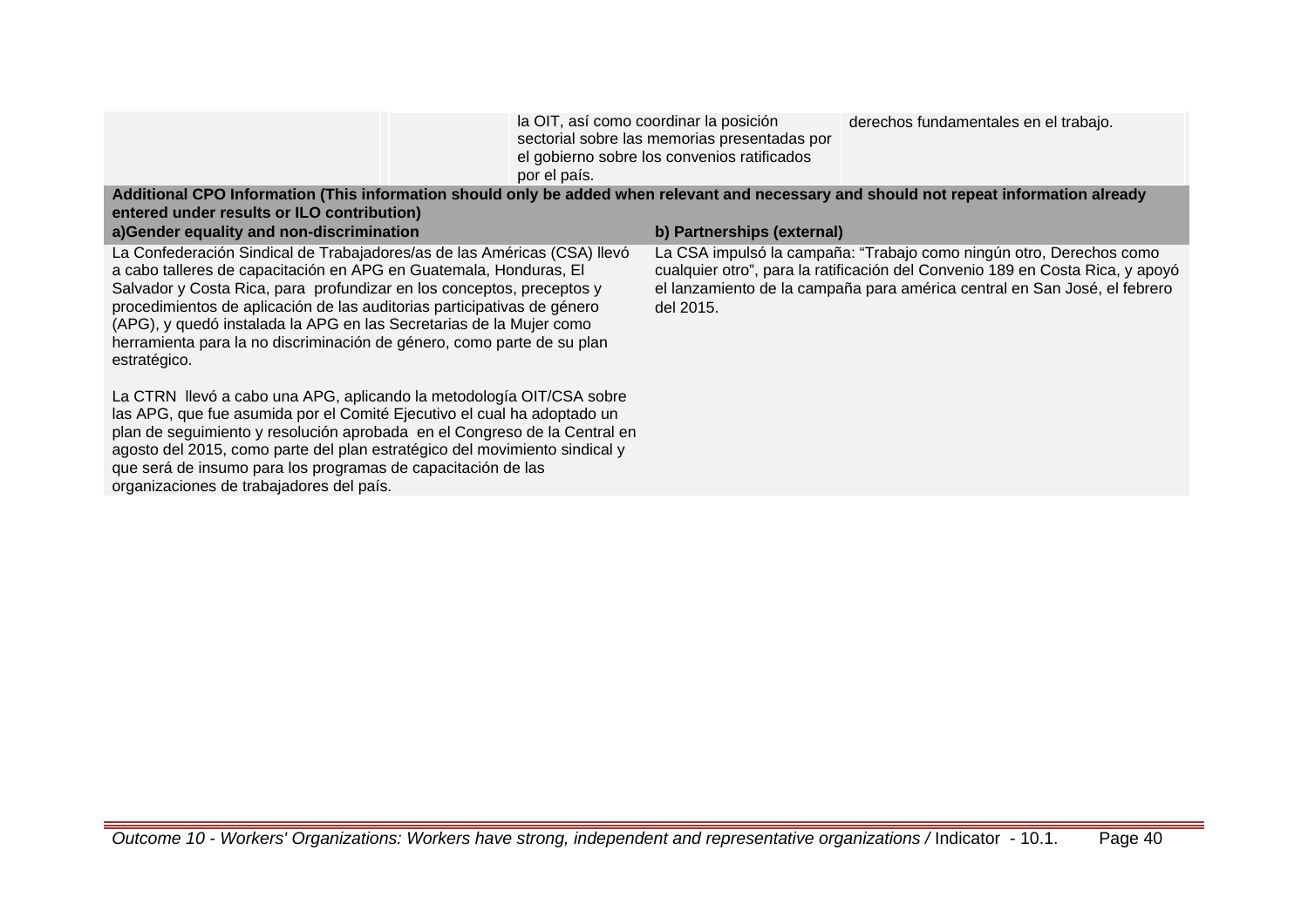| | | | |
|---|---|---|---|
| | | la OIT, así como coordinar la posición sectorial sobre las memorias presentadas por el gobierno sobre los convenios ratificados por el país. | derechos fundamentales en el trabajo. |

**Additional CPO Information (This information should only be added when relevant and necessary and should not repeat information already entered under results or ILO contribution)**

| a)Gender equality and non-discrimination | b) Partnerships (external) |
|---|---|
| La Confederación Sindical de Trabajadores/as de las Américas (CSA) llevó a cabo talleres de capacitación en APG en Guatemala, Honduras, El Salvador y Costa Rica, para profundizar en los conceptos, preceptos y procedimientos de aplicación de las auditorias participativas de género (APG), y quedó instalada la APG en las Secretarias de la Mujer como herramienta para la no discriminación de género, como parte de su plan estratégico.<br><br>La CTRN llevó a cabo una APG, aplicando la metodología OIT/CSA sobre las APG, que fue asumida por el Comité Ejecutivo el cual ha adoptado un plan de seguimiento y resolución aprobada en el Congreso de la Central en agosto del 2015, como parte del plan estratégico del movimiento sindical y que será de insumo para los programas de capacitación de las organizaciones de trabajadores del país. | La CSA impulsó la campaña: "Trabajo como ningún otro, Derechos como cualquier otro", para la ratificación del Convenio 189 en Costa Rica, y apoyó el lanzamiento de la campaña para américa central en San José, el febrero del 2015. |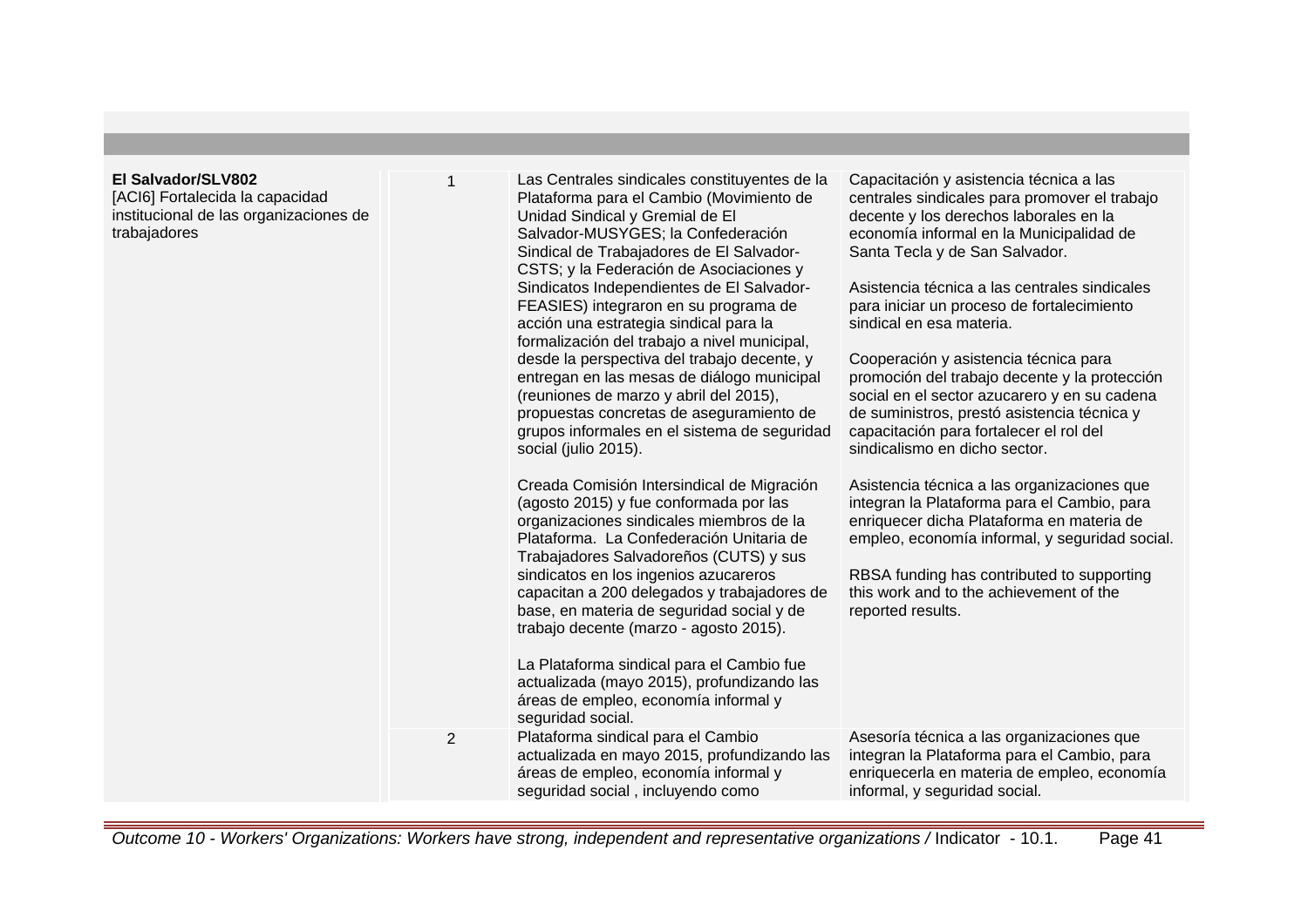| | | | |
|---|---|---|---|
| **El Salvador/SLV802**<br>[ACI6] Fortalecida la capacidad institucional de las organizaciones de trabajadores | 1 | Las Centrales sindicales constituyentes de la Plataforma para el Cambio (Movimiento de Unidad Sindical y Gremial de El Salvador-MUSYGES; la Confederación Sindical de Trabajadores de El Salvador-CSTS; y la Federación de Asociaciones y Sindicatos Independientes de El Salvador-FEASIES) integraron en su programa de acción una estrategia sindical para la formalización del trabajo a nivel municipal, desde la perspectiva del trabajo decente, y entregan en las mesas de diálogo municipal (reuniones de marzo y abril del 2015), propuestas concretas de aseguramiento de grupos informales en el sistema de seguridad social (julio 2015).<br><br>Creada Comisión Intersindical de Migración (agosto 2015) y fue conformada por las organizaciones sindicales miembros de la Plataforma. La Confederación Unitaria de Trabajadores Salvadoreños (CUTS) y sus sindicatos en los ingenios azucareros capacitan a 200 delegados y trabajadores de base, en materia de seguridad social y de trabajo decente (marzo - agosto 2015).<br><br>La Plataforma sindical para el Cambio fue actualizada (mayo 2015), profundizando las áreas de empleo, economía informal y seguridad social. | Capacitación y asistencia técnica a las centrales sindicales para promover el trabajo decente y los derechos laborales en la economía informal en la Municipalidad de Santa Tecla y de San Salvador.<br><br>Asistencia técnica a las centrales sindicales para iniciar un proceso de fortalecimiento sindical en esa materia.<br><br>Cooperación y asistencia técnica para promoción del trabajo decente y la protección social en el sector azucarero y en su cadena de suministros, prestó asistencia técnica y capacitación para fortalecer el rol del sindicalismo en dicho sector.<br><br>Asistencia técnica a las organizaciones que integran la Plataforma para el Cambio, para enriquecer dicha Plataforma en materia de empleo, economía informal, y seguridad social.<br><br>RBSA funding has contributed to supporting this work and to the achievement of the reported results. |
| | 2 | Plataforma sindical para el Cambio actualizada en mayo 2015, profundizando las áreas de empleo, economía informal y seguridad social , incluyendo como | Asesoría técnica a las organizaciones que integran la Plataforma para el Cambio, para enriquecerla en materia de empleo, economía informal, y seguridad social. |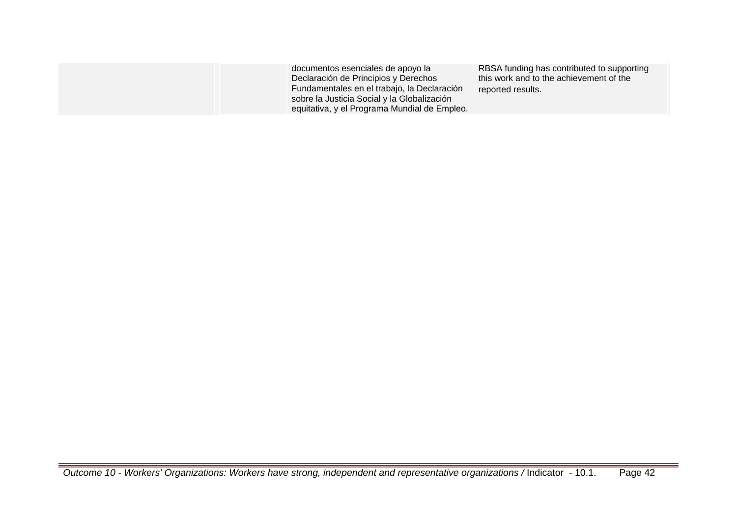| | | | |
|---|---|---|---|
| | | documentos esenciales de apoyo la Declaración de Principios y Derechos Fundamentales en el trabajo, la Declaración sobre la Justicia Social y la Globalización equitativa, y el Programa Mundial de Empleo. | RBSA funding has contributed to supporting this work and to the achievement of the reported results. |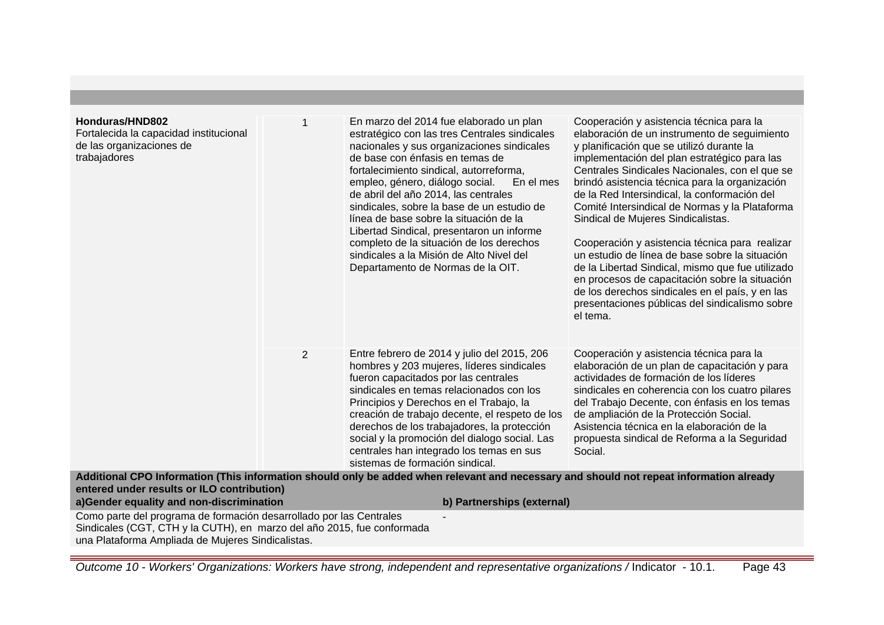| | | | |
|---|---|---|---|
| **Honduras/HND802**<br>Fortalecida la capacidad institucional de las organizaciones de trabajadores | 1 | En marzo del 2014 fue elaborado un plan estratégico con las tres Centrales sindicales nacionales y sus organizaciones sindicales de base con énfasis en temas de fortalecimiento sindical, autorreforma, empleo, género, diálogo social. En el mes de abril del año 2014, las centrales sindicales, sobre la base de un estudio de línea de base sobre la situación de la Libertad Sindical, presentaron un informe completo de la situación de los derechos sindicales a la Misión de Alto Nivel del Departamento de Normas de la OIT. | Cooperación y asistencia técnica para la elaboración de un instrumento de seguimiento y planificación que se utilizó durante la implementación del plan estratégico para las Centrales Sindicales Nacionales, con el que se brindó asistencia técnica para la organización de la Red Intersindical, la conformación del Comité Intersindical de Normas y la Plataforma Sindical de Mujeres Sindicalistas.<br><br>Cooperación y asistencia técnica para realizar un estudio de línea de base sobre la situación de la Libertad Sindical, mismo que fue utilizado en procesos de capacitación sobre la situación de los derechos sindicales en el país, y en las presentaciones públicas del sindicalismo sobre el tema. |
| | 2 | Entre febrero de 2014 y julio del 2015, 206 hombres y 203 mujeres, líderes sindicales fueron capacitados por las centrales sindicales en temas relacionados con los Principios y Derechos en el Trabajo, la creación de trabajo decente, el respeto de los derechos de los trabajadores, la protección social y la promoción del dialogo social. Las centrales han integrado los temas en sus sistemas de formación sindical. | Cooperación y asistencia técnica para la elaboración de un plan de capacitación y para actividades de formación de los líderes sindicales en coherencia con los cuatro pilares del Trabajo Decente, con énfasis en los temas de ampliación de la Protección Social. Asistencia técnica en la elaboración de la propuesta sindical de Reforma a la Seguridad Social. |

**Additional CPO Information (This information should only be added when relevant and necessary and should not repeat information already entered under results or ILO contribution)**

| a)Gender equality and non-discrimination | b) Partnerships (external) |
|---|---|
| Como parte del programa de formación desarrollado por las Centrales Sindicales (CGT, CTH y la CUTH), en marzo del año 2015, fue conformada una Plataforma Ampliada de Mujeres Sindicalistas. | - |

*Outcome 10 - Workers' Organizations: Workers have strong, independent and representative organizations /* Indicator - 10.1.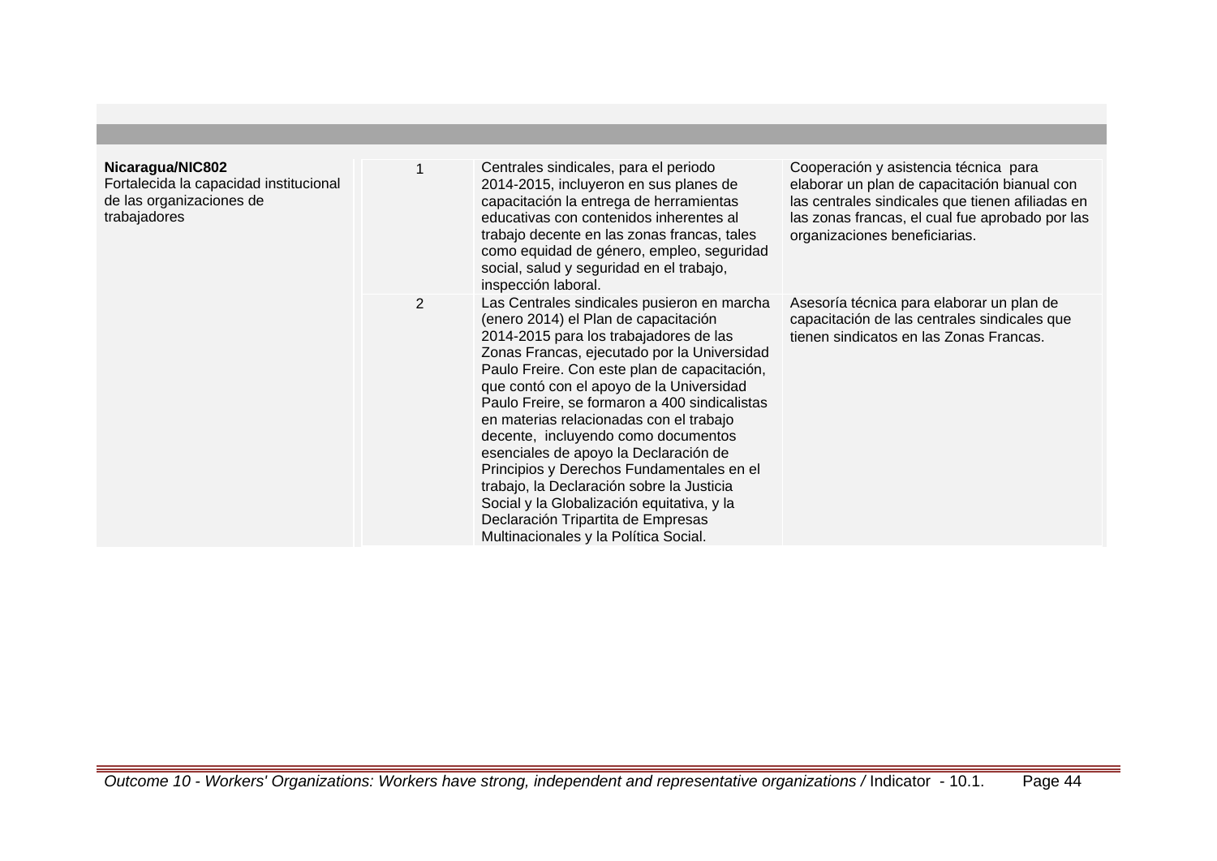| | | | |
|---|---|---|---|
| **Nicaragua/NIC802**<br>Fortalecida la capacidad institucional de las organizaciones de trabajadores | 1 | Centrales sindicales, para el periodo 2014-2015, incluyeron en sus planes de capacitación la entrega de herramientas educativas con contenidos inherentes al trabajo decente en las zonas francas, tales como equidad de género, empleo, seguridad social, salud y seguridad en el trabajo, inspección laboral. | Cooperación y asistencia técnica para elaborar un plan de capacitación bianual con las centrales sindicales que tienen afiliadas en las zonas francas, el cual fue aprobado por las organizaciones beneficiarias. |
| | 2 | Las Centrales sindicales pusieron en marcha (enero 2014) el Plan de capacitación 2014-2015 para los trabajadores de las Zonas Francas, ejecutado por la Universidad Paulo Freire. Con este plan de capacitación, que contó con el apoyo de la Universidad Paulo Freire, se formaron a 400 sindicalistas en materias relacionadas con el trabajo decente, incluyendo como documentos esenciales de apoyo la Declaración de Principios y Derechos Fundamentales en el trabajo, la Declaración sobre la Justicia Social y la Globalización equitativa, y la Declaración Tripartita de Empresas Multinacionales y la Política Social. | Asesoría técnica para elaborar un plan de capacitación de las centrales sindicales que tienen sindicatos en las Zonas Francas. |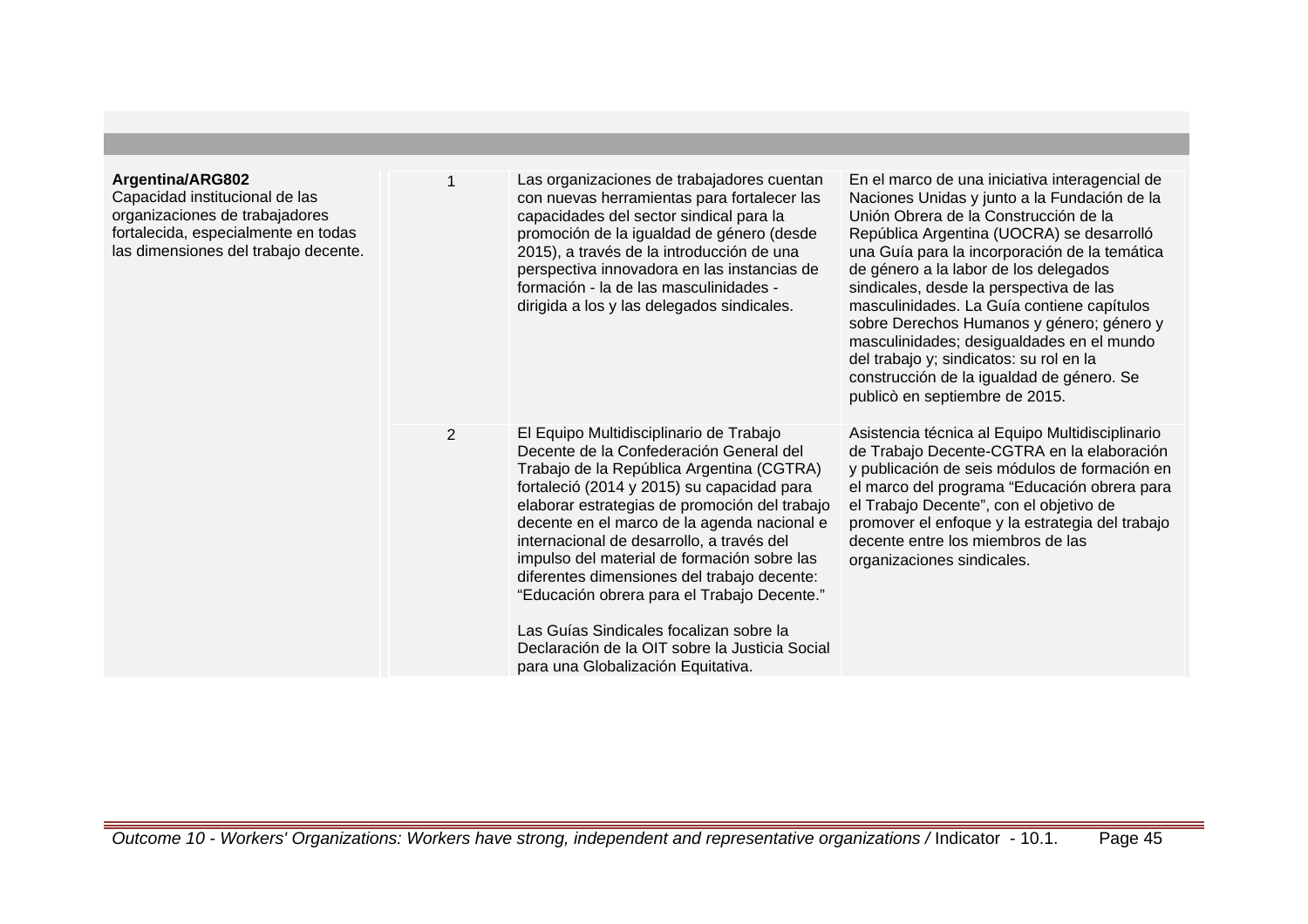| | | | |
|---|---|---|---|
| **Argentina/ARG802**<br>Capacidad institucional de las organizaciones de trabajadores fortalecida, especialmente en todas las dimensiones del trabajo decente. | 1 | Las organizaciones de trabajadores cuentan con nuevas herramientas para fortalecer las capacidades del sector sindical para la promoción de la igualdad de género (desde 2015), a través de la introducción de una perspectiva innovadora en las instancias de formación - la de las masculinidades - dirigida a los y las delegados sindicales. | En el marco de una iniciativa interagencial de Naciones Unidas y junto a la Fundación de la Unión Obrera de la Construcción de la República Argentina (UOCRA) se desarrolló una Guía para la incorporación de la temática de género a la labor de los delegados sindicales, desde la perspectiva de las masculinidades. La Guía contiene capítulos sobre Derechos Humanos y género; género y masculinidades; desigualdades en el mundo del trabajo y; sindicatos: su rol en la construcción de la igualdad de género. Se publicò en septiembre de 2015. |
| | 2 | El Equipo Multidisciplinario de Trabajo Decente de la Confederación General del Trabajo de la República Argentina (CGTRA) fortaleció (2014 y 2015) su capacidad para elaborar estrategias de promoción del trabajo decente en el marco de la agenda nacional e internacional de desarrollo, a través del impulso del material de formación sobre las diferentes dimensiones del trabajo decente: “Educación obrera para el Trabajo Decente.”<br><br>Las Guías Sindicales focalizan sobre la Declaración de la OIT sobre la Justicia Social para una Globalización Equitativa. | Asistencia técnica al Equipo Multidisciplinario de Trabajo Decente-CGTRA en la elaboración y publicación de seis módulos de formación en el marco del programa “Educación obrera para el Trabajo Decente”, con el objetivo de promover el enfoque y la estrategia del trabajo decente entre los miembros de las organizaciones sindicales. |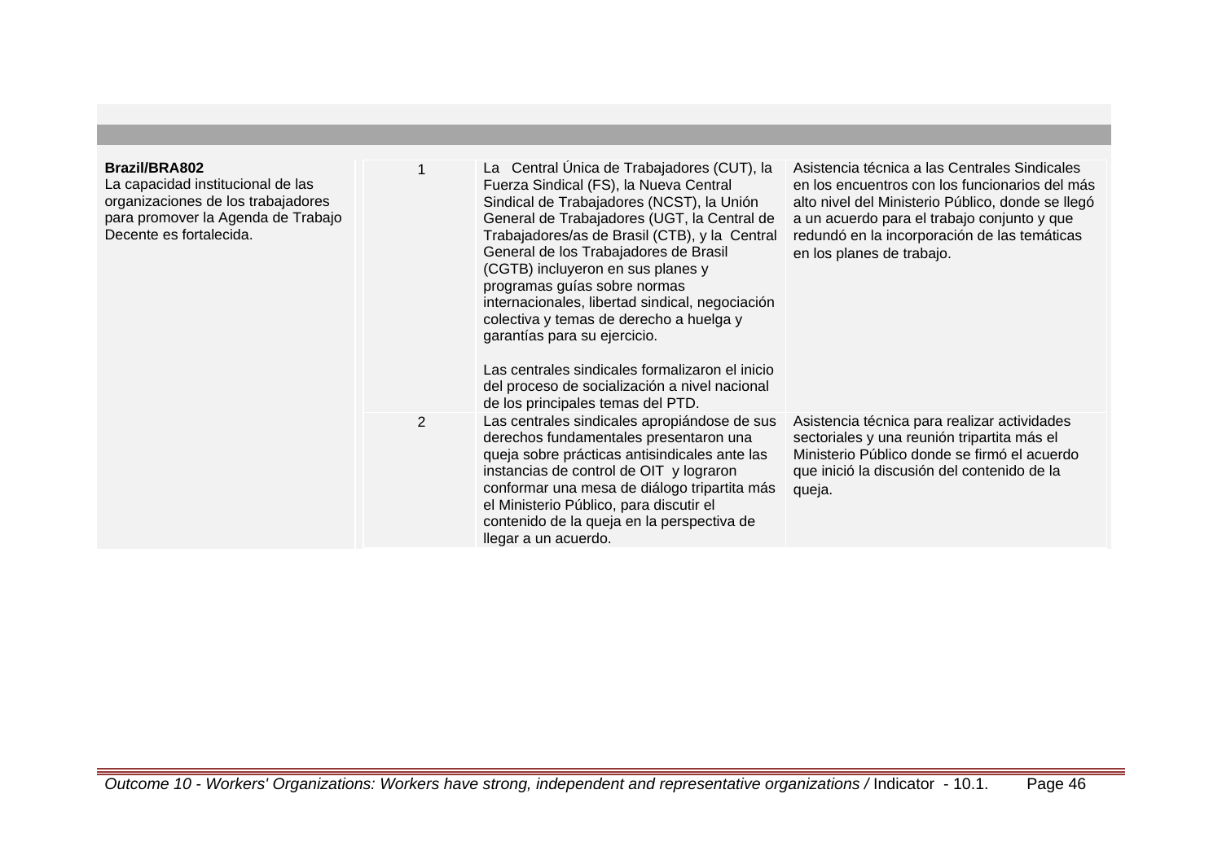| | | | |
|---|---|---|---|
| **Brazil/BRA802**<br>La capacidad institucional de las organizaciones de los trabajadores para promover la Agenda de Trabajo Decente es fortalecida. | 1 | La Central Única de Trabajadores (CUT), la Fuerza Sindical (FS), la Nueva Central Sindical de Trabajadores (NCST), la Unión General de Trabajadores (UGT, la Central de Trabajadores/as de Brasil (CTB), y la Central General de los Trabajadores de Brasil (CGTB) incluyeron en sus planes y programas guías sobre normas internacionales, libertad sindical, negociación colectiva y temas de derecho a huelga y garantías para su ejercicio.<br><br>Las centrales sindicales formalizaron el inicio del proceso de socialización a nivel nacional de los principales temas del PTD. | Asistencia técnica a las Centrales Sindicales en los encuentros con los funcionarios del más alto nivel del Ministerio Público, donde se llegó a un acuerdo para el trabajo conjunto y que redundó en la incorporación de las temáticas en los planes de trabajo. |
| | 2 | Las centrales sindicales apropiándose de sus derechos fundamentales presentaron una queja sobre prácticas antisindicales ante las instancias de control de OIT y lograron conformar una mesa de diálogo tripartita más el Ministerio Público, para discutir el contenido de la queja en la perspectiva de llegar a un acuerdo. | Asistencia técnica para realizar actividades sectoriales y una reunión tripartita más el Ministerio Público donde se firmó el acuerdo que inició la discusión del contenido de la queja. |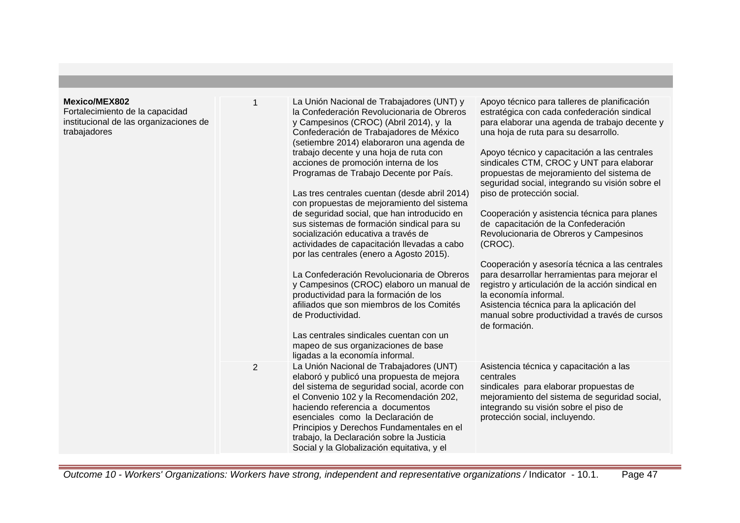| | | | |
|---|---|---|---|
| **Mexico/MEX802**<br>Fortalecimiento de la capacidad institucional de las organizaciones de trabajadores | 1 | La Unión Nacional de Trabajadores (UNT) y la Confederación Revolucionaria de Obreros y Campesinos (CROC) (Abril 2014), y la Confederación de Trabajadores de México (setiembre 2014) elaboraron una agenda de trabajo decente y una hoja de ruta con acciones de promoción interna de los Programas de Trabajo Decente por País.<br><br>Las tres centrales cuentan (desde abril 2014) con propuestas de mejoramiento del sistema de seguridad social, que han introducido en sus sistemas de formación sindical para su socialización educativa a través de actividades de capacitación llevadas a cabo por las centrales (enero a Agosto 2015).<br><br>La Confederación Revolucionaria de Obreros y Campesinos (CROC) elaboro un manual de productividad para la formación de los afiliados que son miembros de los Comités de Productividad.<br><br>Las centrales sindicales cuentan con un mapeo de sus organizaciones de base ligadas a la economía informal. | Apoyo técnico para talleres de planificación estratégica con cada confederación sindical para elaborar una agenda de trabajo decente y una hoja de ruta para su desarrollo.<br><br>Apoyo técnico y capacitación a las centrales sindicales CTM, CROC y UNT para elaborar propuestas de mejoramiento del sistema de seguridad social, integrando su visión sobre el piso de protección social.<br><br>Cooperación y asistencia técnica para planes de capacitación de la Confederación Revolucionaria de Obreros y Campesinos (CROC).<br><br>Cooperación y asesoría técnica a las centrales para desarrollar herramientas para mejorar el registro y articulación de la acción sindical en la economía informal.<br>Asistencia técnica para la aplicación del manual sobre productividad a través de cursos de formación. |
| | 2 | La Unión Nacional de Trabajadores (UNT) elaboró y publicó una propuesta de mejora del sistema de seguridad social, acorde con el Convenio 102 y la Recomendación 202, haciendo referencia a documentos esenciales como la Declaración de Principios y Derechos Fundamentales en el trabajo, la Declaración sobre la Justicia Social y la Globalización equitativa, y el | Asistencia técnica y capacitación a las centrales<br>sindicales para elaborar propuestas de mejoramiento del sistema de seguridad social, integrando su visión sobre el piso de protección social, incluyendo. |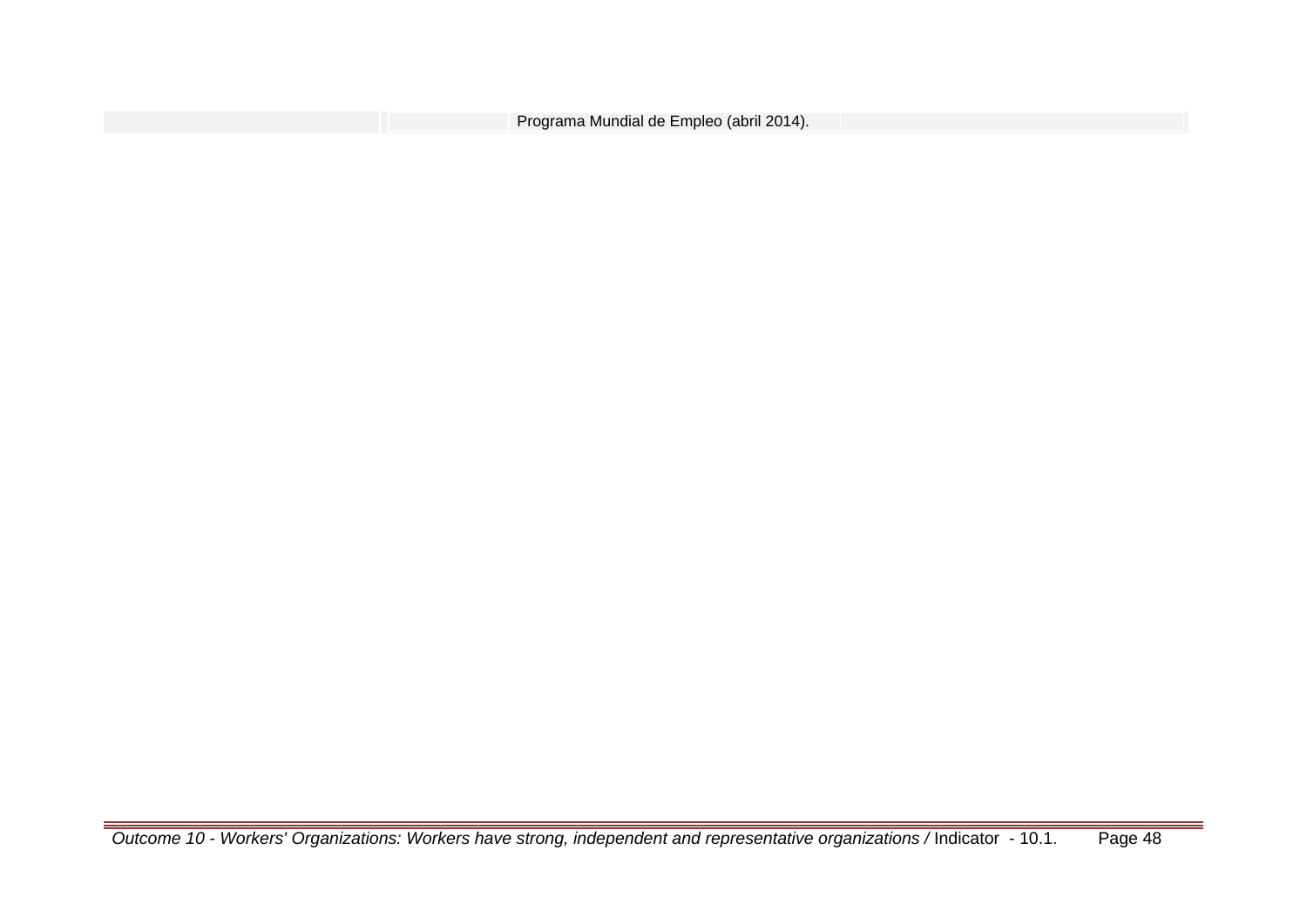| | | Programa Mundial de Empleo (abril 2014). | |
|---|---|---|---|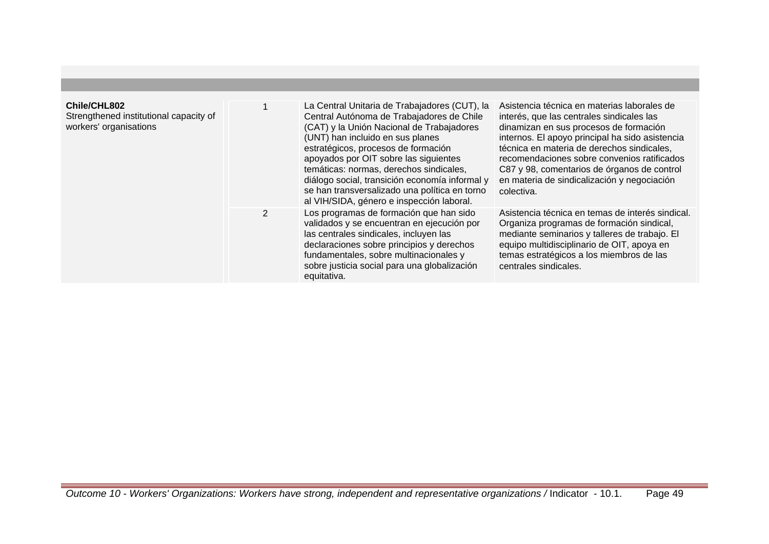| | | | |
|---|---|---|---|
| **Chile/CHL802**<br>Strengthened institutional capacity of workers' organisations | 1 | La Central Unitaria de Trabajadores (CUT), la Central Autónoma de Trabajadores de Chile (CAT) y la Unión Nacional de Trabajadores (UNT) han incluido en sus planes estratégicos, procesos de formación apoyados por OIT sobre las siguientes temáticas: normas, derechos sindicales, diálogo social, transición economía informal y se han transversalizado una política en torno al VIH/SIDA, género e inspección laboral. | Asistencia técnica en materias laborales de interés, que las centrales sindicales las dinamizan en sus procesos de formación internos. El apoyo principal ha sido asistencia técnica en materia de derechos sindicales, recomendaciones sobre convenios ratificados C87 y 98, comentarios de órganos de control en materia de sindicalización y negociación colectiva. |
| | 2 | Los programas de formación que han sido validados y se encuentran en ejecución por las centrales sindicales, incluyen las declaraciones sobre principios y derechos fundamentales, sobre multinacionales y sobre justicia social para una globalización equitativa. | Asistencia técnica en temas de interés sindical. Organiza programas de formación sindical, mediante seminarios y talleres de trabajo. El equipo multidisciplinario de OIT, apoya en temas estratégicos a los miembros de las centrales sindicales. |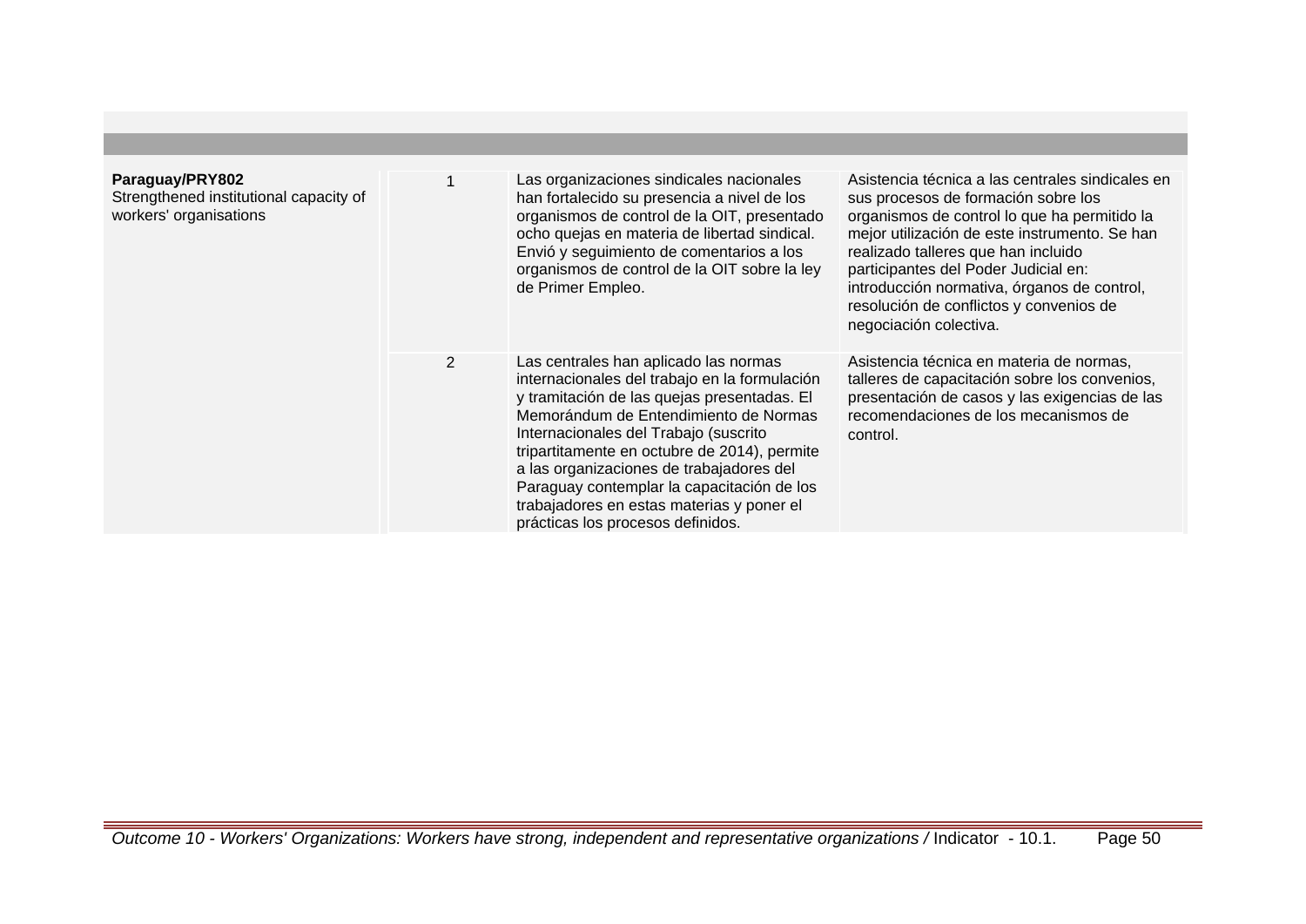| | | | |
|---|---|---|---|
| **Paraguay/PRY802**<br>Strengthened institutional capacity of workers' organisations | 1 | Las organizaciones sindicales nacionales han fortalecido su presencia a nivel de los organismos de control de la OIT, presentado ocho quejas en materia de libertad sindical. Envió y seguimiento de comentarios a los organismos de control de la OIT sobre la ley de Primer Empleo. | Asistencia técnica a las centrales sindicales en sus procesos de formación sobre los organismos de control lo que ha permitido la mejor utilización de este instrumento. Se han realizado talleres que han incluido participantes del Poder Judicial en: introducción normativa, órganos de control, resolución de conflictos y convenios de negociación colectiva. |
| | 2 | Las centrales han aplicado las normas internacionales del trabajo en la formulación y tramitación de las quejas presentadas. El Memorándum de Entendimiento de Normas Internacionales del Trabajo (suscrito tripartitamente en octubre de 2014), permite a las organizaciones de trabajadores del Paraguay contemplar la capacitación de los trabajadores en estas materias y poner el prácticas los procesos definidos. | Asistencia técnica en materia de normas, talleres de capacitación sobre los convenios, presentación de casos y las exigencias de las recomendaciones de los mecanismos de control. |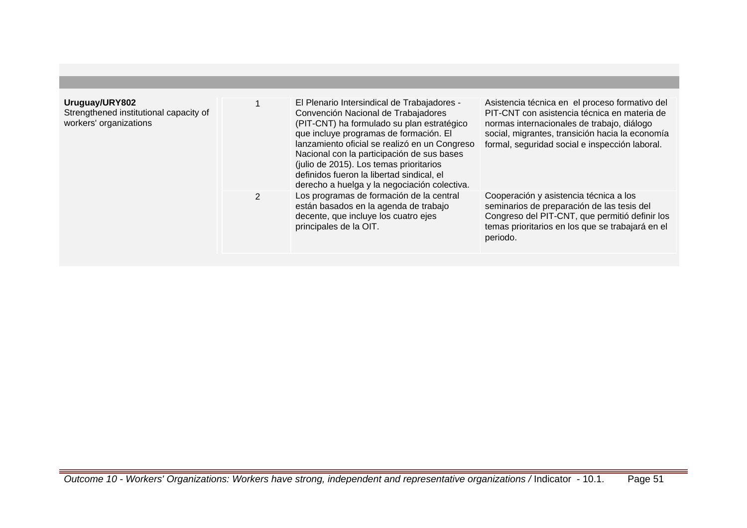| | | | |
|---|---|---|---|
| **Uruguay/URY802**<br>Strengthened institutional capacity of workers' organizations | 1 | El Plenario Intersindical de Trabajadores - Convención Nacional de Trabajadores (PIT-CNT) ha formulado su plan estratégico que incluye programas de formación. El lanzamiento oficial se realizó en un Congreso Nacional con la participación de sus bases (julio de 2015). Los temas prioritarios definidos fueron la libertad sindical, el derecho a huelga y la negociación colectiva. | Asistencia técnica en el proceso formativo del PIT-CNT con asistencia técnica en materia de normas internacionales de trabajo, diálogo social, migrantes, transición hacia la economía formal, seguridad social e inspección laboral. |
| | 2 | Los programas de formación de la central están basados en la agenda de trabajo decente, que incluye los cuatro ejes principales de la OIT. | Cooperación y asistencia técnica a los seminarios de preparación de las tesis del Congreso del PIT-CNT, que permitió definir los temas prioritarios en los que se trabajará en el periodo. |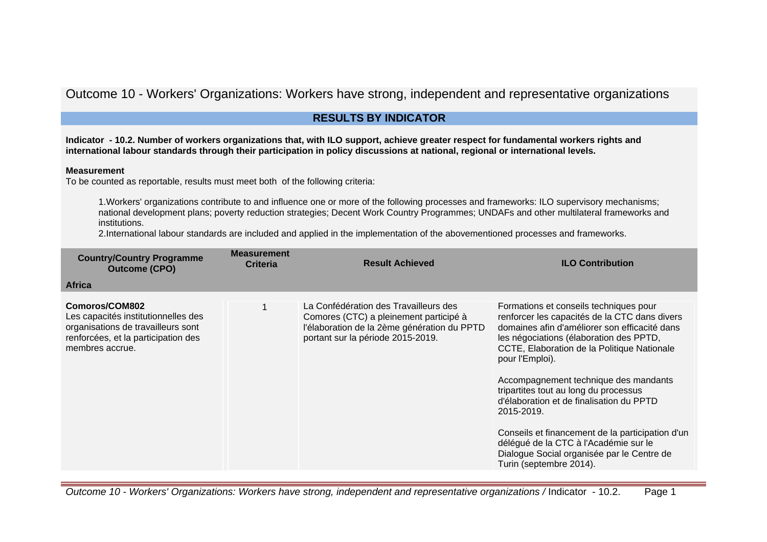# Outcome 10 - Workers' Organizations: Workers have strong, independent and representative organizations

## RESULTS BY INDICATOR

**Indicator - 10.2. Number of workers organizations that, with ILO support, achieve greater respect for fundamental workers rights and international labour standards through their participation in policy discussions at national, regional or international levels.**

**Measurement**

To be counted as reportable, results must meet both of the following criteria:

1. Workers' organizations contribute to and influence one or more of the following processes and frameworks: ILO supervisory mechanisms; national development plans; poverty reduction strategies; Decent Work Country Programmes; UNDAFs and other multilateral frameworks and institutions.
2. International labour standards are included and applied in the implementation of the abovementioned processes and frameworks.

| Country/Country Programme Outcome (CPO) | Measurement Criteria | Result Achieved | ILO Contribution |
|---|---|---|---|
| **Africa** | | | |
| **Comoros/COM802**<br>Les capacités institutionnelles des organisations de travailleurs sont renforcées, et la participation des membres accrue. | 1 | La Confédération des Travailleurs des Comores (CTC) a pleinement participé à l'élaboration de la 2ème génération du PPTD portant sur la période 2015-2019. | Formations et conseils techniques pour renforcer les capacités de la CTC dans divers domaines afin d'améliorer son efficacité dans les négociations (élaboration des PPTD, CCTE, Elaboration de la Politique Nationale pour l'Emploi).<br><br>Accompagnement technique des mandants tripartites tout au long du processus d'élaboration et de finalisation du PPTD 2015-2019.<br><br>Conseils et financement de la participation d'un délégué de la CTC à l'Académie sur le Dialogue Social organisée par le Centre de Turin (septembre 2014). |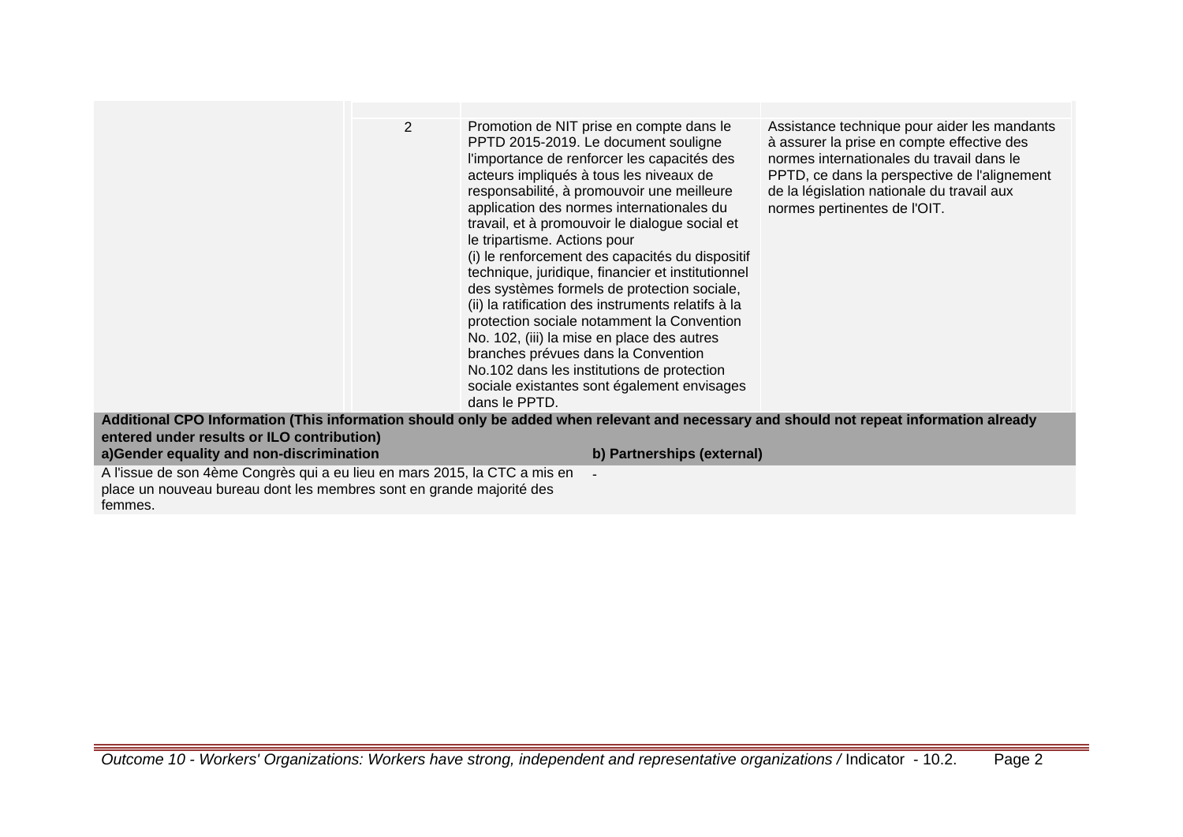| | | | |
|---|---|---|---|
| | 2 | Promotion de NIT prise en compte dans le PPTD 2015-2019. Le document souligne l'importance de renforcer les capacités des acteurs impliqués à tous les niveaux de responsabilité, à promouvoir une meilleure application des normes internationales du travail, et à promouvoir le dialogue social et le tripartisme. Actions pour (i) le renforcement des capacités du dispositif technique, juridique, financier et institutionnel des systèmes formels de protection sociale, (ii) la ratification des instruments relatifs à la protection sociale notamment la Convention No. 102, (iii) la mise en place des autres branches prévues dans la Convention No.102 dans les institutions de protection sociale existantes sont également envisages dans le PPTD. | Assistance technique pour aider les mandants à assurer la prise en compte effective des normes internationales du travail dans le PPTD, ce dans la perspective de l'alignement de la législation nationale du travail aux normes pertinentes de l'OIT. |

**Additional CPO Information (This information should only be added when relevant and necessary and should not repeat information already entered under results or ILO contribution)**

| a)Gender equality and non-discrimination | b) Partnerships (external) |
|---|---|
| A l'issue de son 4ème Congrès qui a eu lieu en mars 2015, la CTC a mis en place un nouveau bureau dont les membres sont en grande majorité des femmes. | - |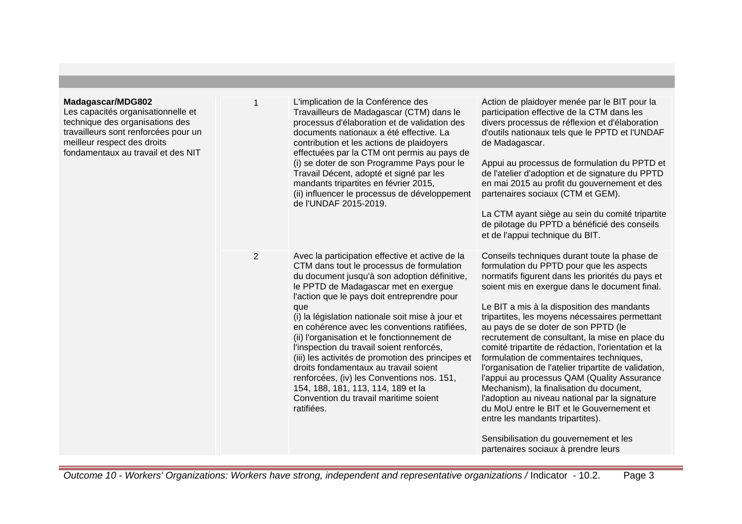| | | | |
|---|---|---|---|
| **Madagascar/MDG802**<br>Les capacités organisationnelle et technique des organisations des travailleurs sont renforcées pour un meilleur respect des droits fondamentaux au travail et des NIT | 1 | L'implication de la Conférence des Travailleurs de Madagascar (CTM) dans le processus d'élaboration et de validation des documents nationaux a été effective. La contribution et les actions de plaidoyers effectuées par la CTM ont permis au pays de (i) se doter de son Programme Pays pour le Travail Décent, adopté et signé par les mandants tripartites en février 2015, (ii) influencer le processus de développement de l'UNDAF 2015-2019. | Action de plaidoyer menée par le BIT pour la participation effective de la CTM dans les divers processus de réflexion et d'élaboration d'outils nationaux tels que le PPTD et l'UNDAF de Madagascar.<br><br>Appui au processus de formulation du PPTD et de l'atelier d'adoption et de signature du PPTD en mai 2015 au profit du gouvernement et des partenaires sociaux (CTM et GEM).<br><br>La CTM ayant siège au sein du comité tripartite de pilotage du PPTD a bénéficié des conseils et de l'appui technique du BIT. |
| | 2 | Avec la participation effective et active de la CTM dans tout le processus de formulation du document jusqu'à son adoption définitive, le PPTD de Madagascar met en exergue l'action que le pays doit entreprendre pour que<br>(i) la législation nationale soit mise à jour et en cohérence avec les conventions ratifiées,<br>(ii) l'organisation et le fonctionnement de l'inspection du travail soient renforcés,<br>(iii) les activités de promotion des principes et droits fondamentaux au travail soient renforcées, (iv) les Conventions nos. 151, 154, 188, 181, 113, 114, 189 et la Convention du travail maritime soient ratifiées. | Conseils techniques durant toute la phase de formulation du PPTD pour que les aspects normatifs figurent dans les priorités du pays et soient mis en exergue dans le document final.<br><br>Le BIT a mis à la disposition des mandants tripartites, les moyens nécessaires permettant au pays de se doter de son PPTD (le recrutement de consultant, la mise en place du comité tripartite de rédaction, l'orientation et la formulation de commentaires techniques, l'organisation de l'atelier tripartite de validation, l'appui au processus QAM (Quality Assurance Mechanism), la finalisation du document, l'adoption au niveau national par la signature du MoU entre le BIT et le Gouvernement et entre les mandants tripartites).<br><br>Sensibilisation du gouvernement et les partenaires sociaux à prendre leurs |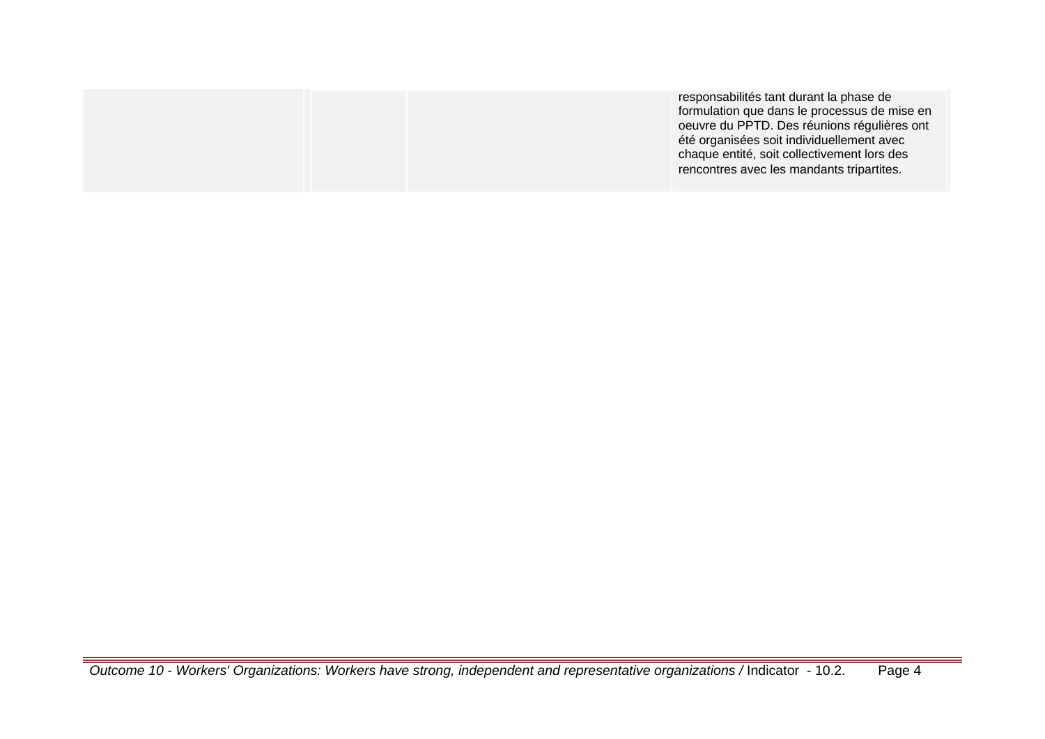|  |  |  | responsabilités tant durant la phase de formulation que dans le processus de mise en oeuvre du PPTD. Des réunions régulières ont été organisées soit individuellement avec chaque entité, soit collectivement lors des rencontres avec les mandants tripartites. |
| --- | --- | --- | --- |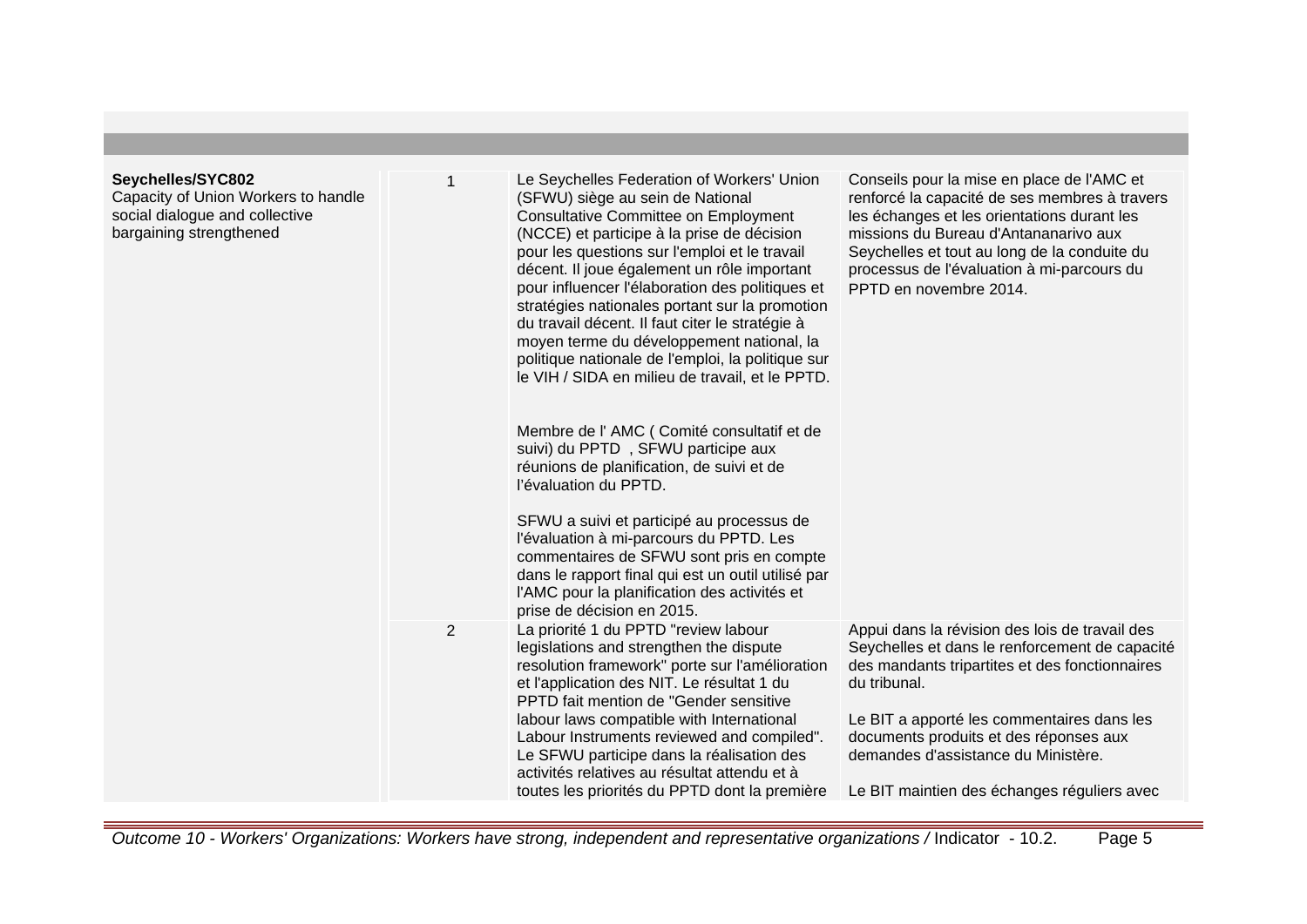| | | | |
|---|---|---|---|
| **Seychelles/SYC802**<br>Capacity of Union Workers to handle social dialogue and collective bargaining strengthened | 1 | Le Seychelles Federation of Workers' Union (SFWU) siège au sein de National Consultative Committee on Employment (NCCE) et participe à la prise de décision pour les questions sur l'emploi et le travail décent. Il joue également un rôle important pour influencer l'élaboration des politiques et stratégies nationales portant sur la promotion du travail décent. Il faut citer le stratégie à moyen terme du développement national, la politique nationale de l'emploi, la politique sur le VIH / SIDA en milieu de travail, et le PPTD.<br><br>Membre de l' AMC ( Comité consultatif et de suivi) du PPTD , SFWU participe aux réunions de planification, de suivi et de l'évaluation du PPTD.<br><br>SFWU a suivi et participé au processus de l'évaluation à mi-parcours du PPTD. Les commentaires de SFWU sont pris en compte dans le rapport final qui est un outil utilisé par l'AMC pour la planification des activités et prise de décision en 2015. | Conseils pour la mise en place de l'AMC et renforcé la capacité de ses membres à travers les échanges et les orientations durant les missions du Bureau d'Antananarivo aux Seychelles et tout au long de la conduite du processus de l'évaluation à mi-parcours du PPTD en novembre 2014. |
| | 2 | La priorité 1 du PPTD "review labour legislations and strengthen the dispute resolution framework" porte sur l'amélioration et l'application des NIT. Le résultat 1 du PPTD fait mention de "Gender sensitive labour laws compatible with International Labour Instruments reviewed and compiled". Le SFWU participe dans la réalisation des activités relatives au résultat attendu et à toutes les priorités du PPTD dont la première | Appui dans la révision des lois de travail des Seychelles et dans le renforcement de capacité des mandants tripartites et des fonctionnaires du tribunal.<br><br>Le BIT a apporté les commentaires dans les documents produits et des réponses aux demandes d'assistance du Ministère.<br><br>Le BIT maintien des échanges réguliers avec |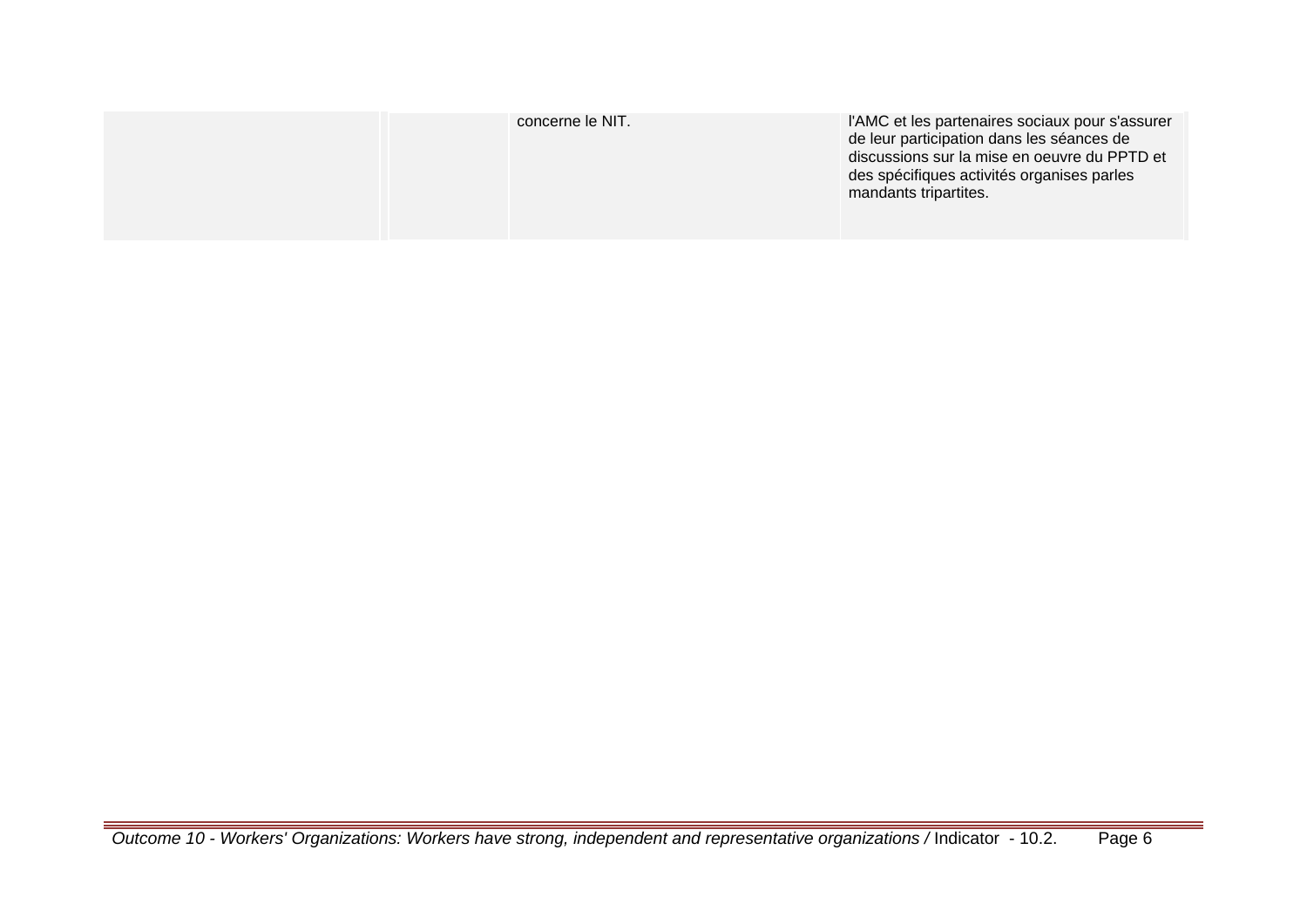|  |  | concerne le NIT. | l'AMC et les partenaires sociaux pour s'assurer de leur participation dans les séances de discussions sur la mise en oeuvre du PPTD et des spécifiques activités organises parles mandants tripartites. |
|---|---|---|---|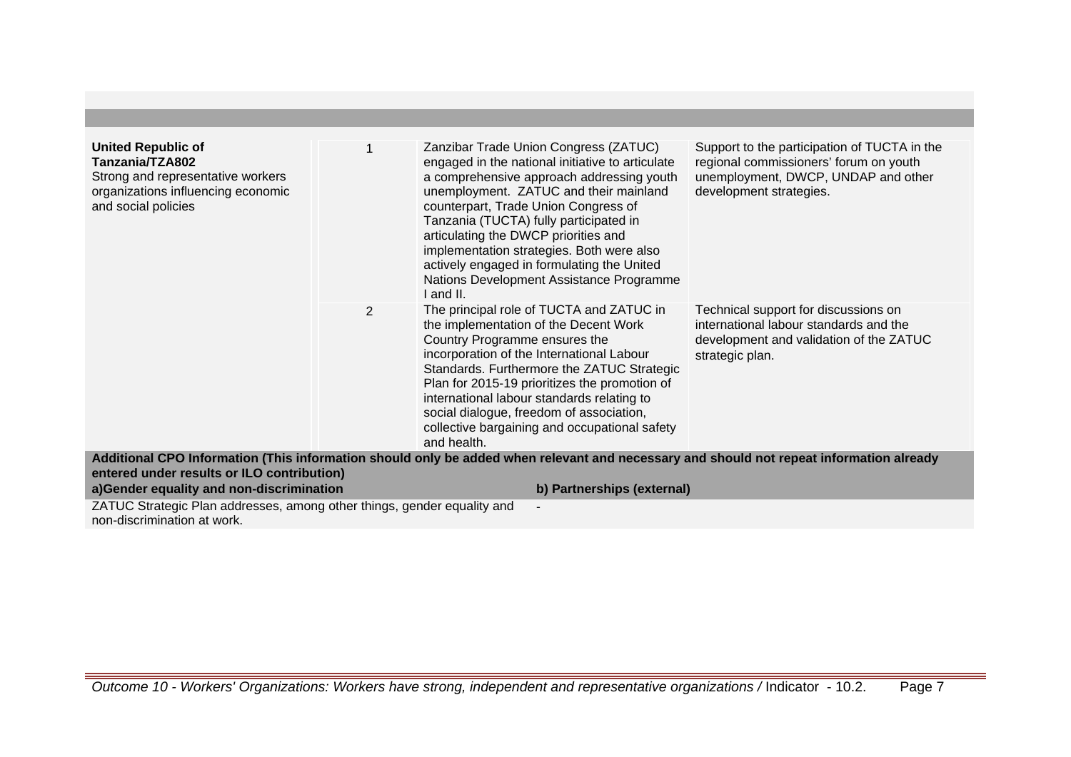| | | | |
|---|---|---|---|
| **United Republic of Tanzania/TZA802**<br>Strong and representative workers organizations influencing economic and social policies | 1 | Zanzibar Trade Union Congress (ZATUC) engaged in the national initiative to articulate a comprehensive approach addressing youth unemployment. ZATUC and their mainland counterpart, Trade Union Congress of Tanzania (TUCTA) fully participated in articulating the DWCP priorities and implementation strategies. Both were also actively engaged in formulating the United Nations Development Assistance Programme I and II. | Support to the participation of TUCTA in the regional commissioners' forum on youth unemployment, DWCP, UNDAP and other development strategies. |
| | 2 | The principal role of TUCTA and ZATUC in the implementation of the Decent Work Country Programme ensures the incorporation of the International Labour Standards. Furthermore the ZATUC Strategic Plan for 2015-19 prioritizes the promotion of international labour standards relating to social dialogue, freedom of association, collective bargaining and occupational safety and health. | Technical support for discussions on international labour standards and the development and validation of the ZATUC strategic plan. |

**Additional CPO Information (This information should only be added when relevant and necessary and should not repeat information already entered under results or ILO contribution)**

| a)Gender equality and non-discrimination | b) Partnerships (external) |
|---|---|
| ZATUC Strategic Plan addresses, among other things, gender equality and non-discrimination at work. | - |

*Outcome 10 - Workers' Organizations: Workers have strong, independent and representative organizations /* Indicator - 10.2.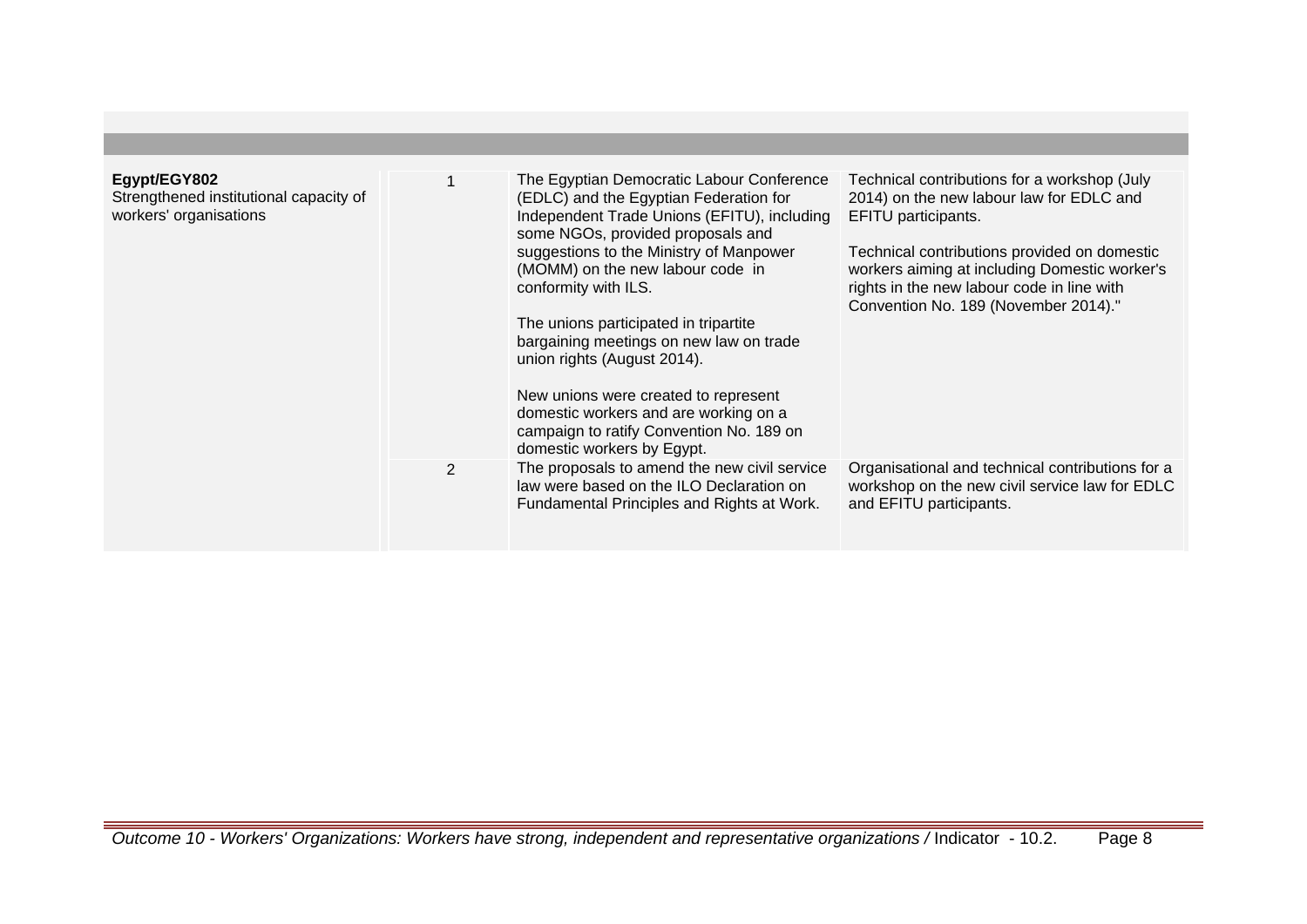| | | | |
|---|---|---|---|
| **Egypt/EGY802**<br>Strengthened institutional capacity of workers' organisations | 1 | The Egyptian Democratic Labour Conference (EDLC) and the Egyptian Federation for Independent Trade Unions (EFITU), including some NGOs, provided proposals and suggestions to the Ministry of Manpower (MOMM) on the new labour code in conformity with ILS.<br><br>The unions participated in tripartite bargaining meetings on new law on trade union rights (August 2014).<br><br>New unions were created to represent domestic workers and are working on a campaign to ratify Convention No. 189 on domestic workers by Egypt. | Technical contributions for a workshop (July 2014) on the new labour law for EDLC and EFITU participants.<br><br>Technical contributions provided on domestic workers aiming at including Domestic worker's rights in the new labour code in line with Convention No. 189 (November 2014)." |
| | 2 | The proposals to amend the new civil service law were based on the ILO Declaration on Fundamental Principles and Rights at Work. | Organisational and technical contributions for a workshop on the new civil service law for EDLC and EFITU participants. |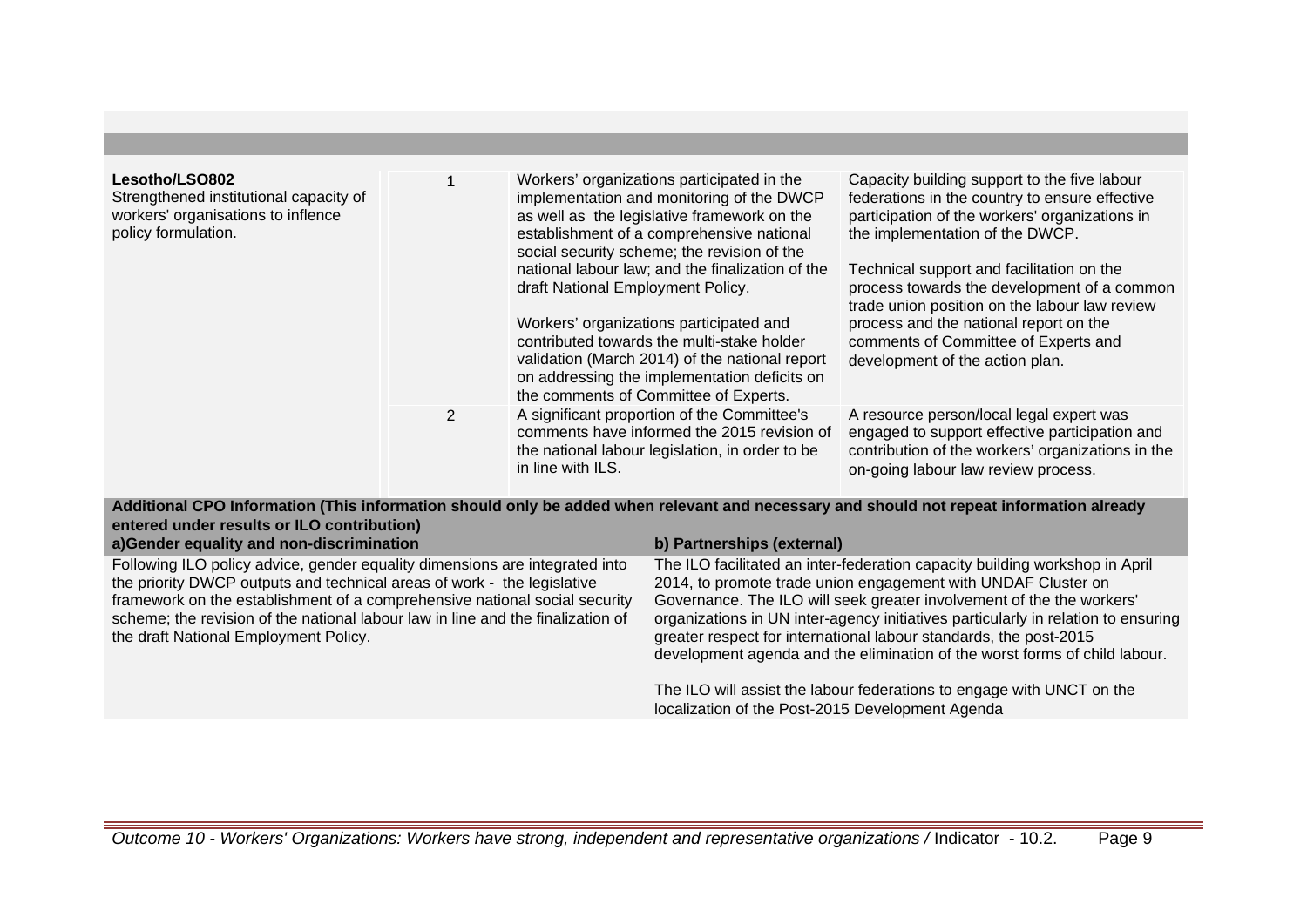| | | | |
|---|---|---|---|
| **Lesotho/LSO802**<br>Strengthened institutional capacity of workers' organisations to inflence policy formulation. | 1 | Workers' organizations participated in the implementation and monitoring of the DWCP as well as the legislative framework on the establishment of a comprehensive national social security scheme; the revision of the national labour law; and the finalization of the draft National Employment Policy.<br><br>Workers' organizations participated and contributed towards the multi-stake holder validation (March 2014) of the national report on addressing the implementation deficits on the comments of Committee of Experts. | Capacity building support to the five labour federations in the country to ensure effective participation of the workers' organizations in the implementation of the DWCP.<br><br>Technical support and facilitation on the process towards the development of a common trade union position on the labour law review process and the national report on the comments of Committee of Experts and development of the action plan. |
| | 2 | A significant proportion of the Committee's comments have informed the 2015 revision of the national labour legislation, in order to be in line with ILS. | A resource person/local legal expert was engaged to support effective participation and contribution of the workers' organizations in the on-going labour law review process. |

**Additional CPO Information (This information should only be added when relevant and necessary and should not repeat information already entered under results or ILO contribution)**

| a)Gender equality and non-discrimination | b) Partnerships (external) |
|---|---|
| Following ILO policy advice, gender equality dimensions are integrated into the priority DWCP outputs and technical areas of work - the legislative framework on the establishment of a comprehensive national social security scheme; the revision of the national labour law in line and the finalization of the draft National Employment Policy. | The ILO facilitated an inter-federation capacity building workshop in April 2014, to promote trade union engagement with UNDAF Cluster on Governance. The ILO will seek greater involvement of the the workers' organizations in UN inter-agency initiatives particularly in relation to ensuring greater respect for international labour standards, the post-2015 development agenda and the elimination of the worst forms of child labour.<br><br>The ILO will assist the labour federations to engage with UNCT on the localization of the Post-2015 Development Agenda |

*Outcome 10 - Workers' Organizations: Workers have strong, independent and representative organizations /* Indicator - 10.2.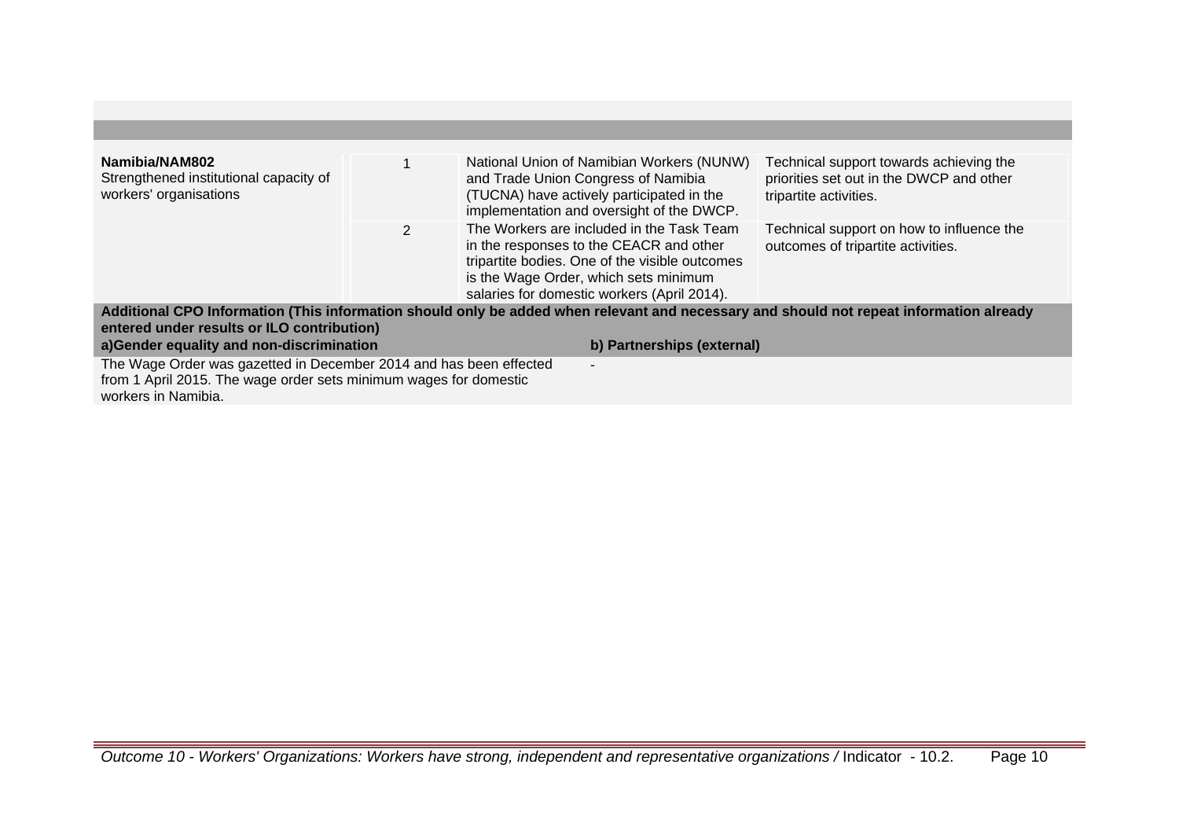| | | | |
|---|---|---|---|
| **Namibia/NAM802**<br>Strengthened institutional capacity of workers' organisations | 1 | National Union of Namibian Workers (NUNW) and Trade Union Congress of Namibia (TUCNA) have actively participated in the implementation and oversight of the DWCP. | Technical support towards achieving the priorities set out in the DWCP and other tripartite activities. |
| | 2 | The Workers are included in the Task Team in the responses to the CEACR and other tripartite bodies. One of the visible outcomes is the Wage Order, which sets minimum salaries for domestic workers (April 2014). | Technical support on how to influence the outcomes of tripartite activities. |

**Additional CPO Information (This information should only be added when relevant and necessary and should not repeat information already entered under results or ILO contribution)**

| a)Gender equality and non-discrimination | b) Partnerships (external) |
|---|---|
| The Wage Order was gazetted in December 2014 and has been effected from 1 April 2015. The wage order sets minimum wages for domestic workers in Namibia. | - |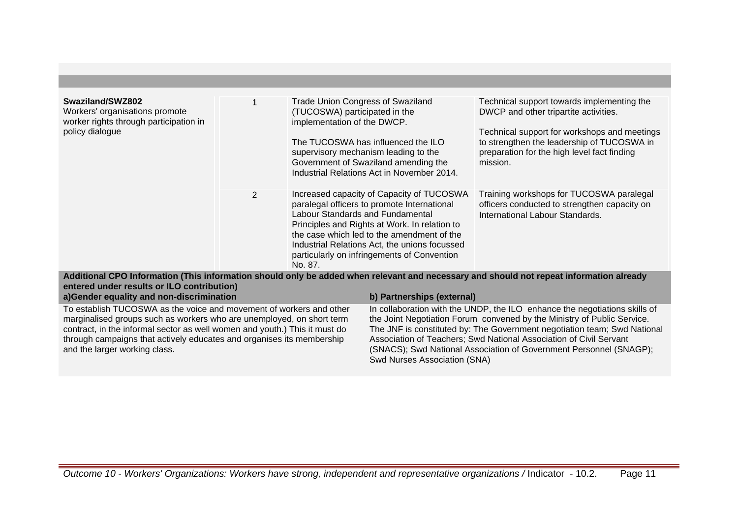| | | | |
|---|---|---|---|
| **Swaziland/SWZ802**<br>Workers' organisations promote worker rights through participation in policy dialogue | 1 | Trade Union Congress of Swaziland (TUCOSWA) participated in the implementation of the DWCP.<br><br>The TUCOSWA has influenced the ILO supervisory mechanism leading to the Government of Swaziland amending the Industrial Relations Act in November 2014. | Technical support towards implementing the DWCP and other tripartite activities.<br><br>Technical support for workshops and meetings to strengthen the leadership of TUCOSWA in preparation for the high level fact finding mission. |
| | 2 | Increased capacity of Capacity of TUCOSWA paralegal officers to promote International Labour Standards and Fundamental Principles and Rights at Work. In relation to the case which led to the amendment of the Industrial Relations Act, the unions focussed particularly on infringements of Convention No. 87. | Training workshops for TUCOSWA paralegal officers conducted to strengthen capacity on International Labour Standards. |

**Additional CPO Information (This information should only be added when relevant and necessary and should not repeat information already entered under results or ILO contribution)**

| a)Gender equality and non-discrimination | b) Partnerships (external) |
|---|---|
| To establish TUCOSWA as the voice and movement of workers and other marginalised groups such as workers who are unemployed, on short term contract, in the informal sector as well women and youth.) This it must do through campaigns that actively educates and organises its membership and the larger working class. | In collaboration with the UNDP, the ILO enhance the negotiations skills of the Joint Negotiation Forum convened by the Ministry of Public Service. The JNF is constituted by: The Government negotiation team; Swd National Association of Teachers; Swd National Association of Civil Servant (SNACS); Swd National Association of Government Personnel (SNAGP); Swd Nurses Association (SNA) |

*Outcome 10 - Workers' Organizations: Workers have strong, independent and representative organizations /* Indicator - 10.2.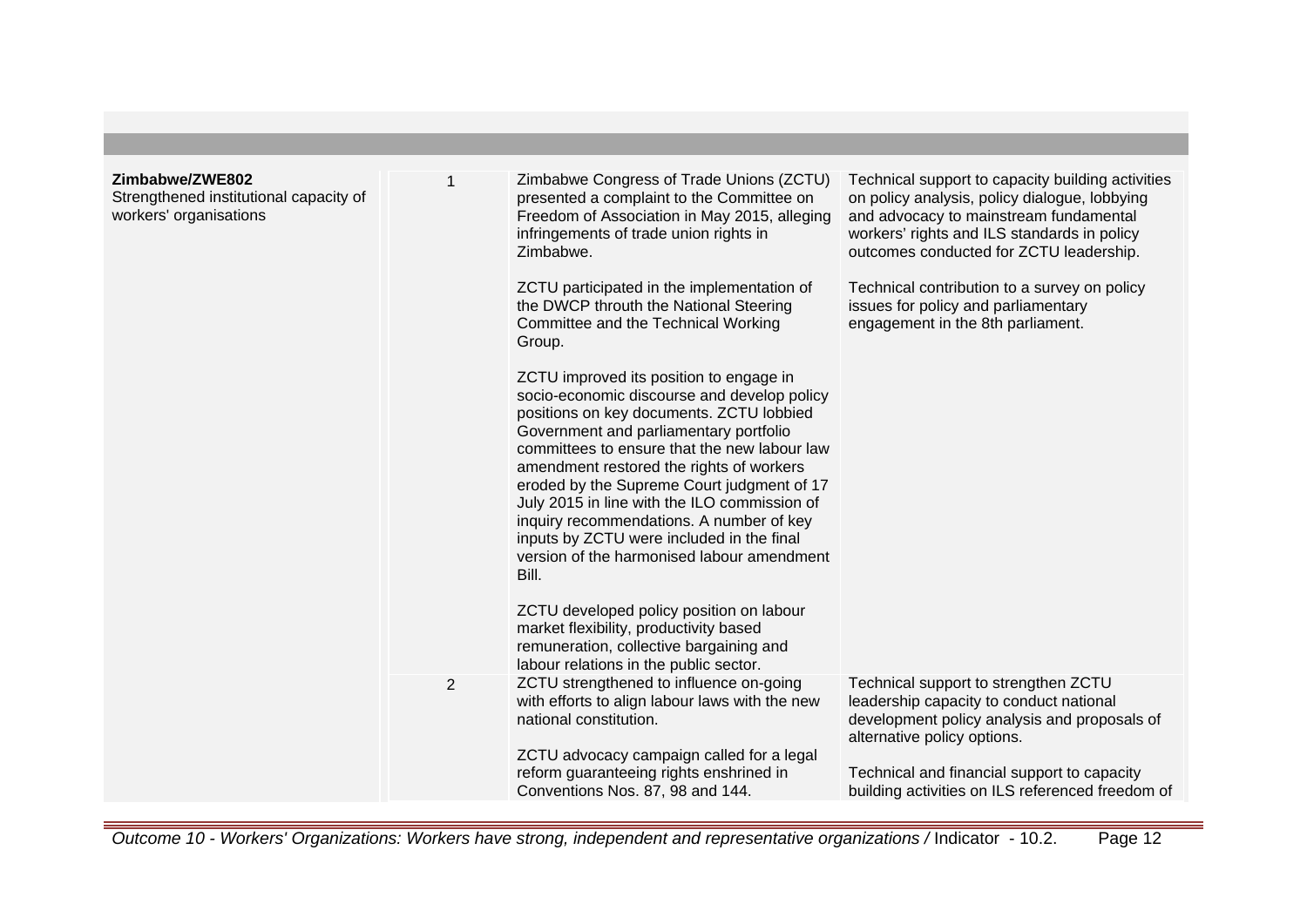| | | | |
|---|---|---|---|
| **Zimbabwe/ZWE802**<br>Strengthened institutional capacity of workers' organisations | 1 | Zimbabwe Congress of Trade Unions (ZCTU) presented a complaint to the Committee on Freedom of Association in May 2015, alleging infringements of trade union rights in Zimbabwe.<br><br>ZCTU participated in the implementation of the DWCP throuth the National Steering Committee and the Technical Working Group.<br><br>ZCTU improved its position to engage in socio-economic discourse and develop policy positions on key documents. ZCTU lobbied Government and parliamentary portfolio committees to ensure that the new labour law amendment restored the rights of workers eroded by the Supreme Court judgment of 17 July 2015 in line with the ILO commission of inquiry recommendations. A number of key inputs by ZCTU were included in the final version of the harmonised labour amendment Bill.<br><br>ZCTU developed policy position on labour market flexibility, productivity based remuneration, collective bargaining and labour relations in the public sector. | Technical support to capacity building activities on policy analysis, policy dialogue, lobbying and advocacy to mainstream fundamental workers' rights and ILS standards in policy outcomes conducted for ZCTU leadership.<br><br>Technical contribution to a survey on policy issues for policy and parliamentary engagement in the 8th parliament. |
| | 2 | ZCTU strengthened to influence on-going with efforts to align labour laws with the new national constitution.<br><br>ZCTU advocacy campaign called for a legal reform guaranteeing rights enshrined in Conventions Nos. 87, 98 and 144. | Technical support to strengthen ZCTU leadership capacity to conduct national development policy analysis and proposals of alternative policy options.<br><br>Technical and financial support to capacity building activities on ILS referenced freedom of |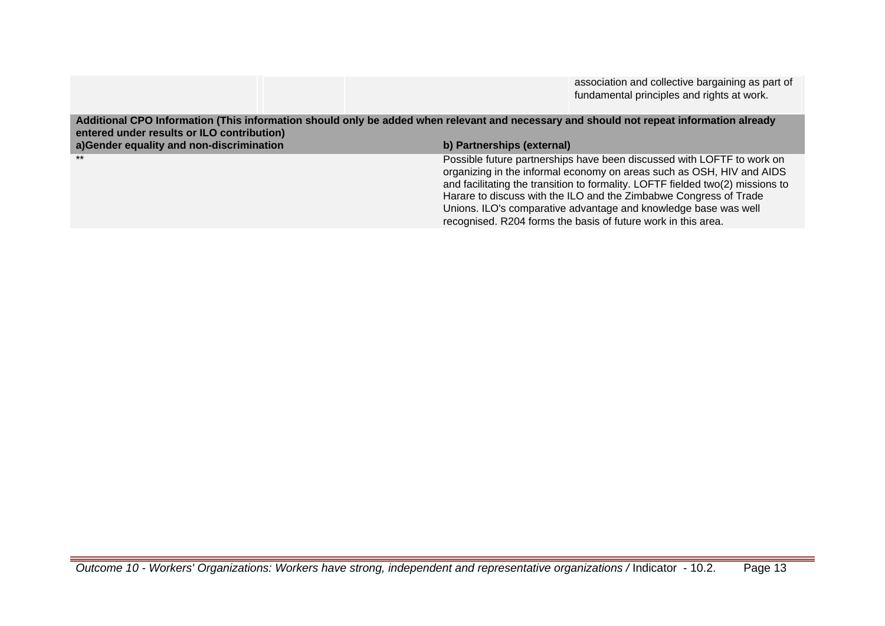| | | | |
|---|---|---|---|
| | | | association and collective bargaining as part of fundamental principles and rights at work. |

**Additional CPO Information (This information should only be added when relevant and necessary and should not repeat information already entered under results or ILO contribution)**

| a)Gender equality and non-discrimination | b) Partnerships (external) |
|---|---|
| ** | Possible future partnerships have been discussed with LOFTF to work on organizing in the informal economy on areas such as OSH, HIV and AIDS and facilitating the transition to formality. LOFTF fielded two(2) missions to Harare to discuss with the ILO and the Zimbabwe Congress of Trade Unions. ILO's comparative advantage and knowledge base was well recognised. R204 forms the basis of future work in this area. |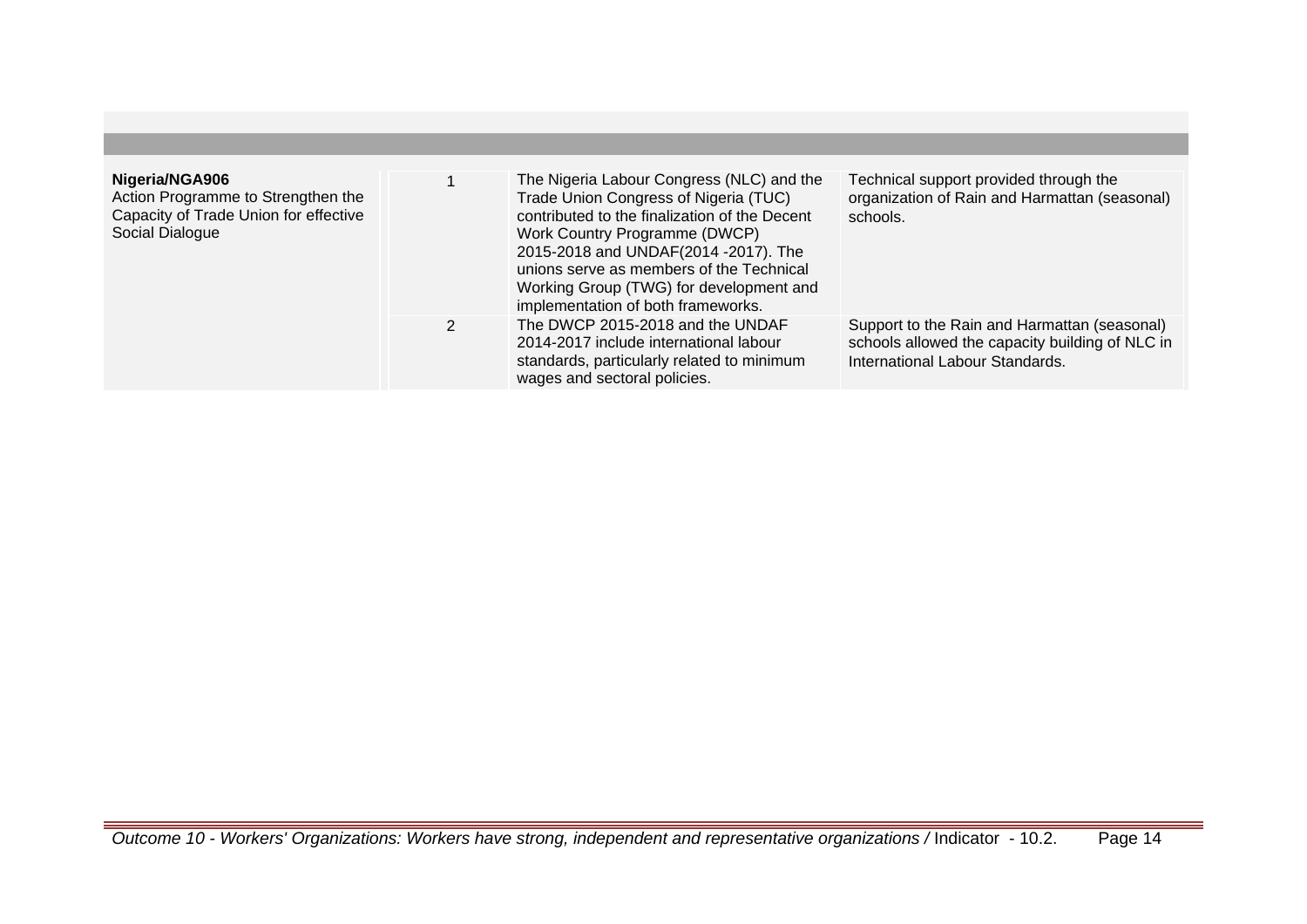| | | | |
|---|---|---|---|
| **Nigeria/NGA906**<br>Action Programme to Strengthen the Capacity of Trade Union for effective Social Dialogue | 1 | The Nigeria Labour Congress (NLC) and the Trade Union Congress of Nigeria (TUC) contributed to the finalization of the Decent Work Country Programme (DWCP) 2015-2018 and UNDAF(2014 -2017). The unions serve as members of the Technical Working Group (TWG) for development and implementation of both frameworks. | Technical support provided through the organization of Rain and Harmattan (seasonal) schools. |
| | 2 | The DWCP 2015-2018 and the UNDAF 2014-2017 include international labour standards, particularly related to minimum wages and sectoral policies. | Support to the Rain and Harmattan (seasonal) schools allowed the capacity building of NLC in International Labour Standards. |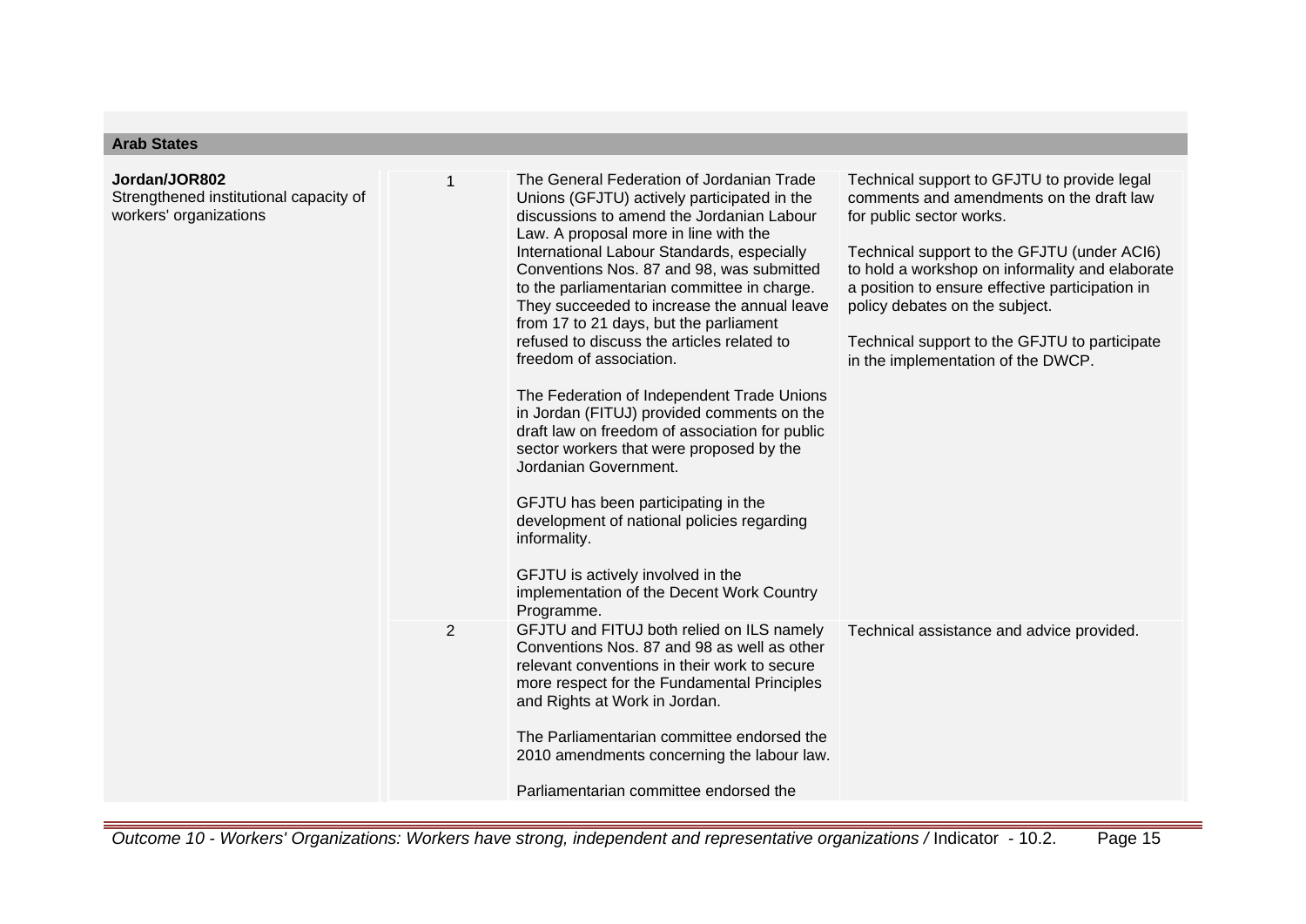## Arab States

| | | | |
|---|---|---|---|
| **Jordan/JOR802**<br>Strengthened institutional capacity of workers' organizations | 1 | The General Federation of Jordanian Trade Unions (GFJTU) actively participated in the discussions to amend the Jordanian Labour Law. A proposal more in line with the International Labour Standards, especially Conventions Nos. 87 and 98, was submitted to the parliamentarian committee in charge. They succeeded to increase the annual leave from 17 to 21 days, but the parliament refused to discuss the articles related to freedom of association.<br><br>The Federation of Independent Trade Unions in Jordan (FITUJ) provided comments on the draft law on freedom of association for public sector workers that were proposed by the Jordanian Government.<br><br>GFJTU has been participating in the development of national policies regarding informality.<br><br>GFJTU is actively involved in the implementation of the Decent Work Country Programme. | Technical support to GFJTU to provide legal comments and amendments on the draft law for public sector works.<br><br>Technical support to the GFJTU (under ACI6) to hold a workshop on informality and elaborate a position to ensure effective participation in policy debates on the subject.<br><br>Technical support to the GFJTU to participate in the implementation of the DWCP. |
| | 2 | GFJTU and FITUJ both relied on ILS namely Conventions Nos. 87 and 98 as well as other relevant conventions in their work to secure more respect for the Fundamental Principles and Rights at Work in Jordan.<br><br>The Parliamentarian committee endorsed the 2010 amendments concerning the labour law.<br><br>Parliamentarian committee endorsed the | Technical assistance and advice provided. |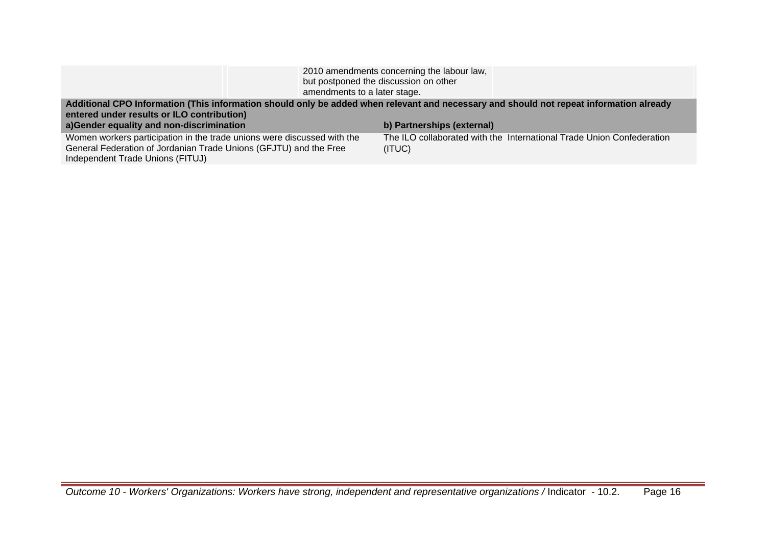| | | 2010 amendments concerning the labour law, but postponed the discussion on other amendments to a later stage. | |
|---|---|---|---|

**Additional CPO Information (This information should only be added when relevant and necessary and should not repeat information already entered under results or ILO contribution)**

| a)Gender equality and non-discrimination | b) Partnerships (external) |
|---|---|
| Women workers participation in the trade unions were discussed with the General Federation of Jordanian Trade Unions (GFJTU) and the Free Independent Trade Unions (FITUJ) | The ILO collaborated with the International Trade Union Confederation (ITUC) |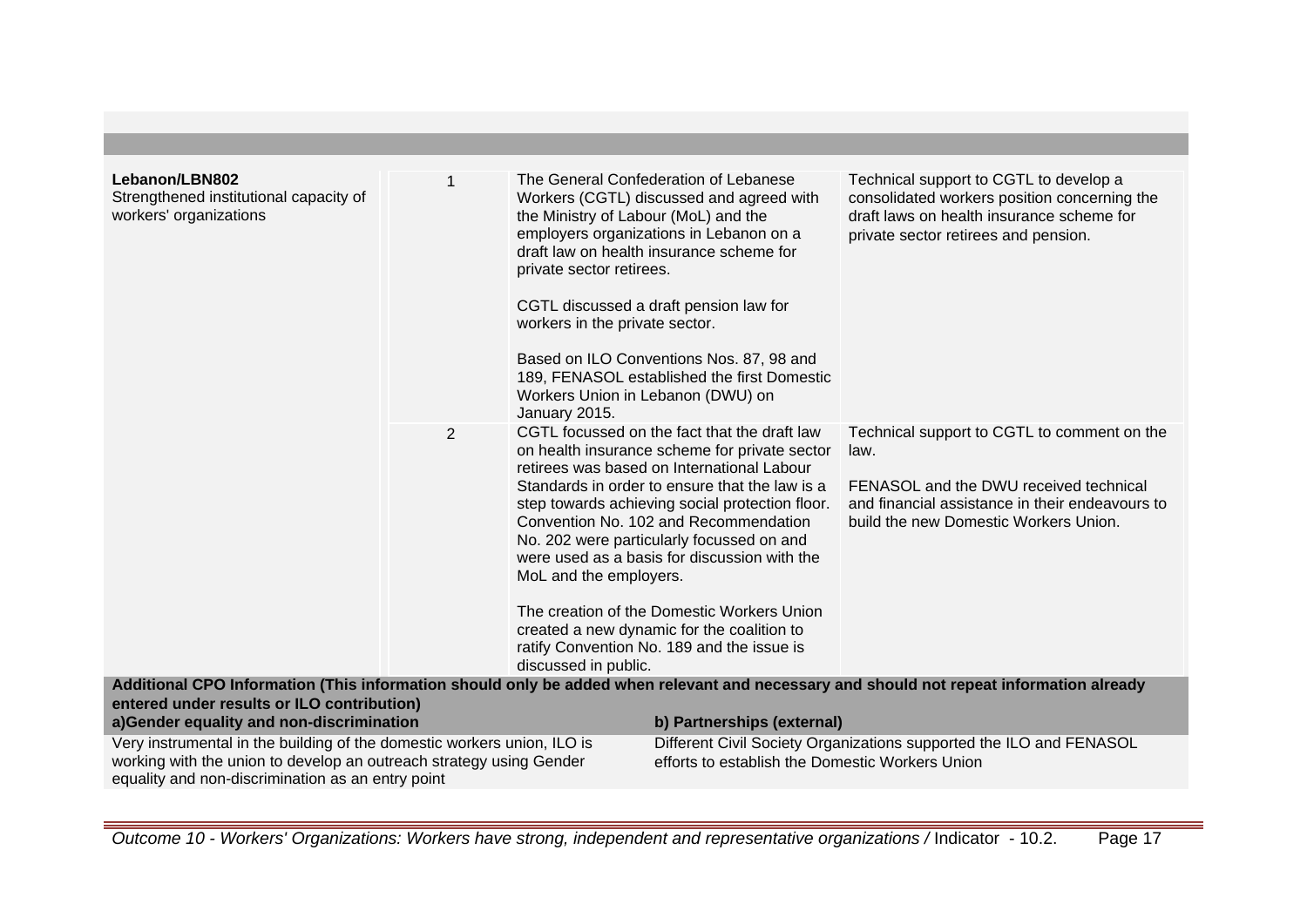| | | | |
|---|---|---|---|
| **Lebanon/LBN802**<br>Strengthened institutional capacity of workers' organizations | 1 | The General Confederation of Lebanese Workers (CGTL) discussed and agreed with the Ministry of Labour (MoL) and the employers organizations in Lebanon on a draft law on health insurance scheme for private sector retirees.<br><br>CGTL discussed a draft pension law for workers in the private sector.<br><br>Based on ILO Conventions Nos. 87, 98 and 189, FENASOL established the first Domestic Workers Union in Lebanon (DWU) on January 2015. | Technical support to CGTL to develop a consolidated workers position concerning the draft laws on health insurance scheme for private sector retirees and pension. |
| | 2 | CGTL focussed on the fact that the draft law on health insurance scheme for private sector retirees was based on International Labour Standards in order to ensure that the law is a step towards achieving social protection floor. Convention No. 102 and Recommendation No. 202 were particularly focussed on and were used as a basis for discussion with the MoL and the employers.<br><br>The creation of the Domestic Workers Union created a new dynamic for the coalition to ratify Convention No. 189 and the issue is discussed in public. | Technical support to CGTL to comment on the law.<br><br>FENASOL and the DWU received technical and financial assistance in their endeavours to build the new Domestic Workers Union. |

**Additional CPO Information (This information should only be added when relevant and necessary and should not repeat information already entered under results or ILO contribution)**

| a)Gender equality and non-discrimination | b) Partnerships (external) |
|---|---|
| Very instrumental in the building of the domestic workers union, ILO is working with the union to develop an outreach strategy using Gender equality and non-discrimination as an entry point | Different Civil Society Organizations supported the ILO and FENASOL efforts to establish the Domestic Workers Union |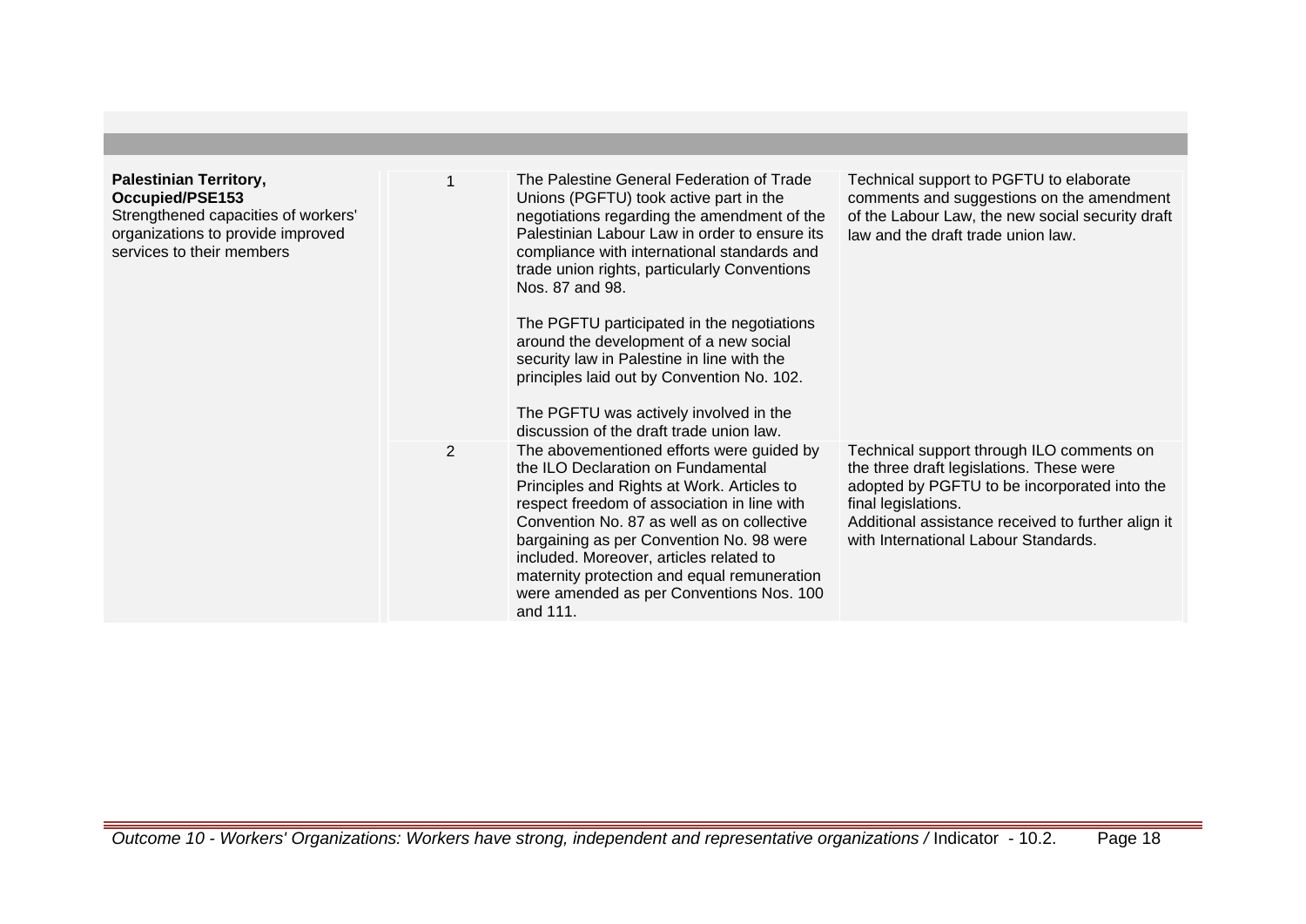| | | | |
|---|---|---|---|
| **Palestinian Territory, Occupied/PSE153**<br>Strengthened capacities of workers' organizations to provide improved services to their members | 1 | The Palestine General Federation of Trade Unions (PGFTU) took active part in the negotiations regarding the amendment of the Palestinian Labour Law in order to ensure its compliance with international standards and trade union rights, particularly Conventions Nos. 87 and 98.<br><br>The PGFTU participated in the negotiations around the development of a new social security law in Palestine in line with the principles laid out by Convention No. 102.<br><br>The PGFTU was actively involved in the discussion of the draft trade union law. | Technical support to PGFTU to elaborate comments and suggestions on the amendment of the Labour Law, the new social security draft law and the draft trade union law. |
| | 2 | The abovementioned efforts were guided by the ILO Declaration on Fundamental Principles and Rights at Work. Articles to respect freedom of association in line with Convention No. 87 as well as on collective bargaining as per Convention No. 98 were included. Moreover, articles related to maternity protection and equal remuneration were amended as per Conventions Nos. 100 and 111. | Technical support through ILO comments on the three draft legislations. These were adopted by PGFTU to be incorporated into the final legislations.<br>Additional assistance received to further align it with International Labour Standards. |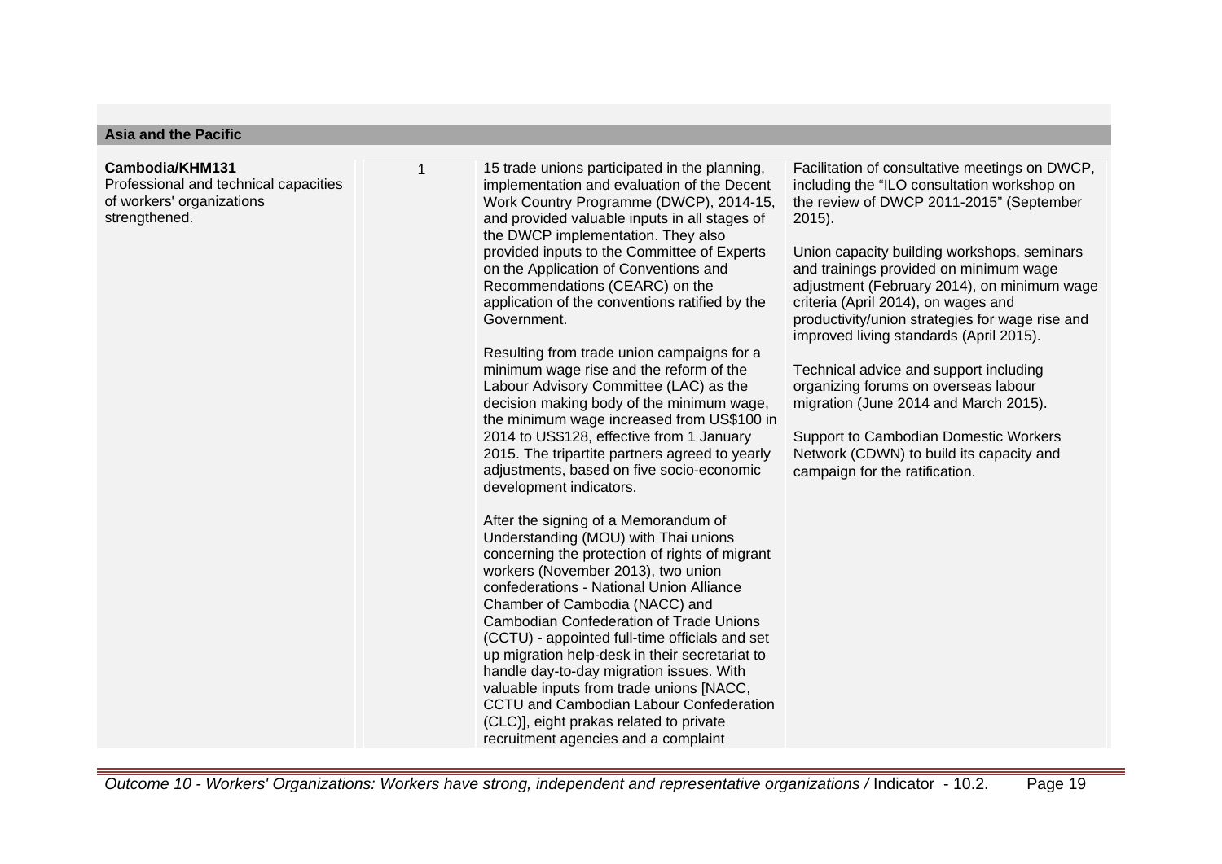| Asia and the Pacific | | | |
|---|---|---|---|
| **Cambodia/KHM131**<br>Professional and technical capacities of workers' organizations strengthened. | 1 | 15 trade unions participated in the planning, implementation and evaluation of the Decent Work Country Programme (DWCP), 2014-15, and provided valuable inputs in all stages of the DWCP implementation. They also provided inputs to the Committee of Experts on the Application of Conventions and Recommendations (CEARC) on the application of the conventions ratified by the Government.<br><br>Resulting from trade union campaigns for a minimum wage rise and the reform of the Labour Advisory Committee (LAC) as the decision making body of the minimum wage, the minimum wage increased from US$100 in 2014 to US$128, effective from 1 January 2015. The tripartite partners agreed to yearly adjustments, based on five socio-economic development indicators.<br><br>After the signing of a Memorandum of Understanding (MOU) with Thai unions concerning the protection of rights of migrant workers (November 2013), two union confederations - National Union Alliance Chamber of Cambodia (NACC) and Cambodian Confederation of Trade Unions (CCTU) - appointed full-time officials and set up migration help-desk in their secretariat to handle day-to-day migration issues. With valuable inputs from trade unions [NACC, CCTU and Cambodian Labour Confederation (CLC)], eight prakas related to private recruitment agencies and a complaint | Facilitation of consultative meetings on DWCP, including the "ILO consultation workshop on the review of DWCP 2011-2015" (September 2015).<br><br>Union capacity building workshops, seminars and trainings provided on minimum wage adjustment (February 2014), on minimum wage criteria (April 2014), on wages and productivity/union strategies for wage rise and improved living standards (April 2015).<br><br>Technical advice and support including organizing forums on overseas labour migration (June 2014 and March 2015).<br><br>Support to Cambodian Domestic Workers Network (CDWN) to build its capacity and campaign for the ratification. |

*Outcome 10 - Workers' Organizations: Workers have strong, independent and representative organizations /* Indicator - 10.2.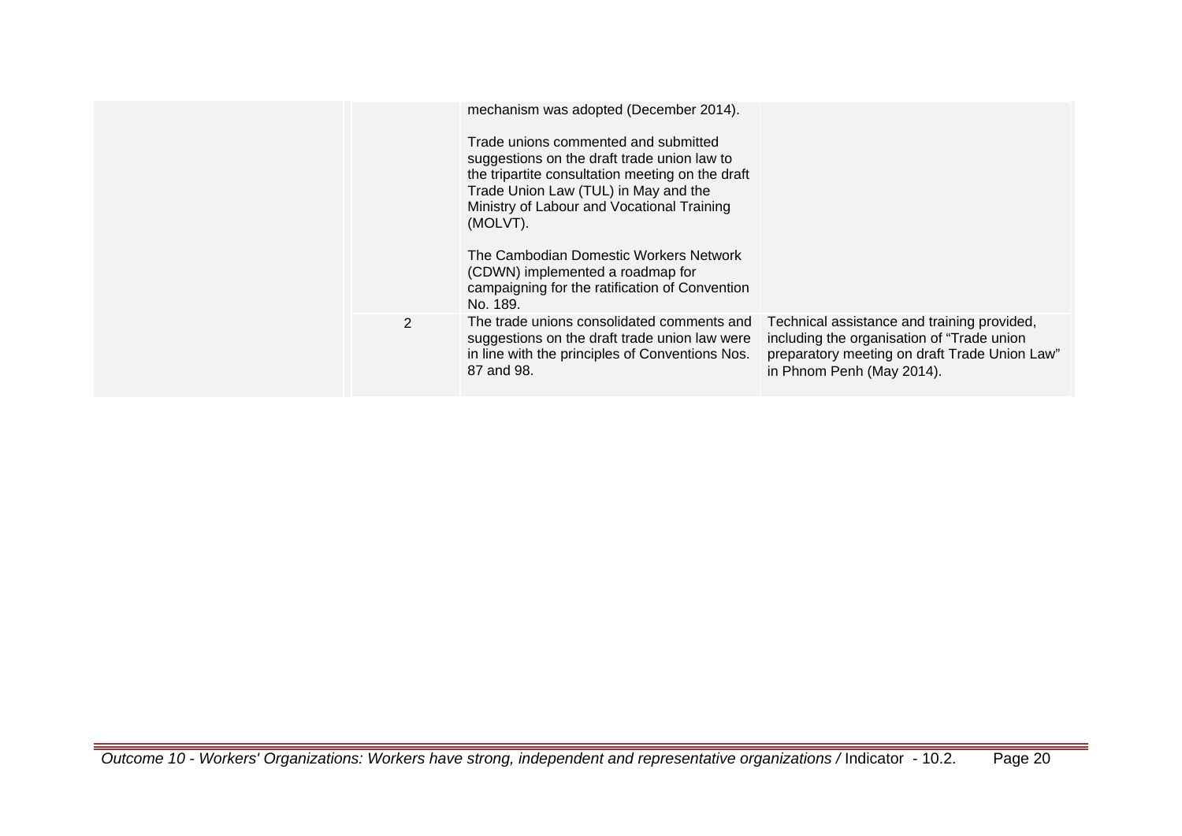| | | | |
|---|---|---|---|
| | | mechanism was adopted (December 2014).<br><br>Trade unions commented and submitted suggestions on the draft trade union law to the tripartite consultation meeting on the draft Trade Union Law (TUL) in May and the Ministry of Labour and Vocational Training (MOLVT).<br><br>The Cambodian Domestic Workers Network (CDWN) implemented a roadmap for campaigning for the ratification of Convention No. 189. | |
| | 2 | The trade unions consolidated comments and suggestions on the draft trade union law were in line with the principles of Conventions Nos. 87 and 98. | Technical assistance and training provided, including the organisation of "Trade union preparatory meeting on draft Trade Union Law" in Phnom Penh (May 2014). |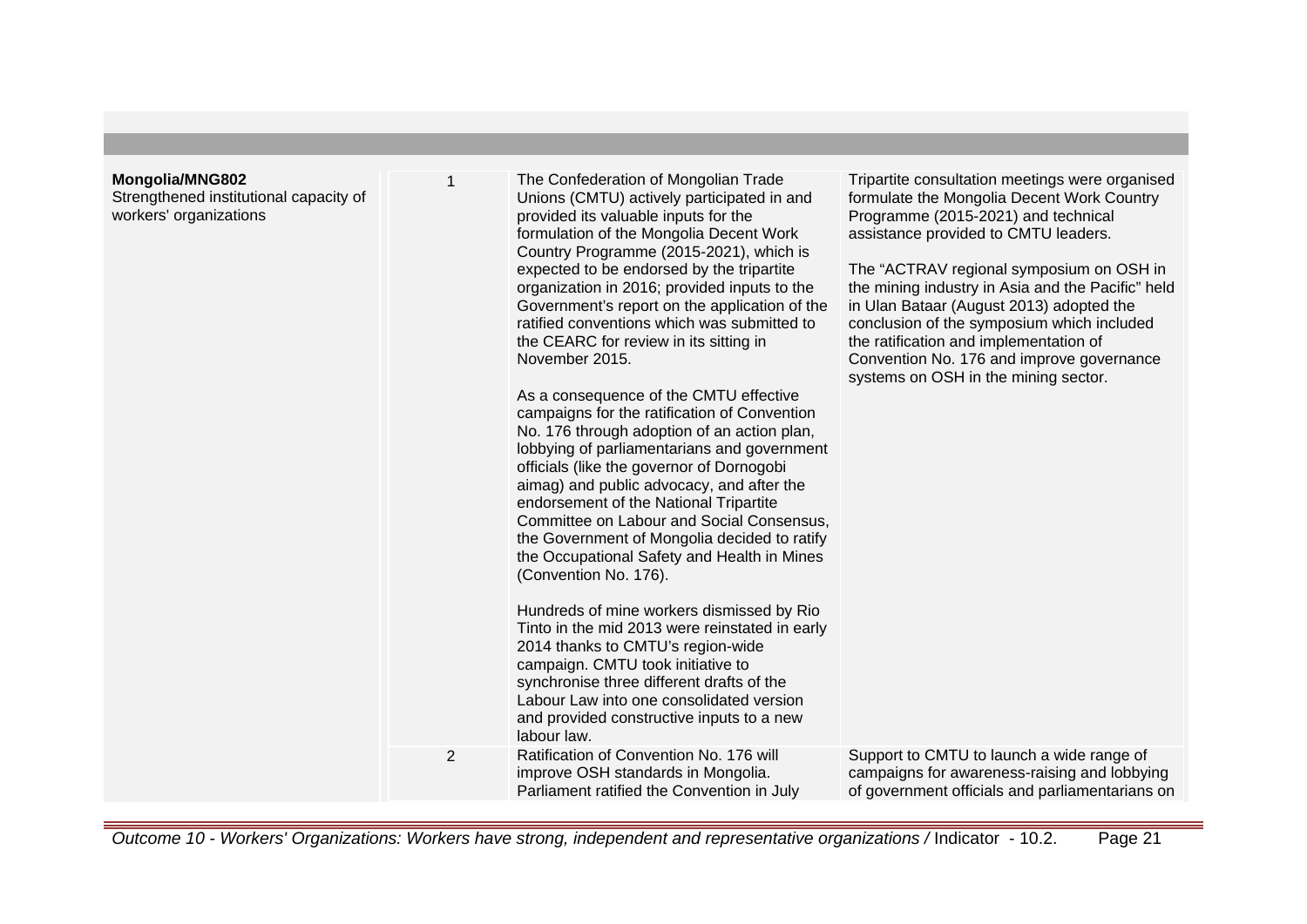| | | | |
|---|---|---|---|
| **Mongolia/MNG802**<br>Strengthened institutional capacity of workers' organizations | 1 | The Confederation of Mongolian Trade Unions (CMTU) actively participated in and provided its valuable inputs for the formulation of the Mongolia Decent Work Country Programme (2015-2021), which is expected to be endorsed by the tripartite organization in 2016; provided inputs to the Government's report on the application of the ratified conventions which was submitted to the CEARC for review in its sitting in November 2015.<br><br>As a consequence of the CMTU effective campaigns for the ratification of Convention No. 176 through adoption of an action plan, lobbying of parliamentarians and government officials (like the governor of Dornogobi aimag) and public advocacy, and after the endorsement of the National Tripartite Committee on Labour and Social Consensus, the Government of Mongolia decided to ratify the Occupational Safety and Health in Mines (Convention No. 176).<br><br>Hundreds of mine workers dismissed by Rio Tinto in the mid 2013 were reinstated in early 2014 thanks to CMTU's region-wide campaign. CMTU took initiative to synchronise three different drafts of the Labour Law into one consolidated version and provided constructive inputs to a new labour law. | Tripartite consultation meetings were organised formulate the Mongolia Decent Work Country Programme (2015-2021) and technical assistance provided to CMTU leaders.<br><br>The "ACTRAV regional symposium on OSH in the mining industry in Asia and the Pacific" held in Ulan Bataar (August 2013) adopted the conclusion of the symposium which included the ratification and implementation of Convention No. 176 and improve governance systems on OSH in the mining sector. |
| | 2 | Ratification of Convention No. 176 will improve OSH standards in Mongolia. Parliament ratified the Convention in July | Support to CMTU to launch a wide range of campaigns for awareness-raising and lobbying of government officials and parliamentarians on |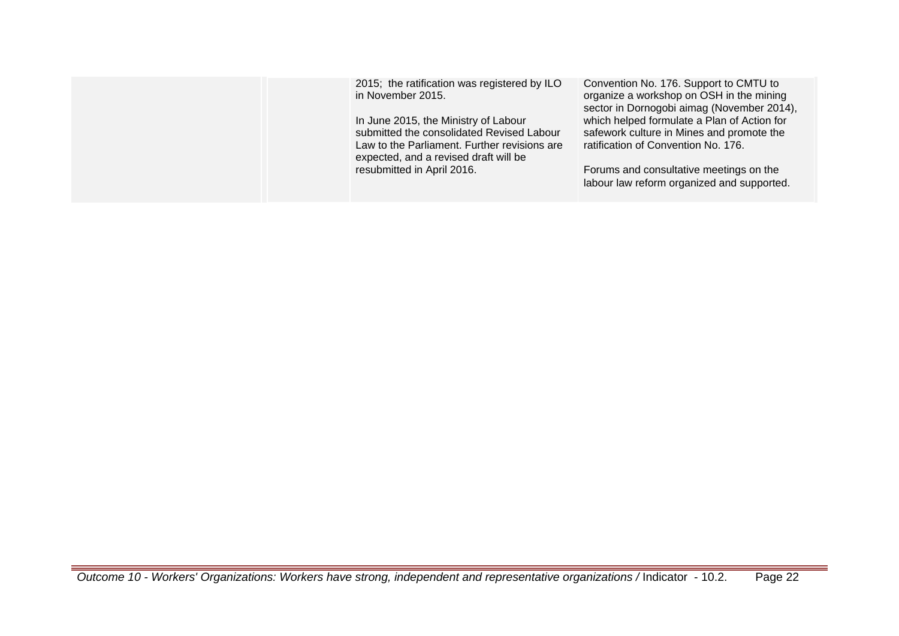| | | | |
|---|---|---|---|
| | | 2015; the ratification was registered by ILO in November 2015.<br><br>In June 2015, the Ministry of Labour submitted the consolidated Revised Labour Law to the Parliament. Further revisions are expected, and a revised draft will be resubmitted in April 2016. | Convention No. 176. Support to CMTU to organize a workshop on OSH in the mining sector in Dornogobi aimag (November 2014), which helped formulate a Plan of Action for safework culture in Mines and promote the ratification of Convention No. 176.<br><br>Forums and consultative meetings on the labour law reform organized and supported. |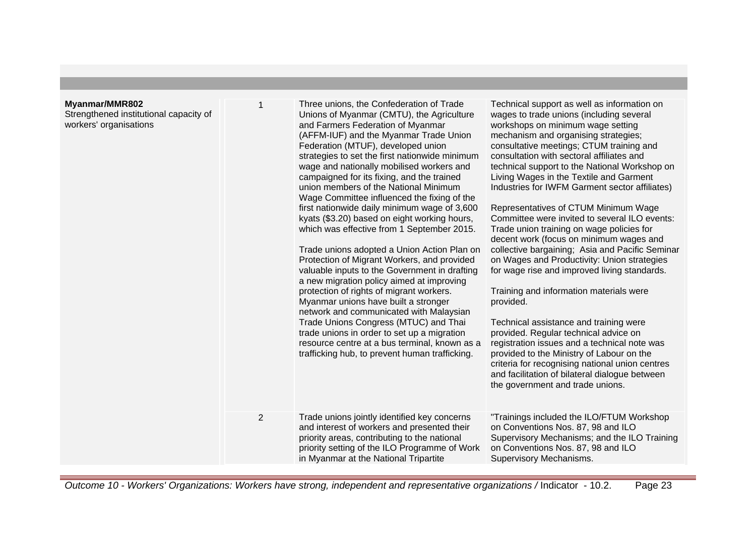| | | | |
|---|---|---|---|
| **Myanmar/MMR802**<br>Strengthened institutional capacity of workers' organisations | 1 | Three unions, the Confederation of Trade Unions of Myanmar (CMTU), the Agriculture and Farmers Federation of Myanmar (AFFM-IUF) and the Myanmar Trade Union Federation (MTUF), developed union strategies to set the first nationwide minimum wage and nationally mobilised workers and campaigned for its fixing, and the trained union members of the National Minimum Wage Committee influenced the fixing of the first nationwide daily minimum wage of 3,600 kyats ($3.20) based on eight working hours, which was effective from 1 September 2015.<br><br>Trade unions adopted a Union Action Plan on Protection of Migrant Workers, and provided valuable inputs to the Government in drafting a new migration policy aimed at improving protection of rights of migrant workers. Myanmar unions have built a stronger network and communicated with Malaysian Trade Unions Congress (MTUC) and Thai trade unions in order to set up a migration resource centre at a bus terminal, known as a trafficking hub, to prevent human trafficking. | Technical support as well as information on wages to trade unions (including several workshops on minimum wage setting mechanism and organising strategies; consultative meetings; CTUM training and consultation with sectoral affiliates and technical support to the National Workshop on Living Wages in the Textile and Garment Industries for IWFM Garment sector affiliates)<br><br>Representatives of CTUM Minimum Wage Committee were invited to several ILO events: Trade union training on wage policies for decent work (focus on minimum wages and collective bargaining; Asia and Pacific Seminar on Wages and Productivity: Union strategies for wage rise and improved living standards.<br><br>Training and information materials were provided.<br><br>Technical assistance and training were provided. Regular technical advice on registration issues and a technical note was provided to the Ministry of Labour on the criteria for recognising national union centres and facilitation of bilateral dialogue between the government and trade unions. |
| | 2 | Trade unions jointly identified key concerns and interest of workers and presented their priority areas, contributing to the national priority setting of the ILO Programme of Work in Myanmar at the National Tripartite | "Trainings included the ILO/FTUM Workshop on Conventions Nos. 87, 98 and ILO Supervisory Mechanisms; and the ILO Training on Conventions Nos. 87, 98 and ILO Supervisory Mechanisms. |

*Outcome 10 - Workers' Organizations: Workers have strong, independent and representative organizations /* Indicator - 10.2.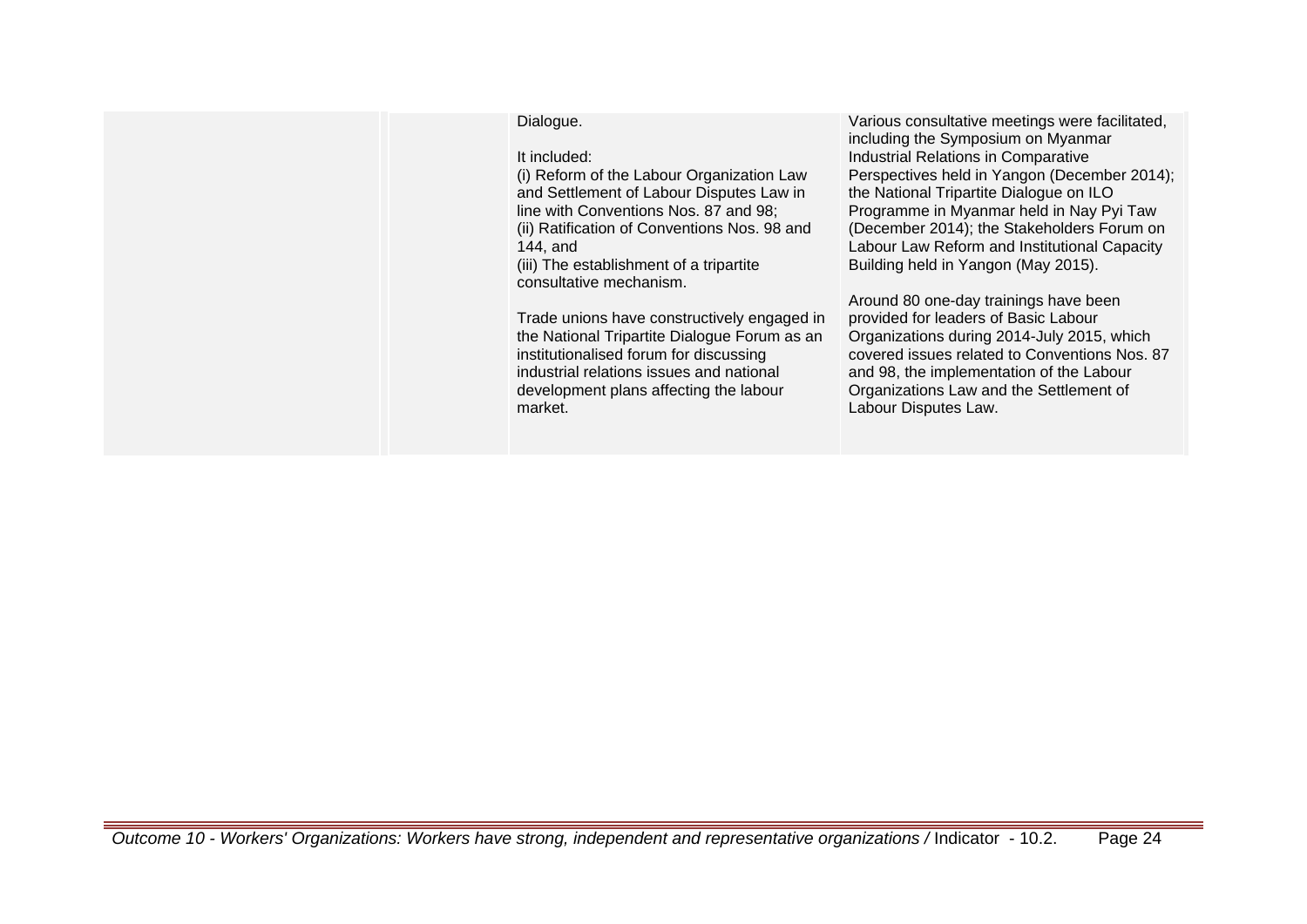| | | | |
|---|---|---|---|
| | | Dialogue.<br><br>It included:<br>(i) Reform of the Labour Organization Law and Settlement of Labour Disputes Law in line with Conventions Nos. 87 and 98;<br>(ii) Ratification of Conventions Nos. 98 and 144, and<br>(iii) The establishment of a tripartite consultative mechanism.<br><br>Trade unions have constructively engaged in the National Tripartite Dialogue Forum as an institutionalised forum for discussing industrial relations issues and national development plans affecting the labour market. | Various consultative meetings were facilitated, including the Symposium on Myanmar Industrial Relations in Comparative Perspectives held in Yangon (December 2014); the National Tripartite Dialogue on ILO Programme in Myanmar held in Nay Pyi Taw (December 2014); the Stakeholders Forum on Labour Law Reform and Institutional Capacity Building held in Yangon (May 2015).<br><br>Around 80 one-day trainings have been provided for leaders of Basic Labour Organizations during 2014-July 2015, which covered issues related to Conventions Nos. 87 and 98, the implementation of the Labour Organizations Law and the Settlement of Labour Disputes Law. |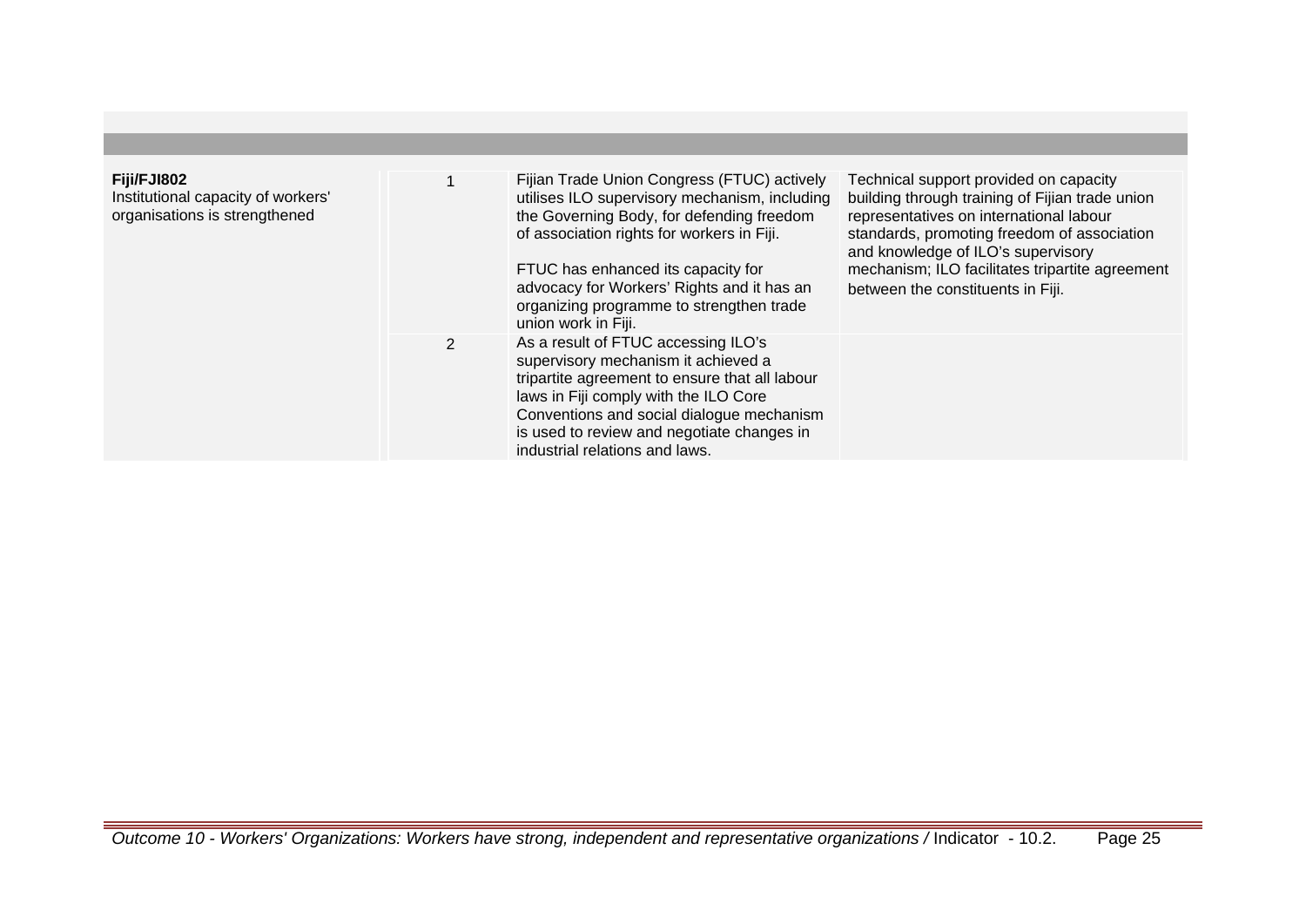| | | | |
|---|---|---|---|
| **Fiji/FJI802**<br>Institutional capacity of workers' organisations is strengthened | 1 | Fijian Trade Union Congress (FTUC) actively utilises ILO supervisory mechanism, including the Governing Body, for defending freedom of association rights for workers in Fiji.<br><br>FTUC has enhanced its capacity for advocacy for Workers' Rights and it has an organizing programme to strengthen trade union work in Fiji. | Technical support provided on capacity building through training of Fijian trade union representatives on international labour standards, promoting freedom of association and knowledge of ILO's supervisory mechanism; ILO facilitates tripartite agreement between the constituents in Fiji. |
| | 2 | As a result of FTUC accessing ILO's supervisory mechanism it achieved a tripartite agreement to ensure that all labour laws in Fiji comply with the ILO Core Conventions and social dialogue mechanism is used to review and negotiate changes in industrial relations and laws. | |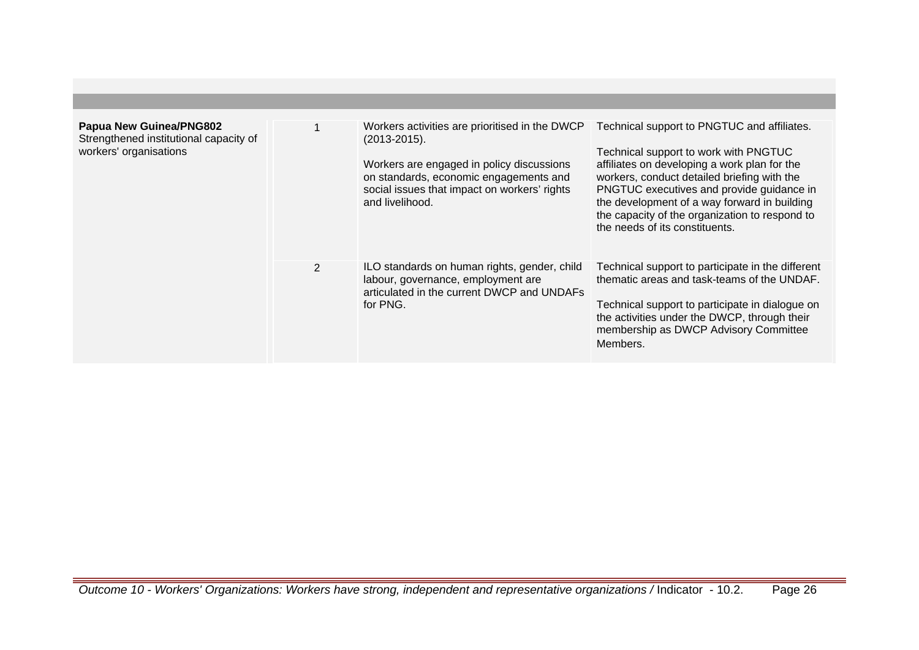| | | | |
|---|---|---|---|
| **Papua New Guinea/PNG802**<br>Strengthened institutional capacity of workers' organisations | 1 | Workers activities are prioritised in the DWCP (2013-2015).<br><br>Workers are engaged in policy discussions on standards, economic engagements and social issues that impact on workers' rights and livelihood. | Technical support to PNGTUC and affiliates.<br><br>Technical support to work with PNGTUC affiliates on developing a work plan for the workers, conduct detailed briefing with the PNGTUC executives and provide guidance in the development of a way forward in building the capacity of the organization to respond to the needs of its constituents. |
| | 2 | ILO standards on human rights, gender, child labour, governance, employment are articulated in the current DWCP and UNDAFs for PNG. | Technical support to participate in the different thematic areas and task-teams of the UNDAF.<br><br>Technical support to participate in dialogue on the activities under the DWCP, through their membership as DWCP Advisory Committee Members. |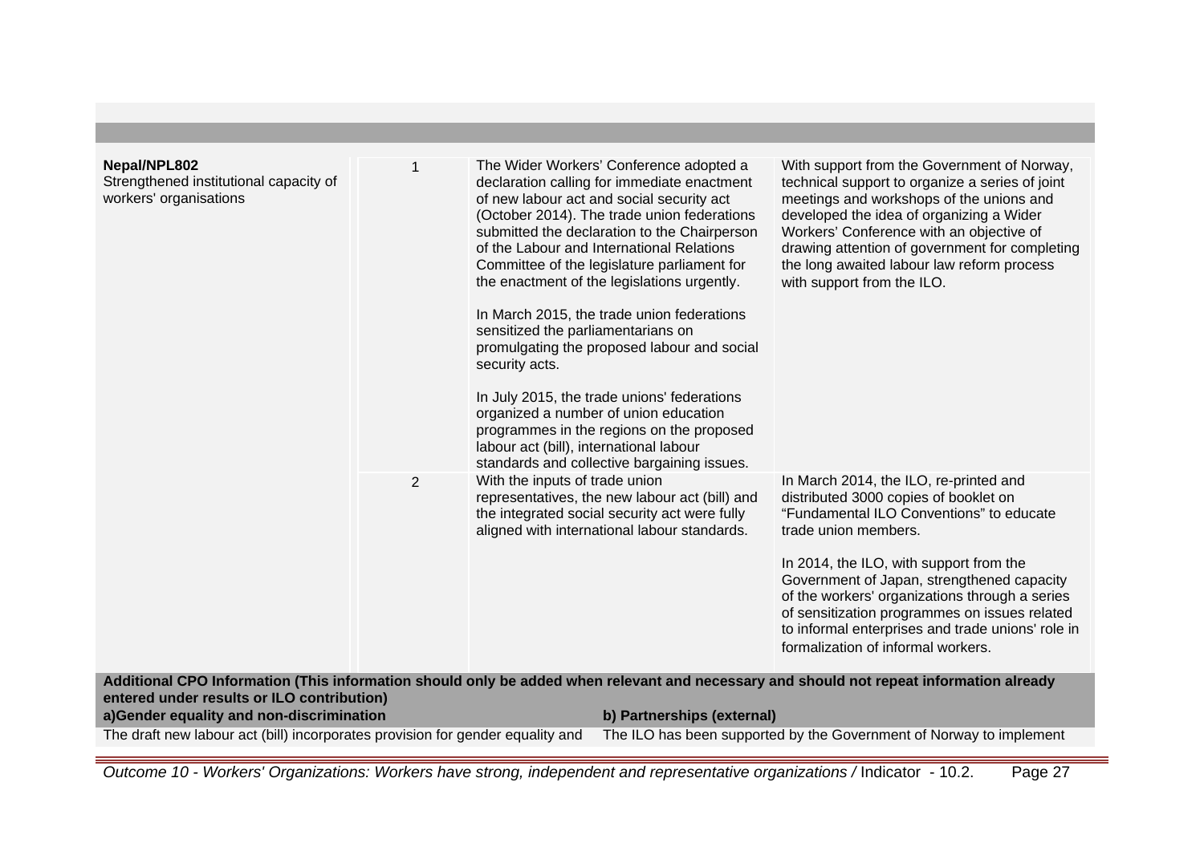| | | | |
|---|---|---|---|
| **Nepal/NPL802**<br>Strengthened institutional capacity of workers' organisations | 1 | The Wider Workers' Conference adopted a declaration calling for immediate enactment of new labour act and social security act (October 2014). The trade union federations submitted the declaration to the Chairperson of the Labour and International Relations Committee of the legislature parliament for the enactment of the legislations urgently.<br><br>In March 2015, the trade union federations sensitized the parliamentarians on promulgating the proposed labour and social security acts.<br><br>In July 2015, the trade unions' federations organized a number of union education programmes in the regions on the proposed labour act (bill), international labour standards and collective bargaining issues. | With support from the Government of Norway, technical support to organize a series of joint meetings and workshops of the unions and developed the idea of organizing a Wider Workers' Conference with an objective of drawing attention of government for completing the long awaited labour law reform process with support from the ILO. |
| | 2 | With the inputs of trade union representatives, the new labour act (bill) and the integrated social security act were fully aligned with international labour standards. | In March 2014, the ILO, re-printed and distributed 3000 copies of booklet on "Fundamental ILO Conventions" to educate trade union members.<br><br>In 2014, the ILO, with support from the Government of Japan, strengthened capacity of the workers' organizations through a series of sensitization programmes on issues related to informal enterprises and trade unions' role in formalization of informal workers. |

**Additional CPO Information (This information should only be added when relevant and necessary and should not repeat information already entered under results or ILO contribution)**

| a)Gender equality and non-discrimination | b) Partnerships (external) |
|---|---|
| The draft new labour act (bill) incorporates provision for gender equality and | The ILO has been supported by the Government of Norway to implement |

*Outcome 10 - Workers' Organizations: Workers have strong, independent and representative organizations /* Indicator - 10.2.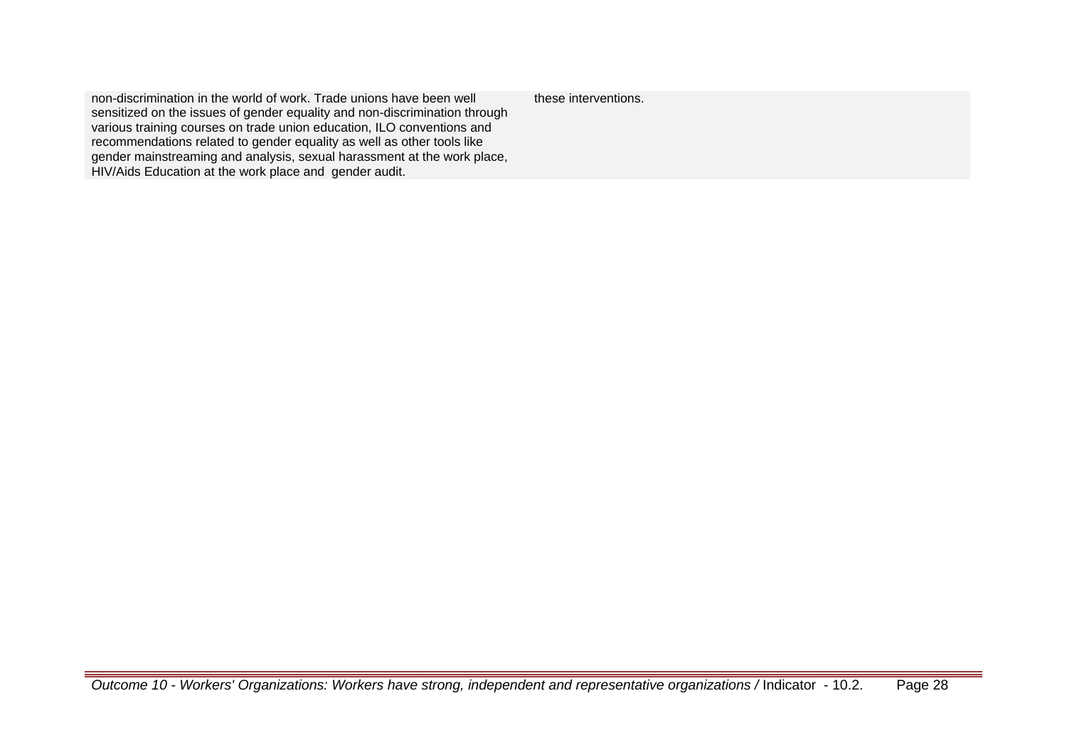| | |
|---|---|
| non-discrimination in the world of work. Trade unions have been well sensitized on the issues of gender equality and non-discrimination through various training courses on trade union education, ILO conventions and recommendations related to gender equality as well as other tools like gender mainstreaming and analysis, sexual harassment at the work place, HIV/Aids Education at the work place and gender audit. | these interventions. |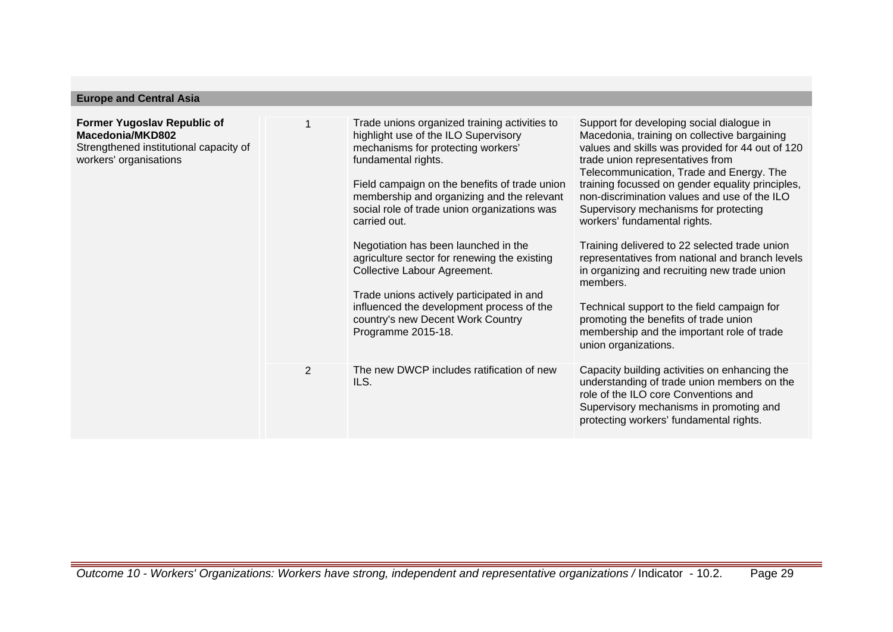| Europe and Central Asia | | | |
|---|---|---|---|
| **Former Yugoslav Republic of Macedonia/MKD802**<br>Strengthened institutional capacity of workers' organisations | 1 | Trade unions organized training activities to highlight use of the ILO Supervisory mechanisms for protecting workers' fundamental rights.<br><br>Field campaign on the benefits of trade union membership and organizing and the relevant social role of trade union organizations was carried out.<br><br>Negotiation has been launched in the agriculture sector for renewing the existing Collective Labour Agreement.<br><br>Trade unions actively participated in and influenced the development process of the country's new Decent Work Country Programme 2015-18. | Support for developing social dialogue in Macedonia, training on collective bargaining values and skills was provided for 44 out of 120 trade union representatives from Telecommunication, Trade and Energy. The training focussed on gender equality principles, non-discrimination values and use of the ILO Supervisory mechanisms for protecting workers' fundamental rights.<br><br>Training delivered to 22 selected trade union representatives from national and branch levels in organizing and recruiting new trade union members.<br><br>Technical support to the field campaign for promoting the benefits of trade union membership and the important role of trade union organizations. |
| | 2 | The new DWCP includes ratification of new ILS. | Capacity building activities on enhancing the understanding of trade union members on the role of the ILO core Conventions and Supervisory mechanisms in promoting and protecting workers' fundamental rights. |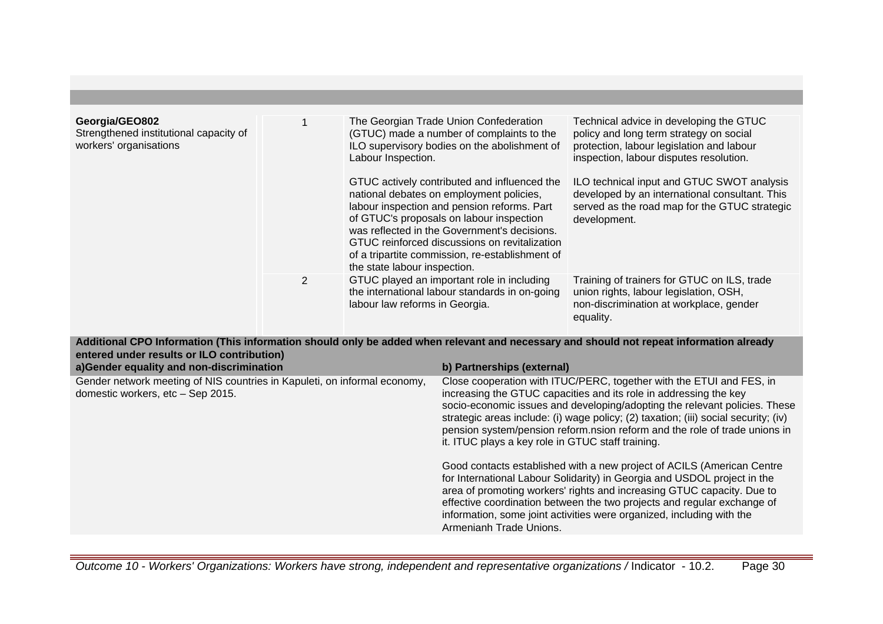| | | | |
|---|---|---|---|
| **Georgia/GEO802**<br>Strengthened institutional capacity of workers' organisations | 1 | The Georgian Trade Union Confederation (GTUC) made a number of complaints to the ILO supervisory bodies on the abolishment of Labour Inspection.<br><br>GTUC actively contributed and influenced the national debates on employment policies, labour inspection and pension reforms. Part of GTUC's proposals on labour inspection was reflected in the Government's decisions. GTUC reinforced discussions on revitalization of a tripartite commission, re-establishment of the state labour inspection. | Technical advice in developing the GTUC policy and long term strategy on social protection, labour legislation and labour inspection, labour disputes resolution.<br><br>ILO technical input and GTUC SWOT analysis developed by an international consultant. This served as the road map for the GTUC strategic development. |
| | 2 | GTUC played an important role in including the international labour standards in on-going labour law reforms in Georgia. | Training of trainers for GTUC on ILS, trade union rights, labour legislation, OSH, non-discrimination at workplace, gender equality. |

**Additional CPO Information (This information should only be added when relevant and necessary and should not repeat information already entered under results or ILO contribution)**

| a)Gender equality and non-discrimination | b) Partnerships (external) |
|---|---|
| Gender network meeting of NIS countries in Kapuleti, on informal economy, domestic workers, etc – Sep 2015. | Close cooperation with ITUC/PERC, together with the ETUI and FES, in increasing the GTUC capacities and its role in addressing the key socio-economic issues and developing/adopting the relevant policies. These strategic areas include: (i) wage policy; (2) taxation; (iii) social security; (iv) pension system/pension reform.nsion reform and the role of trade unions in it. ITUC plays a key role in GTUC staff training.<br><br>Good contacts established with a new project of ACILS (American Centre for International Labour Solidarity) in Georgia and USDOL project in the area of promoting workers' rights and increasing GTUC capacity. Due to effective coordination between the two projects and regular exchange of information, some joint activities were organized, including with the Armenianh Trade Unions. |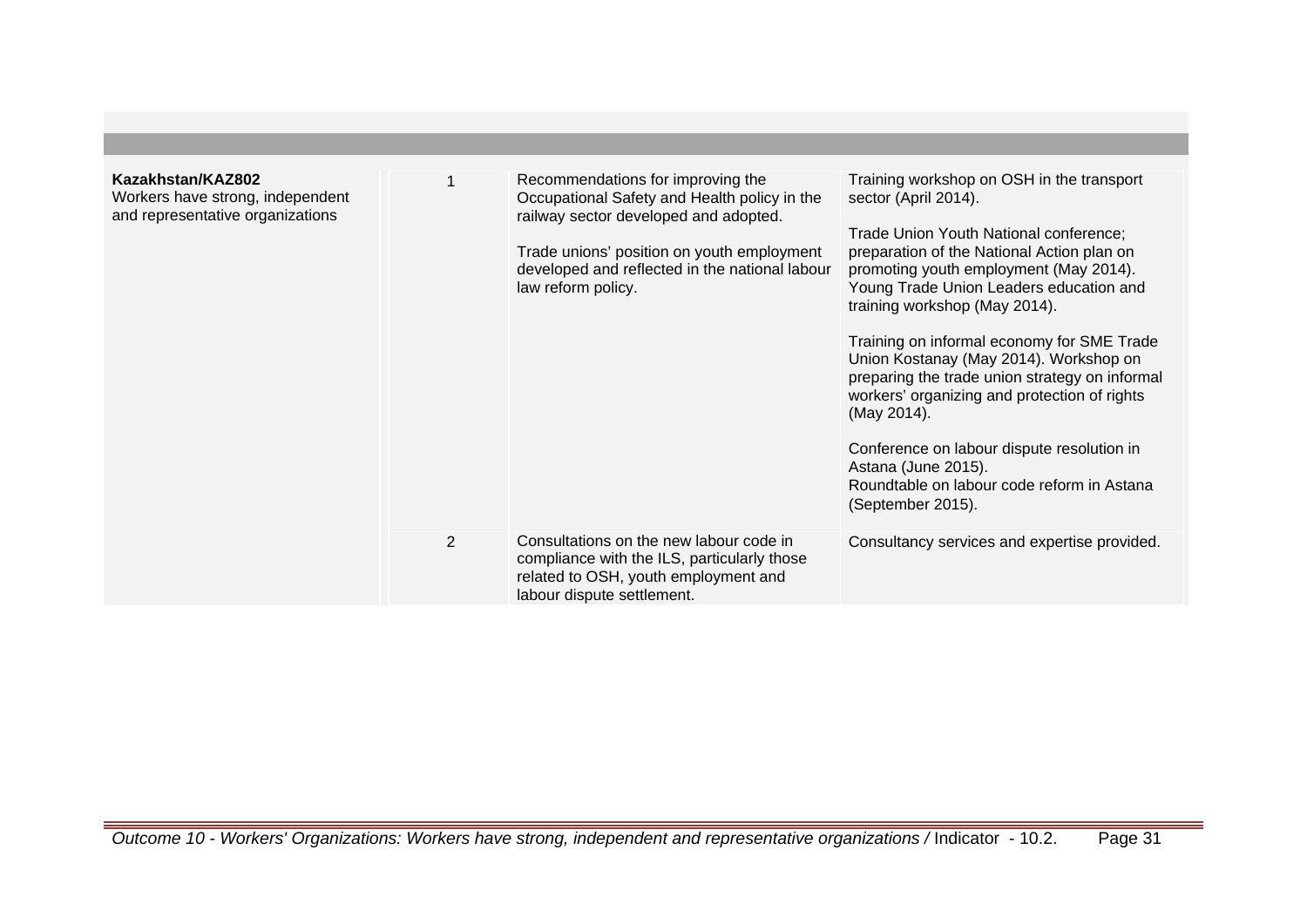| | | | |
|---|---|---|---|
| **Kazakhstan/KAZ802**<br>Workers have strong, independent and representative organizations | 1 | Recommendations for improving the Occupational Safety and Health policy in the railway sector developed and adopted.<br><br>Trade unions' position on youth employment developed and reflected in the national labour law reform policy. | Training workshop on OSH in the transport sector (April 2014).<br><br>Trade Union Youth National conference; preparation of the National Action plan on promoting youth employment (May 2014). Young Trade Union Leaders education and training workshop (May 2014).<br><br>Training on informal economy for SME Trade Union Kostanay (May 2014). Workshop on preparing the trade union strategy on informal workers' organizing and protection of rights (May 2014).<br><br>Conference on labour dispute resolution in Astana (June 2015).<br>Roundtable on labour code reform in Astana (September 2015). |
| | 2 | Consultations on the new labour code in compliance with the ILS, particularly those related to OSH, youth employment and labour dispute settlement. | Consultancy services and expertise provided. |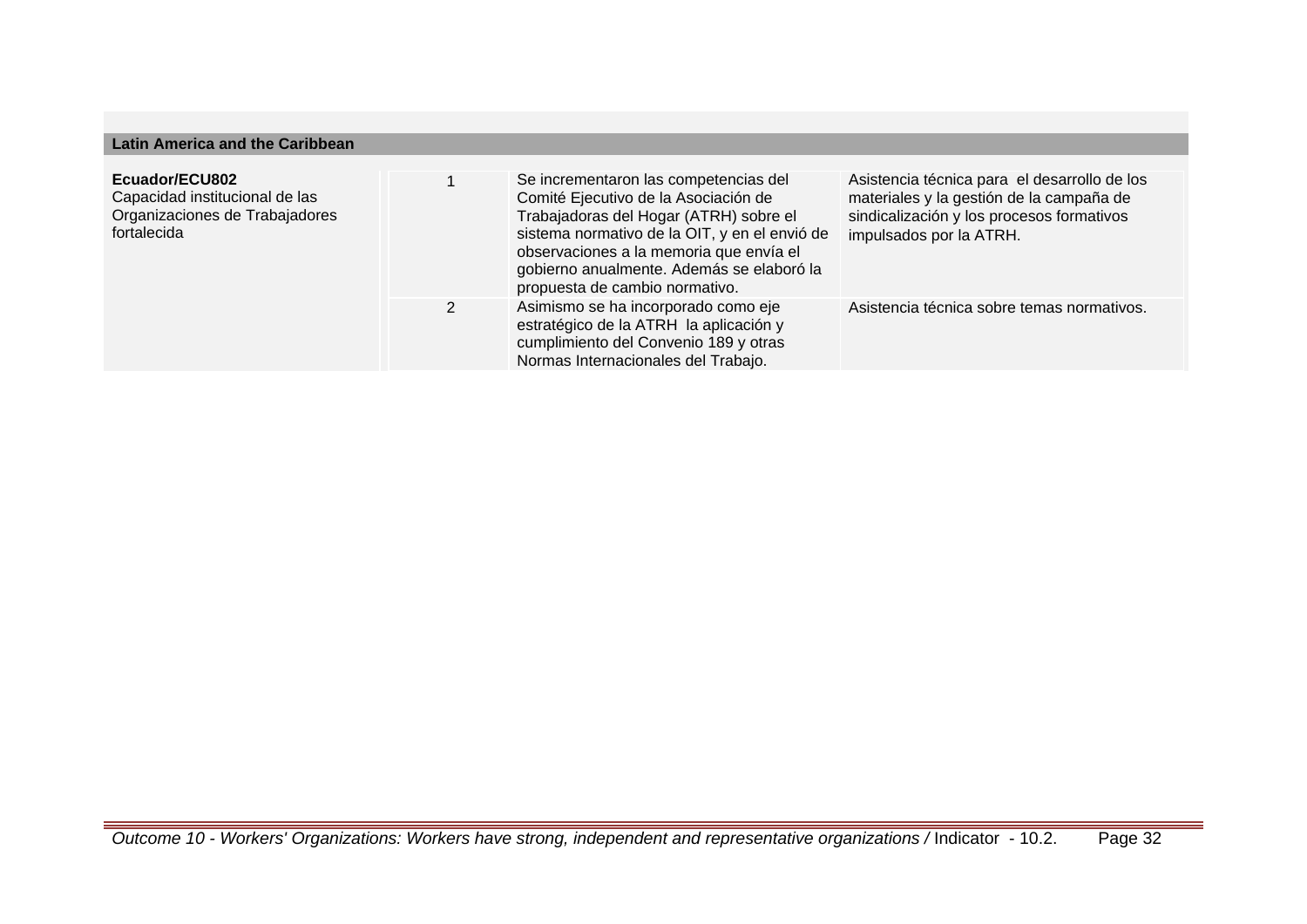## Latin America and the Caribbean

| | | | |
|---|---|---|---|
| **Ecuador/ECU802**<br>Capacidad institucional de las Organizaciones de Trabajadores fortalecida | 1 | Se incrementaron las competencias del Comité Ejecutivo de la Asociación de Trabajadoras del Hogar (ATRH) sobre el sistema normativo de la OIT, y en el envió de observaciones a la memoria que envía el gobierno anualmente. Además se elaboró la propuesta de cambio normativo. | Asistencia técnica para el desarrollo de los materiales y la gestión de la campaña de sindicalización y los procesos formativos impulsados por la ATRH. |
| | 2 | Asimismo se ha incorporado como eje estratégico de la ATRH la aplicación y cumplimiento del Convenio 189 y otras Normas Internacionales del Trabajo. | Asistencia técnica sobre temas normativos. |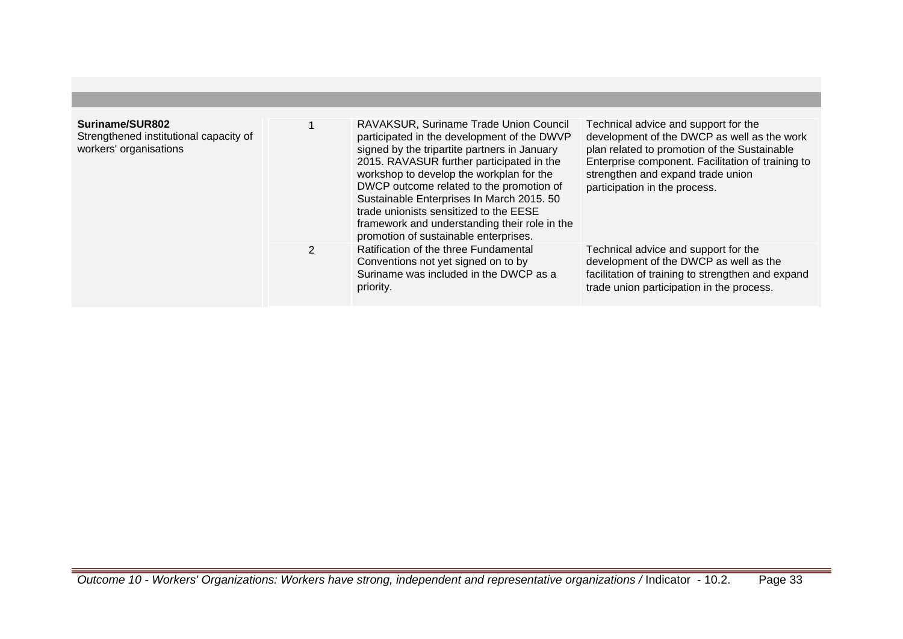| | | | |
|---|---|---|---|
| **Suriname/SUR802**<br>Strengthened institutional capacity of workers' organisations | 1 | RAVAKSUR, Suriname Trade Union Council participated in the development of the DWVP signed by the tripartite partners in January 2015. RAVASUR further participated in the workshop to develop the workplan for the DWCP outcome related to the promotion of Sustainable Enterprises In March 2015. 50 trade unionists sensitized to the EESE framework and understanding their role in the promotion of sustainable enterprises. | Technical advice and support for the development of the DWCP as well as the work plan related to promotion of the Sustainable Enterprise component. Facilitation of training to strengthen and expand trade union participation in the process. |
| | 2 | Ratification of the three Fundamental Conventions not yet signed on to by Suriname was included in the DWCP as a priority. | Technical advice and support for the development of the DWCP as well as the facilitation of training to strengthen and expand trade union participation in the process. |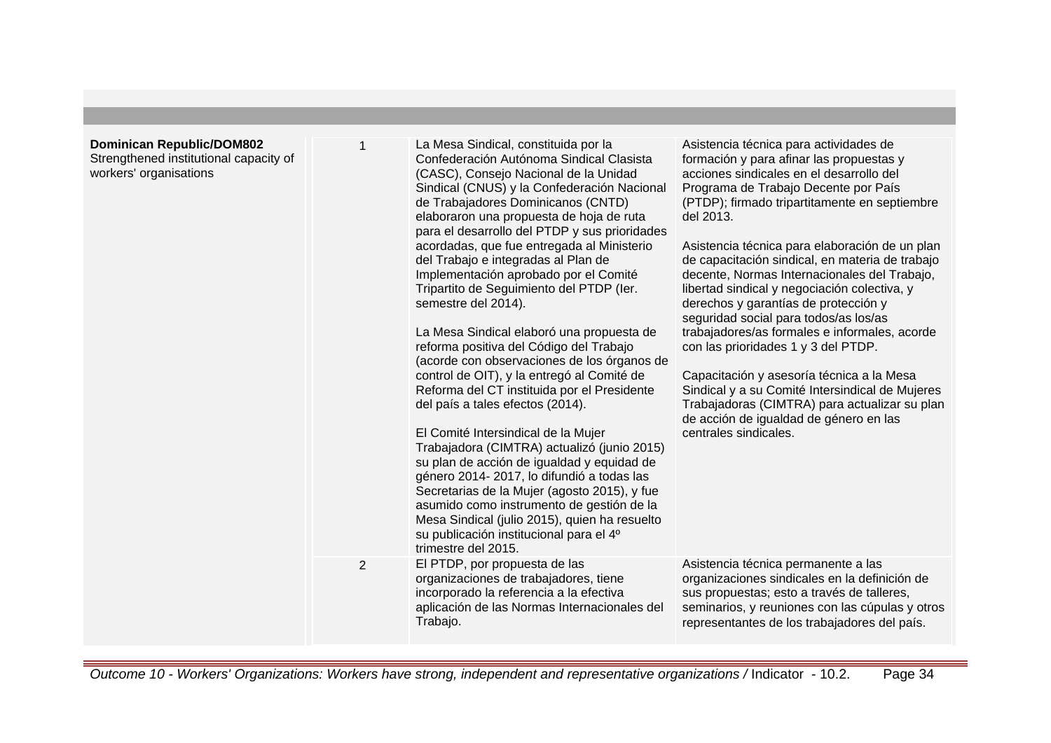| | | | |
|---|---|---|---|
| **Dominican Republic/DOM802**<br>Strengthened institutional capacity of workers' organisations | 1 | La Mesa Sindical, constituida por la Confederación Autónoma Sindical Clasista (CASC), Consejo Nacional de la Unidad Sindical (CNUS) y la Confederación Nacional de Trabajadores Dominicanos (CNTD) elaboraron una propuesta de hoja de ruta para el desarrollo del PTDP y sus prioridades acordadas, que fue entregada al Ministerio del Trabajo e integradas al Plan de Implementación aprobado por el Comité Tripartito de Seguimiento del PTDP (Ier. semestre del 2014).<br><br>La Mesa Sindical elaboró una propuesta de reforma positiva del Código del Trabajo (acorde con observaciones de los órganos de control de OIT), y la entregó al Comité de Reforma del CT instituida por el Presidente del país a tales efectos (2014).<br><br>El Comité Intersindical de la Mujer Trabajadora (CIMTRA) actualizó (junio 2015) su plan de acción de igualdad y equidad de género 2014- 2017, lo difundió a todas las Secretarias de la Mujer (agosto 2015), y fue asumido como instrumento de gestión de la Mesa Sindical (julio 2015), quien ha resuelto su publicación institucional para el 4º trimestre del 2015. | Asistencia técnica para actividades de formación y para afinar las propuestas y acciones sindicales en el desarrollo del Programa de Trabajo Decente por País (PTDP); firmado tripartitamente en septiembre del 2013.<br><br>Asistencia técnica para elaboración de un plan de capacitación sindical, en materia de trabajo decente, Normas Internacionales del Trabajo, libertad sindical y negociación colectiva, y derechos y garantías de protección y seguridad social para todos/as los/as trabajadores/as formales e informales, acorde con las prioridades 1 y 3 del PTDP.<br><br>Capacitación y asesoría técnica a la Mesa Sindical y a su Comité Intersindical de Mujeres Trabajadoras (CIMTRA) para actualizar su plan de acción de igualdad de género en las centrales sindicales. |
| | 2 | El PTDP, por propuesta de las organizaciones de trabajadores, tiene incorporado la referencia a la efectiva aplicación de las Normas Internacionales del Trabajo. | Asistencia técnica permanente a las organizaciones sindicales en la definición de sus propuestas; esto a través de talleres, seminarios, y reuniones con las cúpulas y otros representantes de los trabajadores del país. |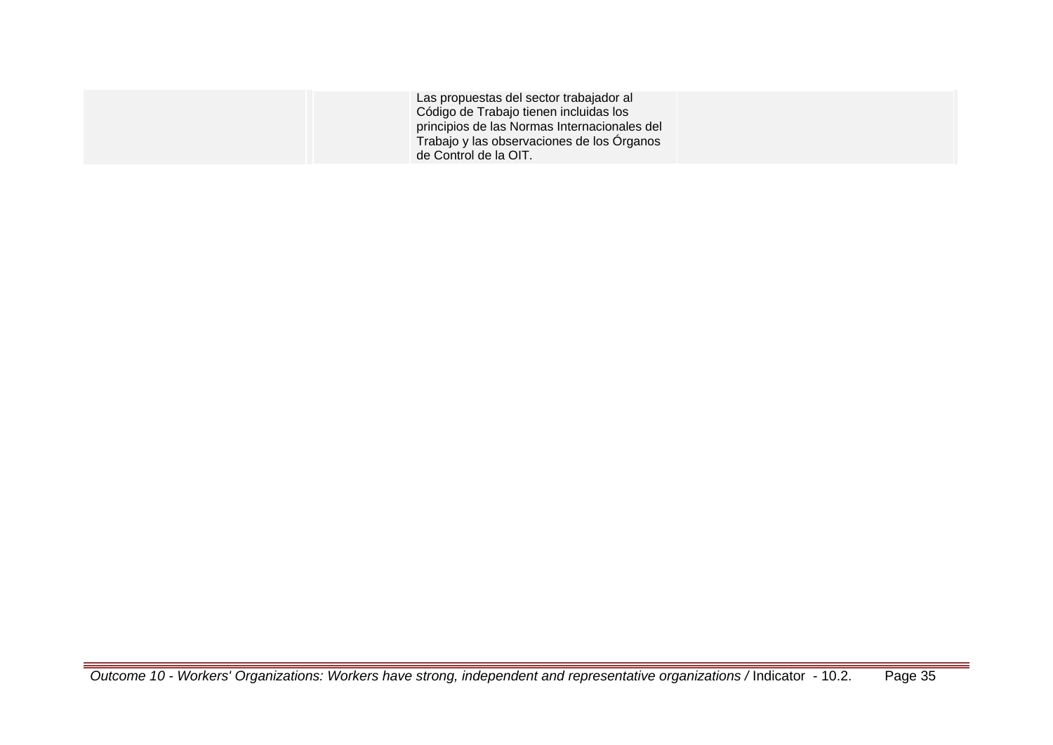|  |  |  | Las propuestas del sector trabajador al Código de Trabajo tienen incluidas los principios de las Normas Internacionales del Trabajo y las observaciones de los Órganos de Control de la OIT. |  |
|---|---|---|---|---|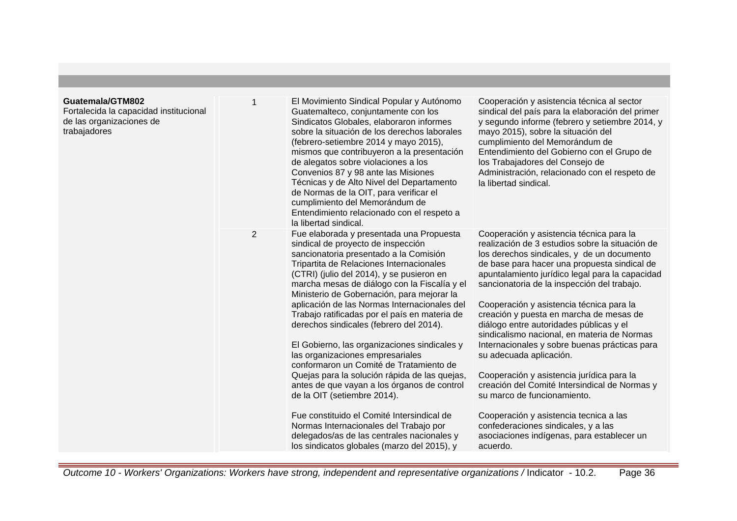| | | | |
|---|---|---|---|
| **Guatemala/GTM802**<br>Fortalecida la capacidad institucional de las organizaciones de trabajadores | 1 | El Movimiento Sindical Popular y Autónomo Guatemalteco, conjuntamente con los Sindicatos Globales, elaboraron informes sobre la situación de los derechos laborales (febrero-setiembre 2014 y mayo 2015), mismos que contribuyeron a la presentación de alegatos sobre violaciones a los Convenios 87 y 98 ante las Misiones Técnicas y de Alto Nivel del Departamento de Normas de la OIT, para verificar el cumplimiento del Memorándum de Entendimiento relacionado con el respeto a la libertad sindical. | Cooperación y asistencia técnica al sector sindical del país para la elaboración del primer y segundo informe (febrero y setiembre 2014, y mayo 2015), sobre la situación del cumplimiento del Memorándum de Entendimiento del Gobierno con el Grupo de los Trabajadores del Consejo de Administración, relacionado con el respeto de la libertad sindical. |
| | 2 | Fue elaborada y presentada una Propuesta sindical de proyecto de inspección sancionatoria presentado a la Comisión Tripartita de Relaciones Internacionales (CTRI) (julio del 2014), y se pusieron en marcha mesas de diálogo con la Fiscalía y el Ministerio de Gobernación, para mejorar la aplicación de las Normas Internacionales del Trabajo ratificadas por el país en materia de derechos sindicales (febrero del 2014).<br><br>El Gobierno, las organizaciones sindicales y las organizaciones empresariales conformaron un Comité de Tratamiento de Quejas para la solución rápida de las quejas, antes de que vayan a los órganos de control de la OIT (setiembre 2014).<br><br>Fue constituido el Comité Intersindical de Normas Internacionales del Trabajo por delegados/as de las centrales nacionales y los sindicatos globales (marzo del 2015), y | Cooperación y asistencia técnica para la realización de 3 estudios sobre la situación de los derechos sindicales, y de un documento de base para hacer una propuesta sindical de apuntalamiento jurídico legal para la capacidad sancionatoria de la inspección del trabajo.<br><br>Cooperación y asistencia técnica para la creación y puesta en marcha de mesas de diálogo entre autoridades públicas y el sindicalismo nacional, en materia de Normas Internacionales y sobre buenas prácticas para su adecuada aplicación.<br><br>Cooperación y asistencia jurídica para la creación del Comité Intersindical de Normas y su marco de funcionamiento.<br><br>Cooperación y asistencia tecnica a las confederaciones sindicales, y a las asociaciones indígenas, para establecer un acuerdo. |

*Outcome 10 - Workers' Organizations: Workers have strong, independent and representative organizations /* Indicator - 10.2.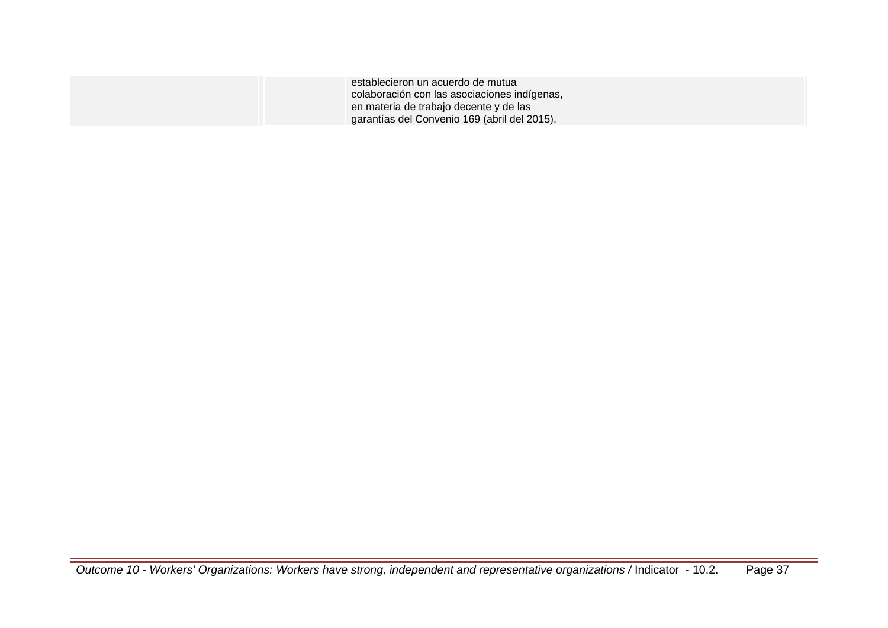| | | | |
|---|---|---|---|
| | | establecieron un acuerdo de mutua colaboración con las asociaciones indígenas, en materia de trabajo decente y de las garantías del Convenio 169 (abril del 2015). | |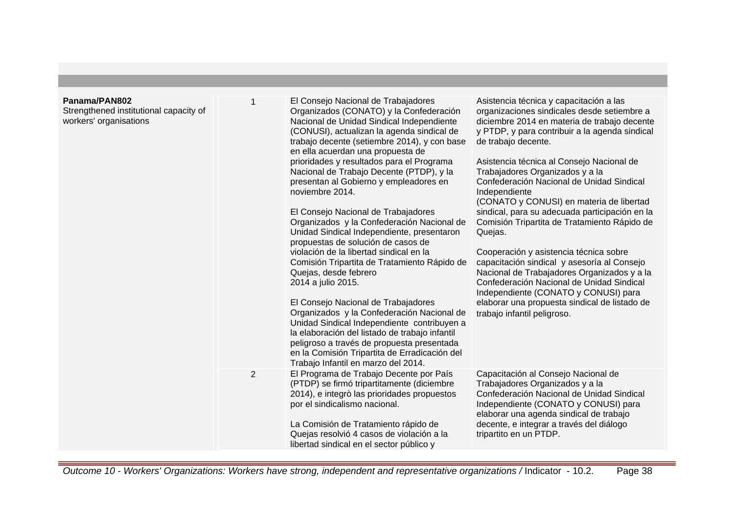| | | | |
|---|---|---|---|
| **Panama/PAN802**<br>Strengthened institutional capacity of workers' organisations | 1 | El Consejo Nacional de Trabajadores Organizados (CONATO) y la Confederación Nacional de Unidad Sindical Independiente (CONUSI), actualizan la agenda sindical de trabajo decente (setiembre 2014), y con base en ella acuerdan una propuesta de prioridades y resultados para el Programa Nacional de Trabajo Decente (PTDP), y la presentan al Gobierno y empleadores en noviembre 2014.<br><br>El Consejo Nacional de Trabajadores Organizados y la Confederación Nacional de Unidad Sindical Independiente, presentaron propuestas de solución de casos de violación de la libertad sindical en la Comisión Tripartita de Tratamiento Rápido de Quejas, desde febrero 2014 a julio 2015.<br><br>El Consejo Nacional de Trabajadores Organizados y la Confederación Nacional de Unidad Sindical Independiente contribuyen a la elaboración del listado de trabajo infantil peligroso a través de propuesta presentada en la Comisión Tripartita de Erradicación del Trabajo Infantil en marzo del 2014. | Asistencia técnica y capacitación a las organizaciones sindicales desde setiembre a diciembre 2014 en materia de trabajo decente y PTDP, y para contribuir a la agenda sindical de trabajo decente.<br><br>Asistencia técnica al Consejo Nacional de Trabajadores Organizados y a la Confederación Nacional de Unidad Sindical Independiente (CONATO y CONUSI) en materia de libertad sindical, para su adecuada participación en la Comisión Tripartita de Tratamiento Rápido de Quejas.<br><br>Cooperación y asistencia técnica sobre capacitación sindical y asesoría al Consejo Nacional de Trabajadores Organizados y a la Confederación Nacional de Unidad Sindical Independiente (CONATO y CONUSI) para elaborar una propuesta sindical de listado de trabajo infantil peligroso. |
| | 2 | El Programa de Trabajo Decente por País (PTDP) se firmó tripartitamente (diciembre 2014), e integrò las prioridades propuestos por el sindicalismo nacional.<br><br>La Comisión de Tratamiento rápido de Quejas resolvió 4 casos de violación a la libertad sindical en el sector público y | Capacitación al Consejo Nacional de Trabajadores Organizados y a la Confederación Nacional de Unidad Sindical Independiente (CONATO y CONUSI) para elaborar una agenda sindical de trabajo decente, e integrar a través del diálogo tripartito en un PTDP. |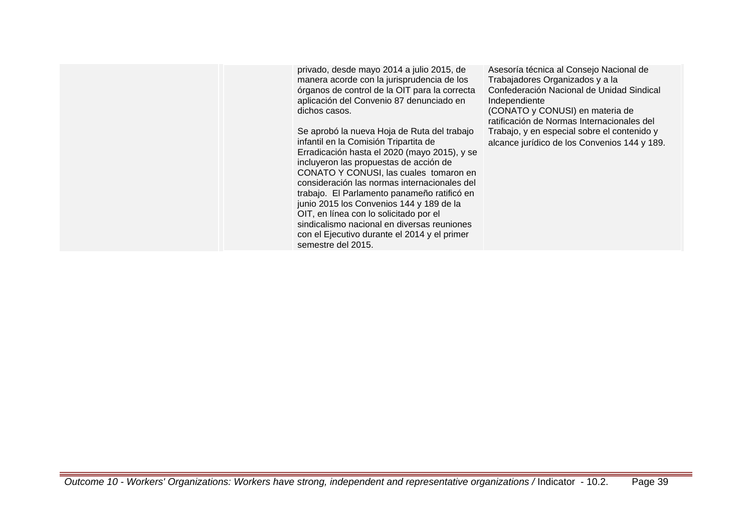| | | | |
|---|---|---|---|
| | | privado, desde mayo 2014 a julio 2015, de manera acorde con la jurisprudencia de los órganos de control de la OIT para la correcta aplicación del Convenio 87 denunciado en dichos casos.<br><br>Se aprobó la nueva Hoja de Ruta del trabajo infantil en la Comisión Tripartita de Erradicación hasta el 2020 (mayo 2015), y se incluyeron las propuestas de acción de CONATO Y CONUSI, las cuales tomaron en consideración las normas internacionales del trabajo. El Parlamento panameño ratificó en junio 2015 los Convenios 144 y 189 de la OIT, en línea con lo solicitado por el sindicalismo nacional en diversas reuniones con el Ejecutivo durante el 2014 y el primer semestre del 2015. | Asesoría técnica al Consejo Nacional de Trabajadores Organizados y a la Confederación Nacional de Unidad Sindical Independiente<br>(CONATO y CONUSI) en materia de ratificación de Normas Internacionales del Trabajo, y en especial sobre el contenido y alcance jurídico de los Convenios 144 y 189. |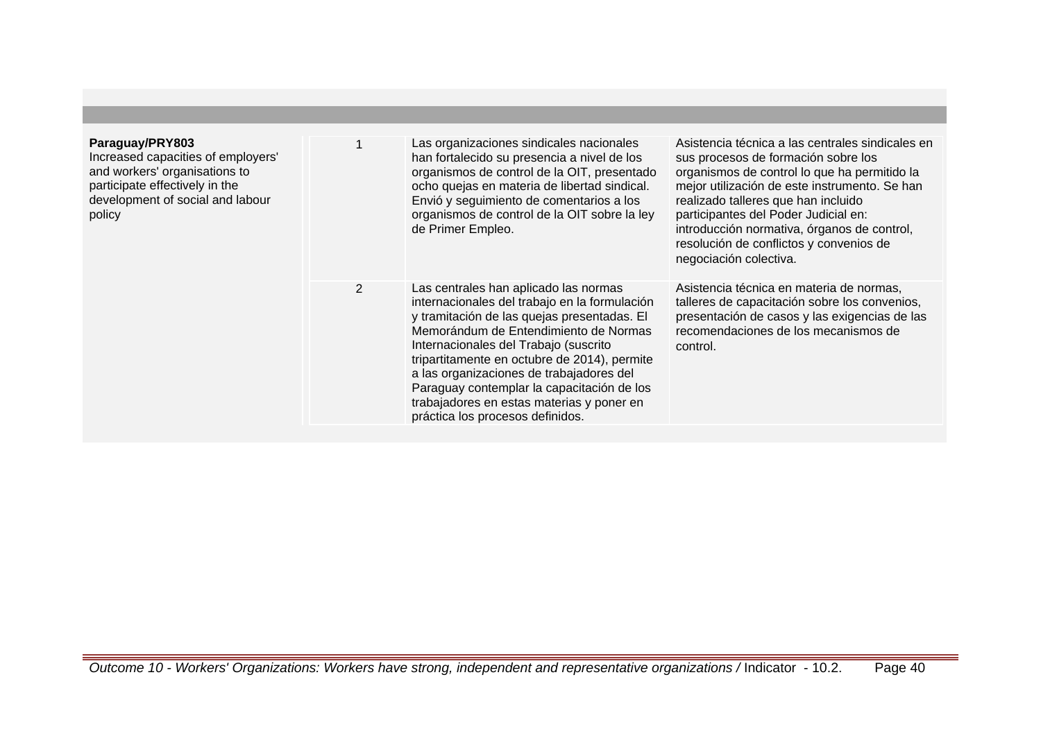| | | | |
|---|---|---|---|
| **Paraguay/PRY803**<br>Increased capacities of employers' and workers' organisations to participate effectively in the development of social and labour policy | 1 | Las organizaciones sindicales nacionales han fortalecido su presencia a nivel de los organismos de control de la OIT, presentado ocho quejas en materia de libertad sindical. Envió y seguimiento de comentarios a los organismos de control de la OIT sobre la ley de Primer Empleo. | Asistencia técnica a las centrales sindicales en sus procesos de formación sobre los organismos de control lo que ha permitido la mejor utilización de este instrumento. Se han realizado talleres que han incluido participantes del Poder Judicial en: introducción normativa, órganos de control, resolución de conflictos y convenios de negociación colectiva. |
| | 2 | Las centrales han aplicado las normas internacionales del trabajo en la formulación y tramitación de las quejas presentadas. El Memorándum de Entendimiento de Normas Internacionales del Trabajo (suscrito tripartitamente en octubre de 2014), permite a las organizaciones de trabajadores del Paraguay contemplar la capacitación de los trabajadores en estas materias y poner en práctica los procesos definidos. | Asistencia técnica en materia de normas, talleres de capacitación sobre los convenios, presentación de casos y las exigencias de las recomendaciones de los mecanismos de control. |